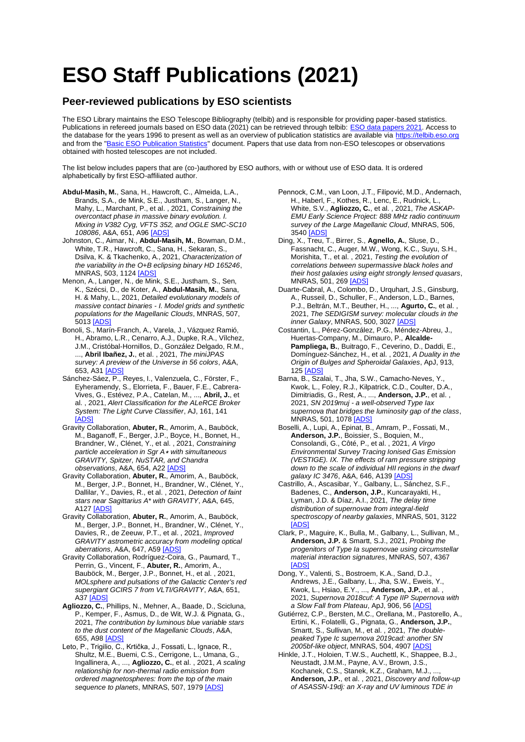# ESO Staff Publications (2021)

## Peer-reviewed publications by ESO scientists

The ESO Library maintains the ESO Telescope Bibliography (telbib) and is responsible for providing paper-based statistics. Publications in refereed journals based on ESO data (2021) can be retrieved through telbib: [ESO data papers 2021](). Access to the database for the years 1996 to present as well as an overview of publication statistics are available via [https://telbib.eso.org]() and from the "[Basic ESO Publication Statistics]()" document. Papers that use data from non-ESO telescopes or observations obtained with hosted telescopes are not included.

The list below includes papers that are (co-)authored by ESO authors, with or without use of ESO data. It is ordered alphabetically by first ESO-affiliated author.

**Abdul-Masih, M.**, Sana, H., Hawcroft, C., Almeida, L.A., Brands, S.A., de Mink, S.E., Justham, S., Langer, N., Mahy, L., Marchant, P., et al. , 2021, *Constraining the overcontact phase in massive binary evolution. I. Mixing in V382 Cyg, VFTS 352, and OGLE SMC-SC10 108086*, A&A, 651, A96 [ADS]

Johnston, C., Aimar, N., **Abdul-Masih, M.**, Bowman, D.M., White, T.R., Hawcroft, C., Sana, H., Sekaran, S., Dsilva, K. & Tkachenko, A., 2021, *Characterization of the variability in the O+B eclipsing binary HD 165246*, MNRAS, 503, 1124 [ADS]

Menon, A., Langer, N., de Mink, S.E., Justham, S., Sen, K., Szécsi, D., de Koter, A., **Abdul-Masih, M.**, Sana, H. & Mahy, L., 2021, *Detailed evolutionary models of massive contact binaries - I. Model grids and synthetic populations for the Magellanic Clouds*, MNRAS, 507, 5013 [ADS]

Bonoli, S., Marín-Franch, A., Varela, J., Vázquez Ramió, H., Abramo, L.R., Cenarro, A.J., Dupke, R.A., Vílchez, J.M., Cristóbal-Hornillos, D., González Delgado, R.M., ..., **Abril Ibañez, J.**, et al. , 2021, *The miniJPAS survey: A preview of the Universe in 56 colors*, A&A, 653, A31 [ADS]

Sánchez-Sáez, P., Reyes, I., Valenzuela, C., Förster, F., Eyheramendy, S., Elorrieta, F., Bauer, F.E., Cabrera-Vives, G., Estévez, P.A., Catelan, M., ..., **Abril, J.**, et al. , 2021, *Alert Classification for the ALeRCE Broker System: The Light Curve Classifier*, AJ, 161, 141 [ADS]

Gravity Collaboration, **Abuter, R.**, Amorim, A., Bauböck, M., Baganoff, F., Berger, J.P., Boyce, H., Bonnet, H., Brandner, W., Clénet, Y., et al. , 2021, *Constraining particle acceleration in Sgr A⋆ with simultaneous GRAVITY, Spitzer, NuSTAR, and Chandra observations*, A&A, 654, A22 [ADS]

Gravity Collaboration, **Abuter, R.**, Amorim, A., Bauböck, M., Berger, J.P., Bonnet, H., Brandner, W., Clénet, Y., Dallilar, Y., Davies, R., et al. , 2021, *Detection of faint stars near Sagittarius A\* with GRAVITY*, A&A, 645, A127 [ADS]

Gravity Collaboration, **Abuter, R.**, Amorim, A., Bauböck, M., Berger, J.P., Bonnet, H., Brandner, W., Clénet, Y., Davies, R., de Zeeuw, P.T., et al. , 2021, *Improved GRAVITY astrometric accuracy from modeling optical aberrations*, A&A, 647, A59 [ADS]

Gravity Collaboration, Rodríguez-Coira, G., Paumard, T., Perrin, G., Vincent, F., **Abuter, R.**, Amorim, A., Bauböck, M., Berger, J.P., Bonnet, H., et al. , 2021, *MOLsphere and pulsations of the Galactic Center's red supergiant GCIRS 7 from VLTI/GRAVITY*, A&A, 651, A37 [ADS]

**Agliozzo, C.**, Phillips, N., Mehner, A., Baade, D., Scicluna, P., Kemper, F., Asmus, D., de Wit, W.J. & Pignata, G., 2021, *The contribution by luminous blue variable stars to the dust content of the Magellanic Clouds*, A&A, 655, A98 [ADS]

Leto, P., Trigilio, C., Krtička, J., Fossati, L., Ignace, R., Shultz, M.E., Buemi, C.S., Cerrigone, L., Umana, G., Ingallinera, A., ..., **Agliozzo, C.**, et al. , 2021, *A scaling relationship for non-thermal radio emission from ordered magnetospheres: from the top of the main sequence to planets*, MNRAS, 507, 1979 [ADS]

Pennock, C.M., van Loon, J.T., Filipović, M.D., Andernach, H., Haberl, F., Kothes, R., Lenc, E., Rudnick, L., White, S.V., **Agliozzo, C.**, et al. , 2021, *The ASKAP-EMU Early Science Project: 888 MHz radio continuum survey of the Large Magellanic Cloud*, MNRAS, 506, 3540 [ADS]

Ding, X., Treu, T., Birrer, S., **Agnello, A.**, Sluse, D., Fassnacht, C., Auger, M.W., Wong, K.C., Suyu, S.H., Morishita, T., et al. , 2021, *Testing the evolution of correlations between supermassive black holes and their host galaxies using eight strongly lensed quasars*, MNRAS, 501, 269 [ADS]

Duarte-Cabral, A., Colombo, D., Urquhart, J.S., Ginsburg, A., Russeil, D., Schuller, F., Anderson, L.D., Barnes, P.J., Beltrán, M.T., Beuther, H., ..., **Agurto, C.**, et al. , 2021, *The SEDIGISM survey: molecular clouds in the inner Galaxy*, MNRAS, 500, 3027 [ADS]

Costantin, L., Pérez-González, P.G., Méndez-Abreu, J., Huertas-Company, M., Dimauro, P., **Alcalde-Pampliega, B.**, Buitrago, F., Ceverino, D., Daddi, E., Domínguez-Sánchez, H., et al. , 2021, *A Duality in the Origin of Bulges and Spheroidal Galaxies*, ApJ, 913, 125 [ADS]

Barna, B., Szalai, T., Jha, S.W., Camacho-Neves, Y., Kwok, L., Foley, R.J., Kilpatrick, C.D., Coulter, D.A., Dimitriadis, G., Rest, A., ..., **Anderson, J.P.**, et al. , 2021, *SN 2019muj - a well-observed Type Iax supernova that bridges the luminosity gap of the class*, MNRAS, 501, 1078 [ADS]

Boselli, A., Lupi, A., Epinat, B., Amram, P., Fossati, M., **Anderson, J.P.**, Boissier, S., Boquien, M., Consolandi, G., Côté, P., et al. , 2021, *A Virgo Environmental Survey Tracing Ionised Gas Emission (VESTIGE). IX. The effects of ram pressure stripping down to the scale of individual HII regions in the dwarf galaxy IC 3476*, A&A, 646, A139 [ADS]

Castrillo, A., Ascasibar, Y., Galbany, L., Sánchez, S.F., Badenes, C., **Anderson, J.P.**, Kuncarayakti, H., Lyman, J.D. & Díaz, A.I., 2021, *The delay time distribution of supernovae from integral-field spectroscopy of nearby galaxies*, MNRAS, 501, 3122 [ADS]

Clark, P., Maguire, K., Bulla, M., Galbany, L., Sullivan, M., **Anderson, J.P.** & Smartt, S.J., 2021, *Probing the progenitors of Type Ia supernovae using circumstellar material interaction signatures*, MNRAS, 507, 4367 [ADS]

Dong, Y., Valenti, S., Bostroem, K.A., Sand, D.J., Andrews, J.E., Galbany, L., Jha, S.W., Eweis, Y., Kwok, L., Hsiao, E.Y., ..., **Anderson, J.P.**, et al. , 2021, *Supernova 2018cuf: A Type IIP Supernova with a Slow Fall from Plateau*, ApJ, 906, 56 [ADS]

Gutiérrez, C.P., Bersten, M.C., Orellana, M., Pastorello, A., Ertini, K., Folatelli, G., Pignata, G., **Anderson, J.P.**, Smartt, S., Sullivan, M., et al. , 2021, *The double-peaked Type Ic supernova 2019cad: another SN 2005bf-like object*, MNRAS, 504, 4907 [ADS]

Hinkle, J.T., Holoien, T.W.S., Auchettl, K., Shappee, B.J., Neustadt, J.M.M., Payne, A.V., Brown, J.S., Kochanek, C.S., Stanek, K.Z., Graham, M.J., ..., **Anderson, J.P.**, et al. , 2021, *Discovery and follow-up of ASASSN-19dj: an X-ray and UV luminous TDE in*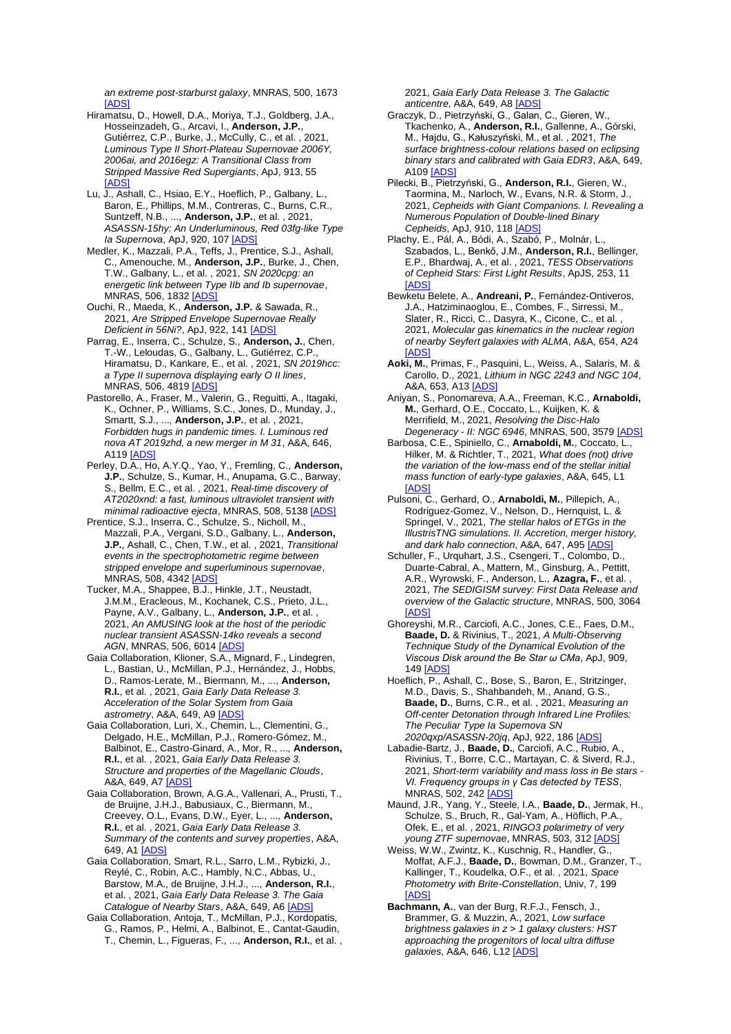*an extreme post-starburst galaxy*, MNRAS, 500, 1673 [ADS]

Hiramatsu, D., Howell, D.A., Moriya, T.J., Goldberg, J.A., Hosseinzadeh, G., Arcavi, I., **Anderson, J.P.**, Gutiérrez, C.P., Burke, J., McCully, C., et al. , 2021, *Luminous Type II Short-Plateau Supernovae 2006Y, 2006ai, and 2016egz: A Transitional Class from Stripped Massive Red Supergiants*, ApJ, 913, 55 [ADS]

Lu, J., Ashall, C., Hsiao, E.Y., Hoeflich, P., Galbany, L., Baron, E., Phillips, M.M., Contreras, C., Burns, C.R., Suntzeff, N.B., ..., **Anderson, J.P.**, et al. , 2021, *ASASSN-15hy: An Underluminous, Red 03fg-like Type Ia Supernova*, ApJ, 920, 107 [ADS]

Medler, K., Mazzali, P.A., Teffs, J., Prentice, S.J., Ashall, C., Amenouche, M., **Anderson, J.P.**, Burke, J., Chen, T.W., Galbany, L., et al. , 2021, *SN 2020cpg: an energetic link between Type IIb and Ib supernovae*, MNRAS, 506, 1832 [ADS]

Ouchi, R., Maeda, K., **Anderson, J.P.** & Sawada, R., 2021, *Are Stripped Envelope Supernovae Really Deficient in 56Ni?*, ApJ, 922, 141 [ADS]

Parrag, E., Inserra, C., Schulze, S., **Anderson, J.**, Chen, T.-W., Leloudas, G., Galbany, L., Gutiérrez, C.P., Hiramatsu, D., Kankare, E., et al. , 2021, *SN 2019hcc: a Type II supernova displaying early O II lines*, MNRAS, 506, 4819 [ADS]

Pastorello, A., Fraser, M., Valerin, G., Reguitti, A., Itagaki, K., Ochner, P., Williams, S.C., Jones, D., Munday, J., Smartt, S.J., ..., **Anderson, J.P.**, et al. , 2021, *Forbidden hugs in pandemic times. I. Luminous red nova AT 2019zhd, a new merger in M 31*, A&A, 646, A119 [ADS]

Perley, D.A., Ho, A.Y.Q., Yao, Y., Fremling, C., **Anderson, J.P.**, Schulze, S., Kumar, H., Anupama, G.C., Barway, S., Bellm, E.C., et al. , 2021, *Real-time discovery of AT2020xnd: a fast, luminous ultraviolet transient with minimal radioactive ejecta*, MNRAS, 508, 5138 [ADS]

Prentice, S.J., Inserra, C., Schulze, S., Nicholl, M., Mazzali, P.A., Vergani, S.D., Galbany, L., **Anderson, J.P.**, Ashall, C., Chen, T.W., et al. , 2021, *Transitional events in the spectrophotometric regime between stripped envelope and superluminous supernovae*, MNRAS, 508, 4342 [ADS]

Tucker, M.A., Shappee, B.J., Hinkle, J.T., Neustadt, J.M.M., Eracleous, M., Kochanek, C.S., Prieto, J.L., Payne, A.V., Galbany, L., **Anderson, J.P.**, et al. , 2021, *An AMUSING look at the host of the periodic nuclear transient ASASSN-14ko reveals a second AGN*, MNRAS, 506, 6014 [ADS]

Gaia Collaboration, Klioner, S.A., Mignard, F., Lindegren, L., Bastian, U., McMillan, P.J., Hernández, J., Hobbs, D., Ramos-Lerate, M., Biermann, M., ..., **Anderson, R.I.**, et al. , 2021, *Gaia Early Data Release 3. Acceleration of the Solar System from Gaia astrometry*, A&A, 649, A9 [ADS]

Gaia Collaboration, Luri, X., Chemin, L., Clementini, G., Delgado, H.E., McMillan, P.J., Romero-Gómez, M., Balbinot, E., Castro-Ginard, A., Mor, R., ..., **Anderson, R.I.**, et al. , 2021, *Gaia Early Data Release 3. Structure and properties of the Magellanic Clouds*, A&A, 649, A7 [ADS]

Gaia Collaboration, Brown, A.G.A., Vallenari, A., Prusti, T., de Bruijne, J.H.J., Babusiaux, C., Biermann, M., Creevey, O.L., Evans, D.W., Eyer, L., ..., **Anderson, R.I.**, et al. , 2021, *Gaia Early Data Release 3. Summary of the contents and survey properties*, A&A, 649, A1 [ADS]

Gaia Collaboration, Smart, R.L., Sarro, L.M., Rybizki, J., Reylé, C., Robin, A.C., Hambly, N.C., Abbas, U., Barstow, M.A., de Bruijne, J.H.J., ..., **Anderson, R.I.**, et al. , 2021, *Gaia Early Data Release 3. The Gaia Catalogue of Nearby Stars*, A&A, 649, A6 [ADS]

Gaia Collaboration, Antoja, T., McMillan, P.J., Kordopatis, G., Ramos, P., Helmi, A., Balbinot, E., Cantat-Gaudin, T., Chemin, L., Figueras, F., ..., **Anderson, R.I.**, et al. , 2021, *Gaia Early Data Release 3. The Galactic anticentre*, A&A, 649, A8 [ADS]

Graczyk, D., Pietrzyński, G., Galan, C., Gieren, W., Tkachenko, A., **Anderson, R.I.**, Gallenne, A., Górski, M., Hajdu, G., Kałuszyński, M., et al. , 2021, *The surface brightness-colour relations based on eclipsing binary stars and calibrated with Gaia EDR3*, A&A, 649, A109 [ADS]

Pilecki, B., Pietrzyński, G., **Anderson, R.I.**, Gieren, W., Taormina, M., Narloch, W., Evans, N.R. & Storm, J., 2021, *Cepheids with Giant Companions. I. Revealing a Numerous Population of Double-lined Binary Cepheids*, ApJ, 910, 118 [ADS]

Plachy, E., Pál, A., Bódi, A., Szabó, P., Molnár, L., Szabados, L., Benkő, J.M., **Anderson, R.I.**, Bellinger, E.P., Bhardwaj, A., et al. , 2021, *TESS Observations of Cepheid Stars: First Light Results*, ApJS, 253, 11 [ADS]

Bewketu Belete, A., **Andreani, P.**, Fernández-Ontiveros, J.A., Hatziminaoglou, E., Combes, F., Sirressi, M., Slater, R., Ricci, C., Dasyra, K., Cicone, C., et al. , 2021, *Molecular gas kinematics in the nuclear region of nearby Seyfert galaxies with ALMA*, A&A, 654, A24 [ADS]

**Aoki, M.**, Primas, F., Pasquini, L., Weiss, A., Salaris, M. & Carollo, D., 2021, *Lithium in NGC 2243 and NGC 104*, A&A, 653, A13 [ADS]

Aniyan, S., Ponomareva, A.A., Freeman, K.C., **Arnaboldi, M.**, Gerhard, O.E., Coccato, L., Kuijken, K. & Merrifield, M., 2021, *Resolving the Disc-Halo Degeneracy - II: NGC 6946*, MNRAS, 500, 3579 [ADS]

Barbosa, C.E., Spiniello, C., **Arnaboldi, M.**, Coccato, L., Hilker, M. & Richtler, T., 2021, *What does (not) drive the variation of the low-mass end of the stellar initial mass function of early-type galaxies*, A&A, 645, L1 [ADS]

Pulsoni, C., Gerhard, O., **Arnaboldi, M.**, Pillepich, A., Rodriguez-Gomez, V., Nelson, D., Hernquist, L. & Springel, V., 2021, *The stellar halos of ETGs in the IllustrisTNG simulations. II. Accretion, merger history, and dark halo connection*, A&A, 647, A95 [ADS]

Schuller, F., Urquhart, J.S., Csengeri, T., Colombo, D., Duarte-Cabral, A., Mattern, M., Ginsburg, A., Pettitt, A.R., Wyrowski, F., Anderson, L., **Azagra, F.**, et al. , 2021, *The SEDIGISM survey: First Data Release and overview of the Galactic structure*, MNRAS, 500, 3064 [ADS]

Ghoreyshi, M.R., Carciofi, A.C., Jones, C.E., Faes, D.M., **Baade, D.** & Rivinius, T., 2021, *A Multi-Observing Technique Study of the Dynamical Evolution of the Viscous Disk around the Be Star ω CMa*, ApJ, 909, 149 [ADS]

Hoeflich, P., Ashall, C., Bose, S., Baron, E., Stritzinger, M.D., Davis, S., Shahbandeh, M., Anand, G.S., **Baade, D.**, Burns, C.R., et al. , 2021, *Measuring an Off-center Detonation through Infrared Line Profiles: The Peculiar Type Ia Supernova SN 2020qxp/ASASSN-20jq*, ApJ, 922, 186 [ADS]

Labadie-Bartz, J., **Baade, D.**, Carciofi, A.C., Rubio, A., Rivinius, T., Borre, C.C., Martayan, C. & Siverd, R.J., 2021, *Short-term variability and mass loss in Be stars - VI. Frequency groups in γ Cas detected by TESS*, MNRAS, 502, 242 [ADS]

Maund, J.R., Yang, Y., Steele, I.A., **Baade, D.**, Jermak, H., Schulze, S., Bruch, R., Gal-Yam, A., Höflich, P.A., Ofek, E., et al. , 2021, *RINGO3 polarimetry of very young ZTF supernovae*, MNRAS, 503, 312 [ADS]

Weiss, W.W., Zwintz, K., Kuschnig, R., Handler, G., Moffat, A.F.J., **Baade, D.**, Bowman, D.M., Granzer, T., Kallinger, T., Koudelka, O.F., et al. , 2021, *Space Photometry with Brite-Constellation*, Univ, 7, 199 [ADS]

**Bachmann, A.**, van der Burg, R.F.J., Fensch, J., Brammer, G. & Muzzin, A., 2021, *Low surface brightness galaxies in z > 1 galaxy clusters: HST approaching the progenitors of local ultra diffuse galaxies*, A&A, 646, L12 [ADS]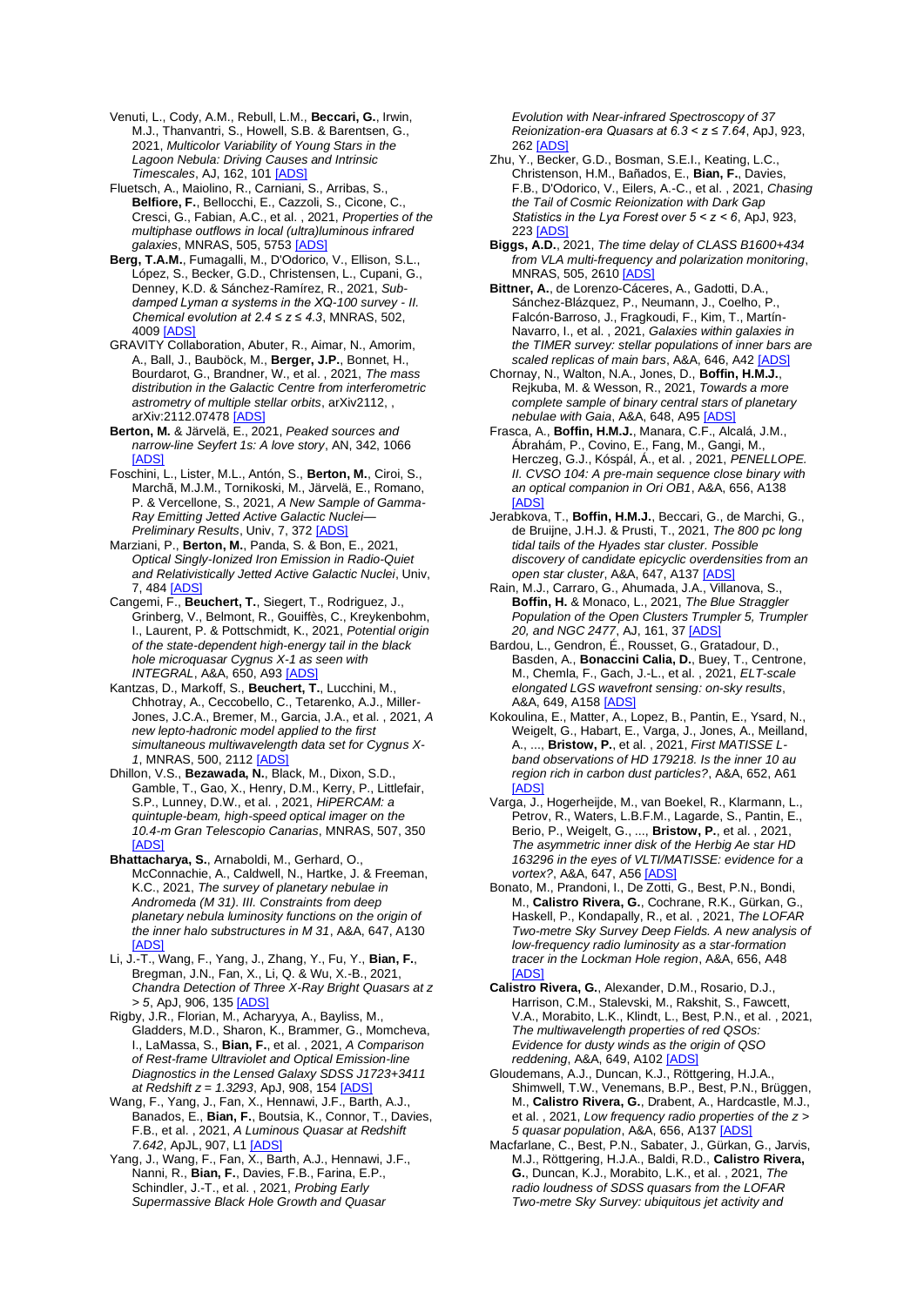Venuti, L., Cody, A.M., Rebull, L.M., **Beccari, G.**, Irwin, M.J., Thanvantri, S., Howell, S.B. & Barentsen, G., 2021, *Multicolor Variability of Young Stars in the Lagoon Nebula: Driving Causes and Intrinsic Timescales*, AJ, 162, 101 [ADS]

Fluetsch, A., Maiolino, R., Carniani, S., Arribas, S., **Belfiore, F.**, Bellocchi, E., Cazzoli, S., Cicone, C., Cresci, G., Fabian, A.C., et al. , 2021, *Properties of the multiphase outflows in local (ultra)luminous infrared galaxies*, MNRAS, 505, 5753 [ADS]

**Berg, T.A.M.**, Fumagalli, M., D'Odorico, V., Ellison, S.L., López, S., Becker, G.D., Christensen, L., Cupani, G., Denney, K.D. & Sánchez-Ramírez, R., 2021, *Sub-damped Lyman α systems in the XQ-100 survey - II. Chemical evolution at 2.4 ≤ z ≤ 4.3*, MNRAS, 502, 4009 [ADS]

GRAVITY Collaboration, Abuter, R., Aimar, N., Amorim, A., Ball, J., Bauböck, M., **Berger, J.P.**, Bonnet, H., Bourdarot, G., Brandner, W., et al. , 2021, *The mass distribution in the Galactic Centre from interferometric astrometry of multiple stellar orbits*, arXiv2112, , arXiv:2112.07478 [ADS]

**Berton, M.** & Järvelä, E., 2021, *Peaked sources and narrow-line Seyfert 1s: A love story*, AN, 342, 1066 [ADS]

Foschini, L., Lister, M.L., Antón, S., **Berton, M.**, Ciroi, S., Marchã, M.J.M., Tornikoski, M., Järvelä, E., Romano, P. & Vercellone, S., 2021, *A New Sample of Gamma-Ray Emitting Jetted Active Galactic Nuclei—Preliminary Results*, Univ, 7, 372 [ADS]

Marziani, P., **Berton, M.**, Panda, S. & Bon, E., 2021, *Optical Singly-Ionized Iron Emission in Radio-Quiet and Relativistically Jetted Active Galactic Nuclei*, Univ, 7, 484 [ADS]

Cangemi, F., **Beuchert, T.**, Siegert, T., Rodriguez, J., Grinberg, V., Belmont, R., Gouiffès, C., Kreykenbohm, I., Laurent, P. & Pottschmidt, K., 2021, *Potential origin of the state-dependent high-energy tail in the black hole microquasar Cygnus X-1 as seen with INTEGRAL*, A&A, 650, A93 [ADS]

Kantzas, D., Markoff, S., **Beuchert, T.**, Lucchini, M., Chhotray, A., Ceccobello, C., Tetarenko, A.J., Miller-Jones, J.C.A., Bremer, M., Garcia, J.A., et al. , 2021, *A new lepto-hadronic model applied to the first simultaneous multiwavelength data set for Cygnus X-1*, MNRAS, 500, 2112 [ADS]

Dhillon, V.S., **Bezawada, N.**, Black, M., Dixon, S.D., Gamble, T., Gao, X., Henry, D.M., Kerry, P., Littlefair, S.P., Lunney, D.W., et al. , 2021, *HiPERCAM: a quintuple-beam, high-speed optical imager on the 10.4-m Gran Telescopio Canarias*, MNRAS, 507, 350 [ADS]

**Bhattacharya, S.**, Arnaboldi, M., Gerhard, O., McConnachie, A., Caldwell, N., Hartke, J. & Freeman, K.C., 2021, *The survey of planetary nebulae in Andromeda (M 31). III. Constraints from deep planetary nebula luminosity functions on the origin of the inner halo substructures in M 31*, A&A, 647, A130 [ADS]

Li, J.-T., Wang, F., Yang, J., Zhang, Y., Fu, Y., **Bian, F.**, Bregman, J.N., Fan, X., Li, Q. & Wu, X.-B., 2021, *Chandra Detection of Three X-Ray Bright Quasars at z > 5*, ApJ, 906, 135 [ADS]

Rigby, J.R., Florian, M., Acharyya, A., Bayliss, M., Gladders, M.D., Sharon, K., Brammer, G., Momcheva, I., LaMassa, S., **Bian, F.**, et al. , 2021, *A Comparison of Rest-frame Ultraviolet and Optical Emission-line Diagnostics in the Lensed Galaxy SDSS J1723+3411 at Redshift z = 1.3293*, ApJ, 908, 154 [ADS]

Wang, F., Yang, J., Fan, X., Hennawi, J.F., Barth, A.J., Banados, E., **Bian, F.**, Boutsia, K., Connor, T., Davies, F.B., et al. , 2021, *A Luminous Quasar at Redshift 7.642*, ApJL, 907, L1 [ADS]

Yang, J., Wang, F., Fan, X., Barth, A.J., Hennawi, J.F., Nanni, R., **Bian, F.**, Davies, F.B., Farina, E.P., Schindler, J.-T., et al. , 2021, *Probing Early Supermassive Black Hole Growth and Quasar Evolution with Near-infrared Spectroscopy of 37 Reionization-era Quasars at 6.3 < z ≤ 7.64*, ApJ, 923, 262 [ADS]

Zhu, Y., Becker, G.D., Bosman, S.E.I., Keating, L.C., Christenson, H.M., Bañados, E., **Bian, F.**, Davies, F.B., D'Odorico, V., Eilers, A.-C., et al. , 2021, *Chasing the Tail of Cosmic Reionization with Dark Gap Statistics in the Lyα Forest over 5 < z < 6*, ApJ, 923, 223 [ADS]

**Biggs, A.D.**, 2021, *The time delay of CLASS B1600+434 from VLA multi-frequency and polarization monitoring*, MNRAS, 505, 2610 [ADS]

**Bittner, A.**, de Lorenzo-Cáceres, A., Gadotti, D.A., Sánchez-Blázquez, P., Neumann, J., Coelho, P., Falcón-Barroso, J., Fragkoudi, F., Kim, T., Martín-Navarro, I., et al. , 2021, *Galaxies within galaxies in the TIMER survey: stellar populations of inner bars are scaled replicas of main bars*, A&A, 646, A42 [ADS]

Chornay, N., Walton, N.A., Jones, D., **Boffin, H.M.J.**, Rejkuba, M. & Wesson, R., 2021, *Towards a more complete sample of binary central stars of planetary nebulae with Gaia*, A&A, 648, A95 [ADS]

Frasca, A., **Boffin, H.M.J.**, Manara, C.F., Alcalá, J.M., Ábrahám, P., Covino, E., Fang, M., Gangi, M., Herczeg, G.J., Kóspál, Á., et al. , 2021, *PENELLOPE. II. CVSO 104: A pre-main sequence close binary with an optical companion in Ori OB1*, A&A, 656, A138 [ADS]

Jerabkova, T., **Boffin, H.M.J.**, Beccari, G., de Marchi, G., de Bruijne, J.H.J. & Prusti, T., 2021, *The 800 pc long tidal tails of the Hyades star cluster. Possible discovery of candidate epicyclic overdensities from an open star cluster*, A&A, 647, A137 [ADS]

Rain, M.J., Carraro, G., Ahumada, J.A., Villanova, S., **Boffin, H.** & Monaco, L., 2021, *The Blue Straggler Population of the Open Clusters Trumpler 5, Trumpler 20, and NGC 2477*, AJ, 161, 37 [ADS]

Bardou, L., Gendron, É., Rousset, G., Gratadour, D., Basden, A., **Bonaccini Calia, D.**, Buey, T., Centrone, M., Chemla, F., Gach, J.-L., et al. , 2021, *ELT-scale elongated LGS wavefront sensing: on-sky results*, A&A, 649, A158 [ADS]

Kokoulina, E., Matter, A., Lopez, B., Pantin, E., Ysard, N., Weigelt, G., Habart, E., Varga, J., Jones, A., Meilland, A., ..., **Bristow, P.**, et al. , 2021, *First MATISSE L-band observations of HD 179218. Is the inner 10 au region rich in carbon dust particles?*, A&A, 652, A61 [ADS]

Varga, J., Hogerheijde, M., van Boekel, R., Klarmann, L., Petrov, R., Waters, L.B.F.M., Lagarde, S., Pantin, E., Berio, P., Weigelt, G., ..., **Bristow, P.**, et al. , 2021, *The asymmetric inner disk of the Herbig Ae star HD 163296 in the eyes of VLTI/MATISSE: evidence for a vortex?*, A&A, 647, A56 [ADS]

Bonato, M., Prandoni, I., De Zotti, G., Best, P.N., Bondi, M., **Calistro Rivera, G.**, Cochrane, R.K., Gürkan, G., Haskell, P., Kondapally, R., et al. , 2021, *The LOFAR Two-metre Sky Survey Deep Fields. A new analysis of low-frequency radio luminosity as a star-formation tracer in the Lockman Hole region*, A&A, 656, A48 [ADS]

**Calistro Rivera, G.**, Alexander, D.M., Rosario, D.J., Harrison, C.M., Stalevski, M., Rakshit, S., Fawcett, V.A., Morabito, L.K., Klindt, L., Best, P.N., et al. , 2021, *The multiwavelength properties of red QSOs: Evidence for dusty winds as the origin of QSO reddening*, A&A, 649, A102 [ADS]

Gloudemans, A.J., Duncan, K.J., Röttgering, H.J.A., Shimwell, T.W., Venemans, B.P., Best, P.N., Brüggen, M., **Calistro Rivera, G.**, Drabent, A., Hardcastle, M.J., et al. , 2021, *Low frequency radio properties of the z > 5 quasar population*, A&A, 656, A137 [ADS]

Macfarlane, C., Best, P.N., Sabater, J., Gürkan, G., Jarvis, M.J., Röttgering, H.J.A., Baldi, R.D., **Calistro Rivera, G.**, Duncan, K.J., Morabito, L.K., et al. , 2021, *The radio loudness of SDSS quasars from the LOFAR Two-metre Sky Survey: ubiquitous jet activity and*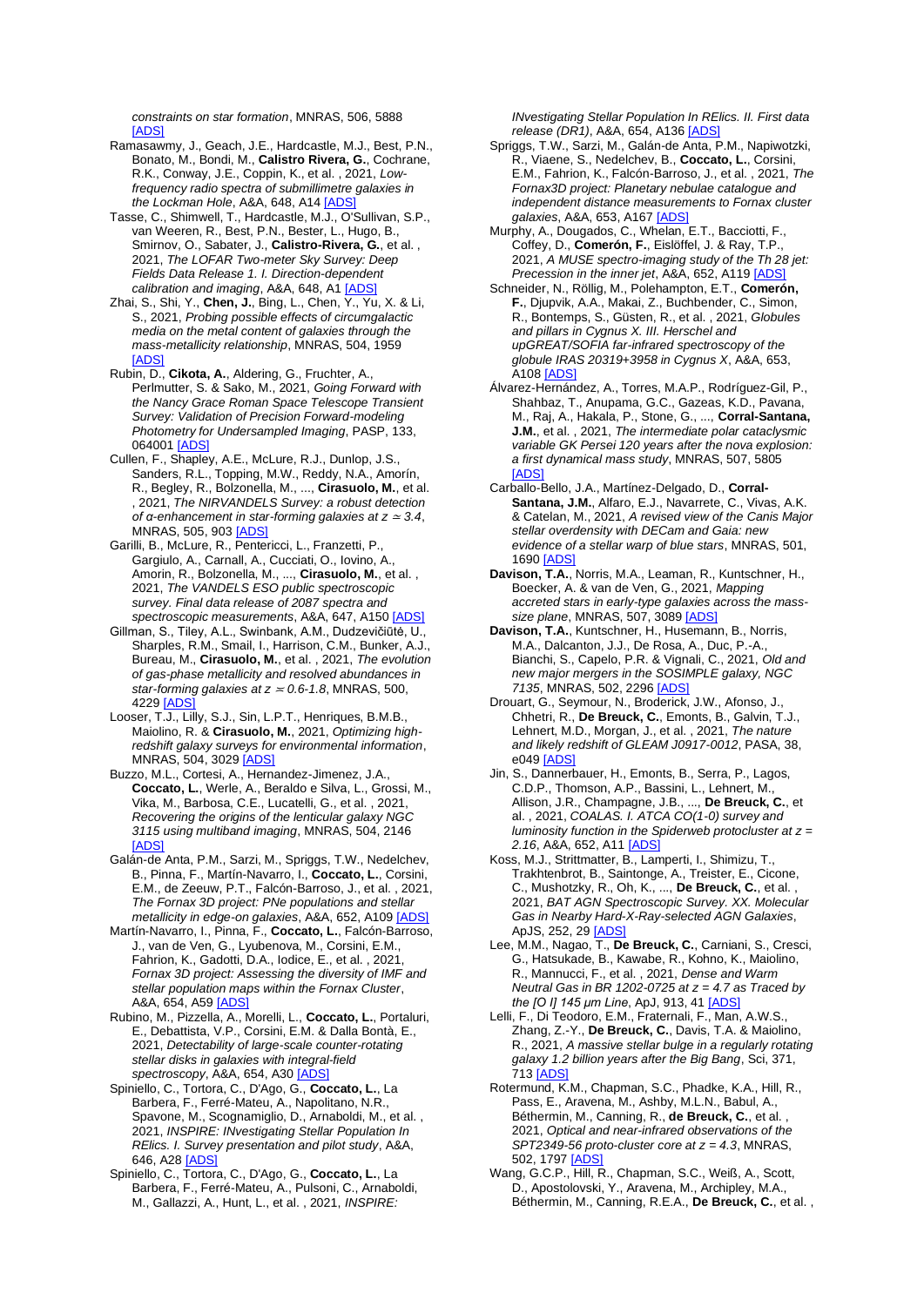*constraints on star formation*, MNRAS, 506, 5888 [ADS]

Ramasawmy, J., Geach, J.E., Hardcastle, M.J., Best, P.N., Bonato, M., Bondi, M., **Calistro Rivera, G.**, Cochrane, R.K., Conway, J.E., Coppin, K., et al. , 2021, *Low-frequency radio spectra of submillimetre galaxies in the Lockman Hole*, A&A, 648, A14 [ADS]

Tasse, C., Shimwell, T., Hardcastle, M.J., O'Sullivan, S.P., van Weeren, R., Best, P.N., Bester, L., Hugo, B., Smirnov, O., Sabater, J., **Calistro-Rivera, G.**, et al. , 2021, *The LOFAR Two-meter Sky Survey: Deep Fields Data Release 1. I. Direction-dependent calibration and imaging*, A&A, 648, A1 [ADS]

Zhai, S., Shi, Y., **Chen, J.**, Bing, L., Chen, Y., Yu, X. & Li, S., 2021, *Probing possible effects of circumgalactic media on the metal content of galaxies through the mass-metallicity relationship*, MNRAS, 504, 1959 [ADS]

Rubin, D., **Cikota, A.**, Aldering, G., Fruchter, A., Perlmutter, S. & Sako, M., 2021, *Going Forward with the Nancy Grace Roman Space Telescope Transient Survey: Validation of Precision Forward-modeling Photometry for Undersampled Imaging*, PASP, 133, 064001 [ADS]

Cullen, F., Shapley, A.E., McLure, R.J., Dunlop, J.S., Sanders, R.L., Topping, M.W., Reddy, N.A., Amorín, R., Begley, R., Bolzonella, M., ..., **Cirasuolo, M.**, et al. , 2021, *The NIRVANDELS Survey: a robust detection of α-enhancement in star-forming galaxies at z ≃ 3.4*, MNRAS, 505, 903 [ADS]

Garilli, B., McLure, R., Pentericci, L., Franzetti, P., Gargiulo, A., Carnall, A., Cucciati, O., Iovino, A., Amorin, R., Bolzonella, M., ..., **Cirasuolo, M.**, et al. , 2021, *The VANDELS ESO public spectroscopic survey. Final data release of 2087 spectra and spectroscopic measurements*, A&A, 647, A150 [ADS]

Gillman, S., Tiley, A.L., Swinbank, A.M., Dudzevičiūtė, U., Sharples, R.M., Smail, I., Harrison, C.M., Bunker, A.J., Bureau, M., **Cirasuolo, M.**, et al. , 2021, *The evolution of gas-phase metallicity and resolved abundances in star-forming galaxies at z = 0.6-1.8*, MNRAS, 500, 4229 [ADS]

Looser, T.J., Lilly, S.J., Sin, L.P.T., Henriques, B.M.B., Maiolino, R. & **Cirasuolo, M.**, 2021, *Optimizing high-redshift galaxy surveys for environmental information*, MNRAS, 504, 3029 [ADS]

Buzzo, M.L., Cortesi, A., Hernandez-Jimenez, J.A., **Coccato, L.**, Werle, A., Beraldo e Silva, L., Grossi, M., Vika, M., Barbosa, C.E., Lucatelli, G., et al. , 2021, *Recovering the origins of the lenticular galaxy NGC 3115 using multiband imaging*, MNRAS, 504, 2146 [ADS]

Galán-de Anta, P.M., Sarzi, M., Spriggs, T.W., Nedelchev, B., Pinna, F., Martín-Navarro, I., **Coccato, L.**, Corsini, E.M., de Zeeuw, P.T., Falcón-Barroso, J., et al. , 2021, *The Fornax 3D project: PNe populations and stellar metallicity in edge-on galaxies*, A&A, 652, A109 [ADS]

Martín-Navarro, I., Pinna, F., **Coccato, L.**, Falcón-Barroso, J., van de Ven, G., Lyubenova, M., Corsini, E.M., Fahrion, K., Gadotti, D.A., Iodice, E., et al. , 2021, *Fornax 3D project: Assessing the diversity of IMF and stellar population maps within the Fornax Cluster*, A&A, 654, A59 [ADS]

Rubino, M., Pizzella, A., Morelli, L., **Coccato, L.**, Portaluri, E., Debattista, V.P., Corsini, E.M. & Dalla Bontà, E., 2021, *Detectability of large-scale counter-rotating stellar disks in galaxies with integral-field spectroscopy*, A&A, 654, A30 [ADS]

Spiniello, C., Tortora, C., D'Ago, G., **Coccato, L.**, La Barbera, F., Ferré-Mateu, A., Napolitano, N.R., Spavone, M., Scognamiglio, D., Arnaboldi, M., et al. , 2021, *INSPIRE: INvestigating Stellar Population In RElics. I. Survey presentation and pilot study*, A&A, 646, A28 [ADS]

Spiniello, C., Tortora, C., D'Ago, G., **Coccato, L.**, La Barbera, F., Ferré-Mateu, A., Pulsoni, C., Arnaboldi, M., Gallazzi, A., Hunt, L., et al. , 2021, *INSPIRE: INvestigating Stellar Population In RElics. II. First data release (DR1)*, A&A, 654, A136 [ADS]

Spriggs, T.W., Sarzi, M., Galán-de Anta, P.M., Napiwotzki, R., Viaene, S., Nedelchev, B., **Coccato, L.**, Corsini, E.M., Fahrion, K., Falcón-Barroso, J., et al. , 2021, *The Fornax3D project: Planetary nebulae catalogue and independent distance measurements to Fornax cluster galaxies*, A&A, 653, A167 [ADS]

Murphy, A., Dougados, C., Whelan, E.T., Bacciotti, F., Coffey, D., **Comerón, F.**, Eislöffel, J. & Ray, T.P., 2021, *A MUSE spectro-imaging study of the Th 28 jet: Precession in the inner jet*, A&A, 652, A119 [ADS]

Schneider, N., Röllig, M., Polehampton, E.T., **Comerón, F.**, Djupvik, A.A., Makai, Z., Buchbender, C., Simon, R., Bontemps, S., Güsten, R., et al. , 2021, *Globules and pillars in Cygnus X. III. Herschel and upGREAT/SOFIA far-infrared spectroscopy of the globule IRAS 20319+3958 in Cygnus X*, A&A, 653, A108 [ADS]

Álvarez-Hernández, A., Torres, M.A.P., Rodríguez-Gil, P., Shahbaz, T., Anupama, G.C., Gazeas, K.D., Pavana, M., Raj, A., Hakala, P., Stone, G., ..., **Corral-Santana, J.M.**, et al. , 2021, *The intermediate polar cataclysmic variable GK Persei 120 years after the nova explosion: a first dynamical mass study*, MNRAS, 507, 5805 [ADS]

Carballo-Bello, J.A., Martínez-Delgado, D., **Corral-Santana, J.M.**, Alfaro, E.J., Navarrete, C., Vivas, A.K. & Catelan, M., 2021, *A revised view of the Canis Major stellar overdensity with DECam and Gaia: new evidence of a stellar warp of blue stars*, MNRAS, 501, 1690 [ADS]

**Davison, T.A.**, Norris, M.A., Leaman, R., Kuntschner, H., Boecker, A. & van de Ven, G., 2021, *Mapping accreted stars in early-type galaxies across the mass-size plane*, MNRAS, 507, 3089 [ADS]

**Davison, T.A.**, Kuntschner, H., Husemann, B., Norris, M.A., Dalcanton, J.J., De Rosa, A., Duc, P.-A., Bianchi, S., Capelo, P.R. & Vignali, C., 2021, *Old and new major mergers in the SOSIMPLE galaxy, NGC 7135*, MNRAS, 502, 2296 [ADS]

Drouart, G., Seymour, N., Broderick, J.W., Afonso, J., Chhetri, R., **De Breuck, C.**, Emonts, B., Galvin, T.J., Lehnert, M.D., Morgan, J., et al. , 2021, *The nature and likely redshift of GLEAM J0917-0012*, PASA, 38, e049 [ADS]

Jin, S., Dannerbauer, H., Emonts, B., Serra, P., Lagos, C.D.P., Thomson, A.P., Bassini, L., Lehnert, M., Allison, J.R., Champagne, J.B., ..., **De Breuck, C.**, et al. , 2021, *COALAS. I. ATCA CO(1-0) survey and luminosity function in the Spiderweb protocluster at z = 2.16*, A&A, 652, A11 [ADS]

Koss, M.J., Strittmatter, B., Lamperti, I., Shimizu, T., Trakhtenbrot, B., Saintonge, A., Treister, E., Cicone, C., Mushotzky, R., Oh, K., ..., **De Breuck, C.**, et al. , 2021, *BAT AGN Spectroscopic Survey. XX. Molecular Gas in Nearby Hard-X-Ray-selected AGN Galaxies*, ApJS, 252, 29 [ADS]

Lee, M.M., Nagao, T., **De Breuck, C.**, Carniani, S., Cresci, G., Hatsukade, B., Kawabe, R., Kohno, K., Maiolino, R., Mannucci, F., et al. , 2021, *Dense and Warm Neutral Gas in BR 1202-0725 at z = 4.7 as Traced by the [O I] 145 μm Line*, ApJ, 913, 41 [ADS]

Lelli, F., Di Teodoro, E.M., Fraternali, F., Man, A.W.S., Zhang, Z.-Y., **De Breuck, C.**, Davis, T.A. & Maiolino, R., 2021, *A massive stellar bulge in a regularly rotating galaxy 1.2 billion years after the Big Bang*, Sci, 371, 713 [ADS]

Rotermund, K.M., Chapman, S.C., Phadke, K.A., Hill, R., Pass, E., Aravena, M., Ashby, M.L.N., Babul, A., Béthermin, M., Canning, R., **de Breuck, C.**, et al. , 2021, *Optical and near-infrared observations of the SPT2349-56 proto-cluster core at z = 4.3*, MNRAS, 502, 1797 [ADS]

Wang, G.C.P., Hill, R., Chapman, S.C., Weiß, A., Scott, D., Apostolovski, Y., Aravena, M., Archipley, M.A., Béthermin, M., Canning, R.E.A., **De Breuck, C.**, et al. ,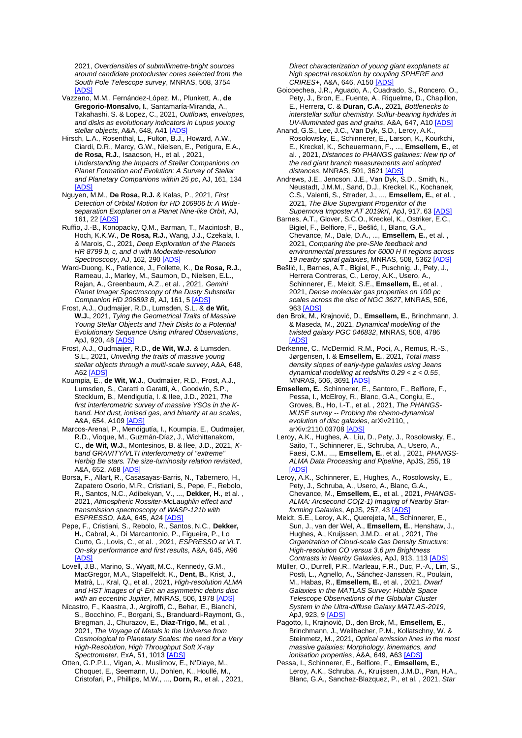2021, *Overdensities of submillimetre-bright sources around candidate protocluster cores selected from the South Pole Telescope survey*, MNRAS, 508, 3754 [ADS]

Vazzano, M.M., Fernández-López, M., Plunkett, A., **de Gregorio-Monsalvo, I.**, Santamaría-Miranda, A., Takahashi, S. & Lopez, C., 2021, *Outflows, envelopes, and disks as evolutionary indicators in Lupus young stellar objects*, A&A, 648, A41 [ADS]

Hirsch, L.A., Rosenthal, L., Fulton, B.J., Howard, A.W., Ciardi, D.R., Marcy, G.W., Nielsen, E., Petigura, E.A., **de Rosa, R.J.**, Isaacson, H., et al. , 2021, *Understanding the Impacts of Stellar Companions on Planet Formation and Evolution: A Survey of Stellar and Planetary Companions within 25 pc*, AJ, 161, 134 [ADS]

Nguyen, M.M., **De Rosa, R.J.** & Kalas, P., 2021, *First Detection of Orbital Motion for HD 106906 b: A Wide-separation Exoplanet on a Planet Nine-like Orbit*, AJ, 161, 22 [ADS]

Ruffio, J.-B., Konopacky, Q.M., Barman, T., Macintosh, B., Hoch, K.K.W., **De Rosa, R.J.**, Wang, J.J., Czekala, I. & Marois, C., 2021, *Deep Exploration of the Planets HR 8799 b, c, and d with Moderate-resolution Spectroscopy*, AJ, 162, 290 [ADS]

Ward-Duong, K., Patience, J., Follette, K., **De Rosa, R.J.**, Rameau, J., Marley, M., Saumon, D., Nielsen, E.L., Rajan, A., Greenbaum, A.Z., et al. , 2021, *Gemini Planet Imager Spectroscopy of the Dusty Substellar Companion HD 206893 B*, AJ, 161, 5 [ADS]

Frost, A.J., Oudmaijer, R.D., Lumsden, S.L. & **de Wit, W.J.**, 2021, *Tying the Geometrical Traits of Massive Young Stellar Objects and Their Disks to a Potential Evolutionary Sequence Using Infrared Observations*, ApJ, 920, 48 [ADS]

Frost, A.J., Oudmaijer, R.D., **de Wit, W.J.** & Lumsden, S.L., 2021, *Unveiling the traits of massive young stellar objects through a multi-scale survey*, A&A, 648, A62 [ADS]

Koumpia, E., **de Wit, W.J.**, Oudmaijer, R.D., Frost, A.J., Lumsden, S., Caratti o Garatti, A., Goodwin, S.P., Stecklum, B., Mendigutía, I. & Ilee, J.D., 2021, *The first interferometric survey of massive YSOs in the K-band. Hot dust, ionised gas, and binarity at au scales*, A&A, 654, A109 [ADS]

Marcos-Arenal, P., Mendigutía, I., Koumpia, E., Oudmaijer, R.D., Vioque, M., Guzmán-Díaz, J., Wichittanakom, C., **de Wit, W.J.**, Montesinos, B. & Ilee, J.D., 2021, *K-band GRAVITY/VLTI interferometry of "extreme" Herbig Be stars. The size-luminosity relation revisited*, A&A, 652, A68 [ADS]

Borsa, F., Allart, R., Casasayas-Barris, N., Tabernero, H., Zapatero Osorio, M.R., Cristiani, S., Pepe, F., Rebolo, R., Santos, N.C., Adibekyan, V., ..., **Dekker, H.**, et al. , 2021, *Atmospheric Rossiter-McLaughlin effect and transmission spectroscopy of WASP-121b with ESPRESSO*, A&A, 645, A24 [ADS]

Pepe, F., Cristiani, S., Rebolo, R., Santos, N.C., **Dekker, H.**, Cabral, A., Di Marcantonio, P., Figueira, P., Lo Curto, G., Lovis, C., et al. , 2021, *ESPRESSO at VLT. On-sky performance and first results*, A&A, 645, A96 [ADS]

Lovell, J.B., Marino, S., Wyatt, M.C., Kennedy, G.M., MacGregor, M.A., Stapelfeldt, K., **Dent, B.**, Krist, J., Matrà, L., Kral, Q., et al. , 2021, *High-resolution ALMA and HST images of q¹ Eri: an asymmetric debris disc with an eccentric Jupiter*, MNRAS, 506, 1978 [ADS]

Nicastro, F., Kaastra, J., Argiroffi, C., Behar, E., Bianchi, S., Bocchino, F., Borgani, S., Branduardi-Raymont, G., Bregman, J., Churazov, E., **Diaz-Trigo, M.**, et al. , 2021, *The Voyage of Metals in the Universe from Cosmological to Planetary Scales: the need for a Very High-Resolution, High Throughput Soft X-ray Spectrometer*, ExA, 51, 1013 [ADS]

Otten, G.P.P.L., Vigan, A., Muslimov, E., N'Diaye, M., Choquet, E., Seemann, U., Dohlen, K., Houllé, M., Cristofari, P., Phillips, M.W., ..., **Dorn, R.**, et al. , 2021, *Direct characterization of young giant exoplanets at high spectral resolution by coupling SPHERE and CRIRES+*, A&A, 646, A150 [ADS]

Goicoechea, J.R., Aguado, A., Cuadrado, S., Roncero, O., Pety, J., Bron, E., Fuente, A., Riquelme, D., Chapillon, E., Herrera, C. & **Duran, C.A.**, 2021, *Bottlenecks to interstellar sulfur chemistry. Sulfur-bearing hydrides in UV-illuminated gas and grains*, A&A, 647, A10 [ADS]

Anand, G.S., Lee, J.C., Van Dyk, S.D., Leroy, A.K., Rosolowsky, E., Schinnerer, E., Larson, K., Kourkchi, E., Kreckel, K., Scheuermann, F., ..., **Emsellem, E.**, et al. , 2021, *Distances to PHANGS galaxies: New tip of the red giant branch measurements and adopted distances*, MNRAS, 501, 3621 [ADS]

Andrews, J.E., Jencson, J.E., Van Dyk, S.D., Smith, N., Neustadt, J.M.M., Sand, D.J., Kreckel, K., Kochanek, C.S., Valenti, S., Strader, J., ..., **Emsellem, E.**, et al. , 2021, *The Blue Supergiant Progenitor of the Supernova Imposter AT 2019krl*, ApJ, 917, 63 [ADS]

Barnes, A.T., Glover, S.C.O., Kreckel, K., Ostriker, E.C., Bigiel, F., Belfiore, F., Bešlić, I., Blanc, G.A., Chevance, M., Dale, D.A., ..., **Emsellem, E.**, et al. , 2021, *Comparing the pre-SNe feedback and environmental pressures for 6000 H II regions across 19 nearby spiral galaxies*, MNRAS, 508, 5362 [ADS]

Bešlić, I., Barnes, A.T., Bigiel, F., Puschnig, J., Pety, J., Herrera Contreras, C., Leroy, A.K., Usero, A., Schinnerer, E., Meidt, S.E., **Emsellem, E.**, et al. , 2021, *Dense molecular gas properties on 100 pc scales across the disc of NGC 3627*, MNRAS, 506, 963 [ADS]

den Brok, M., Krajnović, D., **Emsellem, E.**, Brinchmann, J. & Maseda, M., 2021, *Dynamical modelling of the twisted galaxy PGC 046832*, MNRAS, 508, 4786 [ADS]

Derkenne, C., McDermid, R.M., Poci, A., Remus, R.-S., Jørgensen, I. & **Emsellem, E.**, 2021, *Total mass density slopes of early-type galaxies using Jeans dynamical modelling at redshifts 0.29 < z < 0.55*, MNRAS, 506, 3691 [ADS]

**Emsellem, E.**, Schinnerer, E., Santoro, F., Belfiore, F., Pessa, I., McElroy, R., Blanc, G.A., Congiu, E., Groves, B., Ho, I.-T., et al. , 2021, *The PHANGS-MUSE survey -- Probing the chemo-dynamical evolution of disc galaxies*, arXiv2110, , arXiv:2110.03708 [ADS]

Leroy, A.K., Hughes, A., Liu, D., Pety, J., Rosolowsky, E., Saito, T., Schinnerer, E., Schruba, A., Usero, A., Faesi, C.M., ..., **Emsellem, E.**, et al. , 2021, *PHANGS-ALMA Data Processing and Pipeline*, ApJS, 255, 19 [ADS]

Leroy, A.K., Schinnerer, E., Hughes, A., Rosolowsky, E., Pety, J., Schruba, A., Usero, A., Blanc, G.A., Chevance, M., **Emsellem, E.**, et al. , 2021, *PHANGS-ALMA: Arcsecond CO(2-1) Imaging of Nearby Star-forming Galaxies*, ApJS, 257, 43 [ADS]

Meidt, S.E., Leroy, A.K., Querejeta, M., Schinnerer, E., Sun, J., van der Wel, A., **Emsellem, E.**, Henshaw, J., Hughes, A., Kruijssen, J.M.D., et al. , 2021, *The Organization of Cloud-scale Gas Density Structure: High-resolution CO versus 3.6 μm Brightness Contrasts in Nearby Galaxies*, ApJ, 913, 113 [ADS]

Müller, O., Durrell, P.R., Marleau, F.R., Duc, P.-A., Lim, S., Posti, L., Agnello, A., Sánchez-Janssen, R., Poulain, M., Habas, R., **Emsellem, E.**, et al. , 2021, *Dwarf Galaxies in the MATLAS Survey: Hubble Space Telescope Observations of the Globular Cluster System in the Ultra-diffuse Galaxy MATLAS-2019*, ApJ, 923, 9 [ADS]

Pagotto, I., Krajnović, D., den Brok, M., **Emsellem, E.**, Brinchmann, J., Weilbacher, P.M., Kollatschny, W. & Steinmetz, M., 2021, *Optical emission lines in the most massive galaxies: Morphology, kinematics, and ionisation properties*, A&A, 649, A63 [ADS]

Pessa, I., Schinnerer, E., Belfiore, F., **Emsellem, E.**, Leroy, A.K., Schruba, A., Kruijssen, J.M.D., Pan, H.A., Blanc, G.A., Sanchez-Blazquez, P., et al. , 2021, *Star*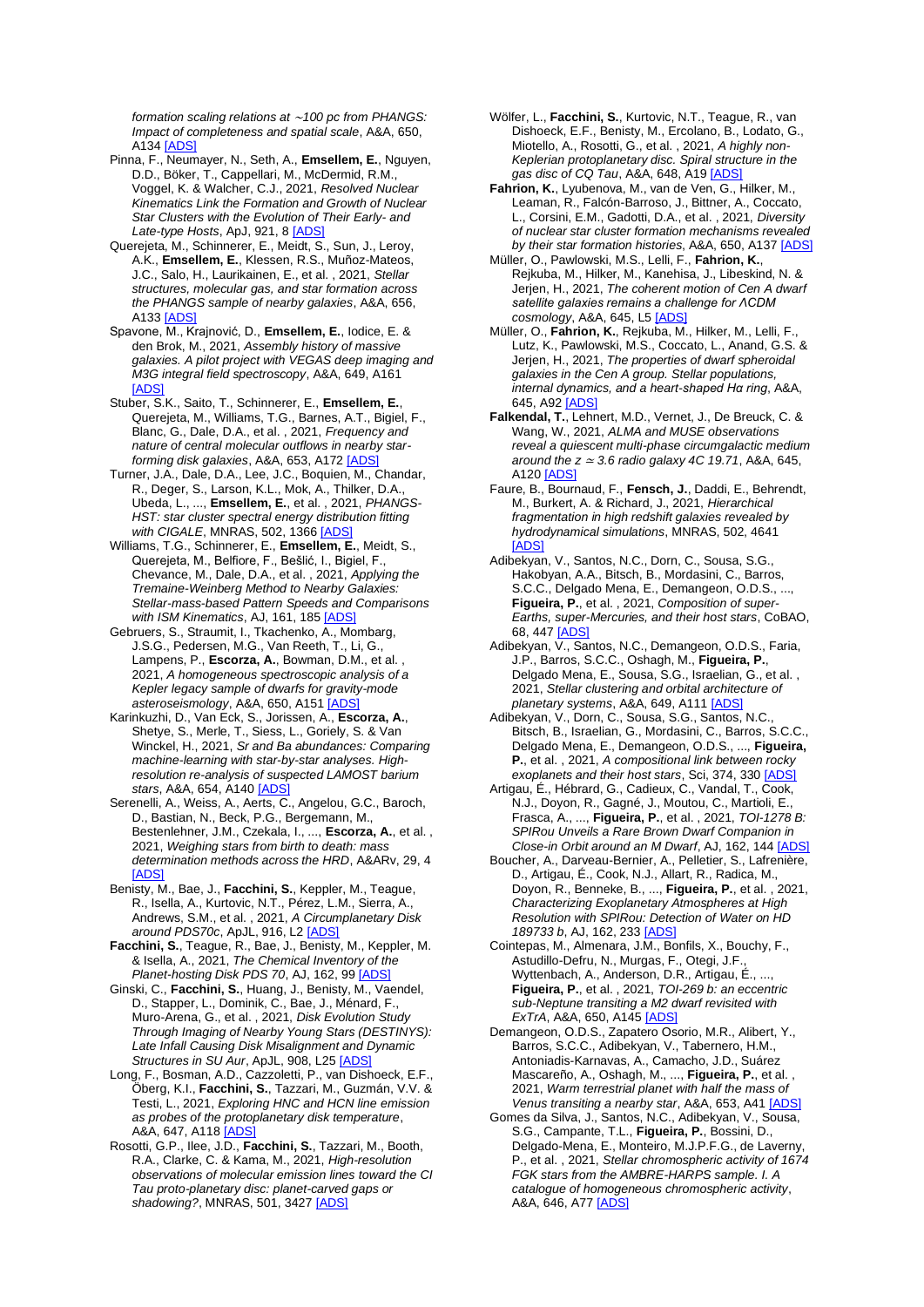*formation scaling relations at ∼100 pc from PHANGS: Impact of completeness and spatial scale*, A&A, 650, A134 [ADS]

Pinna, F., Neumayer, N., Seth, A., **Emsellem, E.**, Nguyen, D.D., Böker, T., Cappellari, M., McDermid, R.M., Voggel, K. & Walcher, C.J., 2021, *Resolved Nuclear Kinematics Link the Formation and Growth of Nuclear Star Clusters with the Evolution of Their Early- and Late-type Hosts*, ApJ, 921, 8 [ADS]

Querejeta, M., Schinnerer, E., Meidt, S., Sun, J., Leroy, A.K., **Emsellem, E.**, Klessen, R.S., Muñoz-Mateos, J.C., Salo, H., Laurikainen, E., et al. , 2021, *Stellar structures, molecular gas, and star formation across the PHANGS sample of nearby galaxies*, A&A, 656, A133 [ADS]

Spavone, M., Krajnović, D., **Emsellem, E.**, Iodice, E. & den Brok, M., 2021, *Assembly history of massive galaxies. A pilot project with VEGAS deep imaging and M3G integral field spectroscopy*, A&A, 649, A161 [ADS]

Stuber, S.K., Saito, T., Schinnerer, E., **Emsellem, E.**, Querejeta, M., Williams, T.G., Barnes, A.T., Bigiel, F., Blanc, G., Dale, D.A., et al. , 2021, *Frequency and nature of central molecular outflows in nearby star-forming disk galaxies*, A&A, 653, A172 [ADS]

Turner, J.A., Dale, D.A., Lee, J.C., Boquien, M., Chandar, R., Deger, S., Larson, K.L., Mok, A., Thilker, D.A., Ubeda, L., ..., **Emsellem, E.**, et al. , 2021, *PHANGS-HST: star cluster spectral energy distribution fitting with CIGALE*, MNRAS, 502, 1366 [ADS]

Williams, T.G., Schinnerer, E., **Emsellem, E.**, Meidt, S., Querejeta, M., Belfiore, F., Bešlić, I., Bigiel, F., Chevance, M., Dale, D.A., et al. , 2021, *Applying the Tremaine-Weinberg Method to Nearby Galaxies: Stellar-mass-based Pattern Speeds and Comparisons with ISM Kinematics*, AJ, 161, 185 [ADS]

Gebruers, S., Straumit, I., Tkachenko, A., Mombarg, J.S.G., Pedersen, M.G., Van Reeth, T., Li, G., Lampens, P., **Escorza, A.**, Bowman, D.M., et al. , 2021, *A homogeneous spectroscopic analysis of a Kepler legacy sample of dwarfs for gravity-mode asteroseismology*, A&A, 650, A151 [ADS]

Karinkuzhi, D., Van Eck, S., Jorissen, A., **Escorza, A.**, Shetye, S., Merle, T., Siess, L., Goriely, S. & Van Winckel, H., 2021, *Sr and Ba abundances: Comparing machine-learning with star-by-star analyses. High-resolution re-analysis of suspected LAMOST barium stars*, A&A, 654, A140 [ADS]

Serenelli, A., Weiss, A., Aerts, C., Angelou, G.C., Baroch, D., Bastian, N., Beck, P.G., Bergemann, M., Bestenlehner, J.M., Czekala, I., ..., **Escorza, A.**, et al. , 2021, *Weighing stars from birth to death: mass determination methods across the HRD*, A&ARv, 29, 4 [ADS]

Benisty, M., Bae, J., **Facchini, S.**, Keppler, M., Teague, R., Isella, A., Kurtovic, N.T., Pérez, L.M., Sierra, A., Andrews, S.M., et al. , 2021, *A Circumplanetary Disk around PDS70c*, ApJL, 916, L2 [ADS]

**Facchini, S.**, Teague, R., Bae, J., Benisty, M., Keppler, M. & Isella, A., 2021, *The Chemical Inventory of the Planet-hosting Disk PDS 70*, AJ, 162, 99 [ADS]

Ginski, C., **Facchini, S.**, Huang, J., Benisty, M., Vaendel, D., Stapper, L., Dominik, C., Bae, J., Ménard, F., Muro-Arena, G., et al. , 2021, *Disk Evolution Study Through Imaging of Nearby Young Stars (DESTINYS): Late Infall Causing Disk Misalignment and Dynamic Structures in SU Aur*, ApJL, 908, L25 [ADS]

Long, F., Bosman, A.D., Cazzoletti, P., van Dishoeck, E.F., Öberg, K.I., **Facchini, S.**, Tazzari, M., Guzmán, V.V. & Testi, L., 2021, *Exploring HNC and HCN line emission as probes of the protoplanetary disk temperature*, A&A, 647, A118 [ADS]

Rosotti, G.P., Ilee, J.D., **Facchini, S.**, Tazzari, M., Booth, R.A., Clarke, C. & Kama, M., 2021, *High-resolution observations of molecular emission lines toward the CI Tau proto-planetary disc: planet-carved gaps or shadowing?*, MNRAS, 501, 3427 [ADS]

Wölfer, L., **Facchini, S.**, Kurtovic, N.T., Teague, R., van Dishoeck, E.F., Benisty, M., Ercolano, B., Lodato, G., Miotello, A., Rosotti, G., et al. , 2021, *A highly non-Keplerian protoplanetary disc. Spiral structure in the gas disc of CQ Tau*, A&A, 648, A19 [ADS]

**Fahrion, K.**, Lyubenova, M., van de Ven, G., Hilker, M., Leaman, R., Falcón-Barroso, J., Bittner, A., Coccato, L., Corsini, E.M., Gadotti, D.A., et al. , 2021, *Diversity of nuclear star cluster formation mechanisms revealed by their star formation histories*, A&A, 650, A137 [ADS]

Müller, O., Pawlowski, M.S., Lelli, F., **Fahrion, K.**, Rejkuba, M., Hilker, M., Kanehisa, J., Libeskind, N. & Jerjen, H., 2021, *The coherent motion of Cen A dwarf satellite galaxies remains a challenge for ΛCDM cosmology*, A&A, 645, L5 [ADS]

Müller, O., **Fahrion, K.**, Rejkuba, M., Hilker, M., Lelli, F., Lutz, K., Pawlowski, M.S., Coccato, L., Anand, G.S. & Jerjen, H., 2021, *The properties of dwarf spheroidal galaxies in the Cen A group. Stellar populations, internal dynamics, and a heart-shaped Hα ring*, A&A, 645, A92 [ADS]

**Falkendal, T.**, Lehnert, M.D., Vernet, J., De Breuck, C. & Wang, W., 2021, *ALMA and MUSE observations reveal a quiescent multi-phase circumgalactic medium around the $z \simeq 3.6$ radio galaxy 4C 19.71*, A&A, 645, A120 [ADS]

Faure, B., Bournaud, F., **Fensch, J.**, Daddi, E., Behrendt, M., Burkert, A. & Richard, J., 2021, *Hierarchical fragmentation in high redshift galaxies revealed by hydrodynamical simulations*, MNRAS, 502, 4641 [ADS]

Adibekyan, V., Santos, N.C., Dorn, C., Sousa, S.G., Hakobyan, A.A., Bitsch, B., Mordasini, C., Barros, S.C.C., Delgado Mena, E., Demangeon, O.D.S., ..., **Figueira, P.**, et al. , 2021, *Composition of super-Earths, super-Mercuries, and their host stars*, CoBAO, 68, 447 [ADS]

Adibekyan, V., Santos, N.C., Demangeon, O.D.S., Faria, J.P., Barros, S.C.C., Oshagh, M., **Figueira, P.**, Delgado Mena, E., Sousa, S.G., Israelian, G., et al. , 2021, *Stellar clustering and orbital architecture of planetary systems*, A&A, 649, A111 [ADS]

Adibekyan, V., Dorn, C., Sousa, S.G., Santos, N.C., Bitsch, B., Israelian, G., Mordasini, C., Barros, S.C.C., Delgado Mena, E., Demangeon, O.D.S., ..., **Figueira, P.**, et al. , 2021, *A compositional link between rocky exoplanets and their host stars*, Sci, 374, 330 [ADS]

Artigau, É., Hébrard, G., Cadieux, C., Vandal, T., Cook, N.J., Doyon, R., Gagné, J., Moutou, C., Martioli, E., Frasca, A., ..., **Figueira, P.**, et al. , 2021, *TOI-1278 B: SPIRou Unveils a Rare Brown Dwarf Companion in Close-in Orbit around an M Dwarf*, AJ, 162, 144 [ADS]

Boucher, A., Darveau-Bernier, A., Pelletier, S., Lafrenière, D., Artigau, É., Cook, N.J., Allart, R., Radica, M., Doyon, R., Benneke, B., ..., **Figueira, P.**, et al. , 2021, *Characterizing Exoplanetary Atmospheres at High Resolution with SPIRou: Detection of Water on HD 189733 b*, AJ, 162, 233 [ADS]

Cointepas, M., Almenara, J.M., Bonfils, X., Bouchy, F., Astudillo-Defru, N., Murgas, F., Otegi, J.F., Wyttenbach, A., Anderson, D.R., Artigau, É., ..., **Figueira, P.**, et al. , 2021, *TOI-269 b: an eccentric sub-Neptune transiting a M2 dwarf revisited with ExTrA*, A&A, 650, A145 [ADS]

Demangeon, O.D.S., Zapatero Osorio, M.R., Alibert, Y., Barros, S.C.C., Adibekyan, V., Tabernero, H.M., Antoniadis-Karnavas, A., Camacho, J.D., Suárez Mascareño, A., Oshagh, M., ..., **Figueira, P.**, et al. , 2021, *Warm terrestrial planet with half the mass of Venus transiting a nearby star*, A&A, 653, A41 [ADS]

Gomes da Silva, J., Santos, N.C., Adibekyan, V., Sousa, S.G., Campante, T.L., **Figueira, P.**, Bossini, D., Delgado-Mena, E., Monteiro, M.J.P.F.G., de Laverny, P., et al. , 2021, *Stellar chromospheric activity of 1674 FGK stars from the AMBRE-HARPS sample. I. A catalogue of homogeneous chromospheric activity*, A&A, 646, A77 [ADS]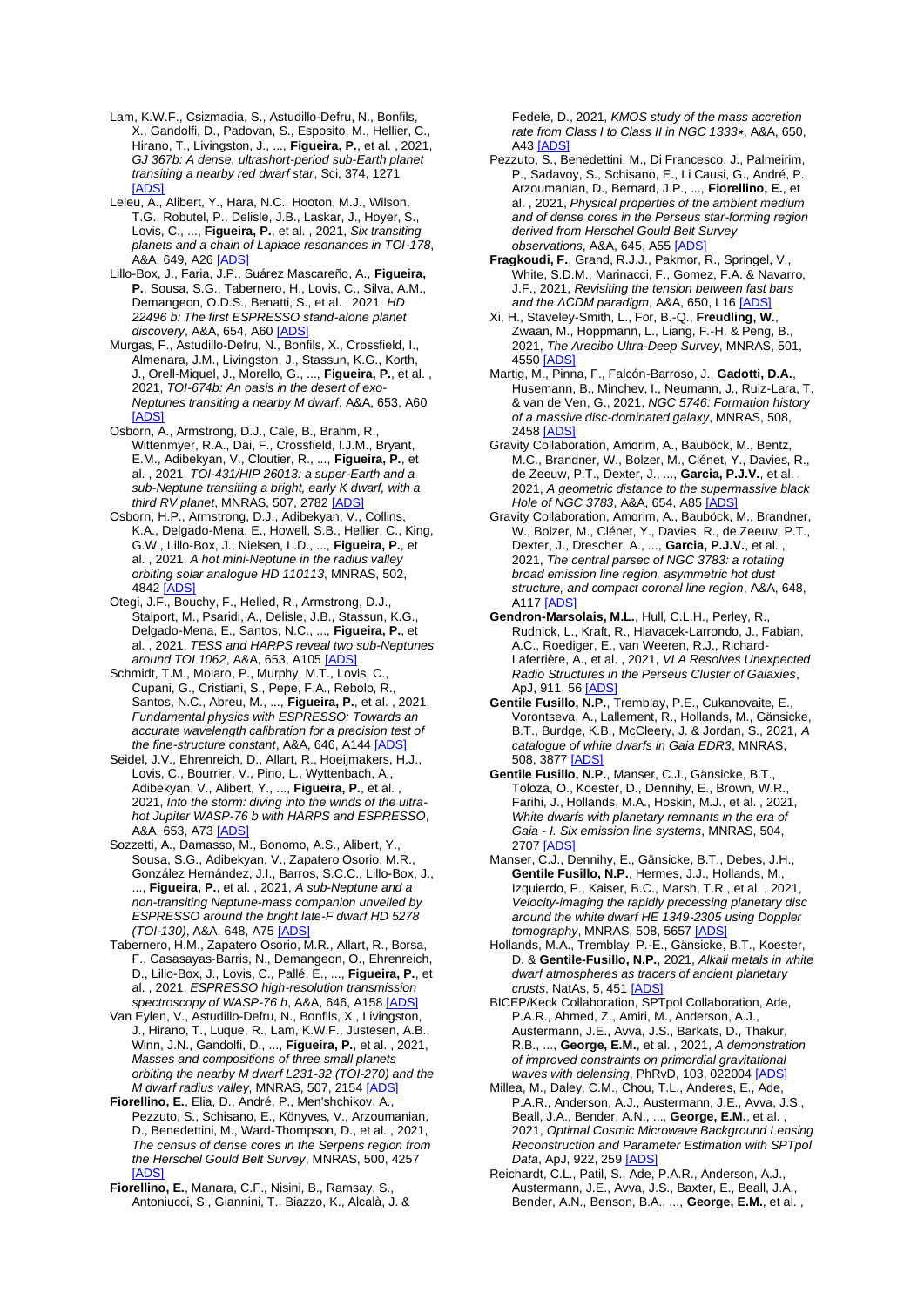Lam, K.W.F., Csizmadia, S., Astudillo-Defru, N., Bonfils, X., Gandolfi, D., Padovan, S., Esposito, M., Hellier, C., Hirano, T., Livingston, J., ..., **Figueira, P.**, et al. , 2021, *GJ 367b: A dense, ultrashort-period sub-Earth planet transiting a nearby red dwarf star*, Sci, 374, 1271 [ADS]

Leleu, A., Alibert, Y., Hara, N.C., Hooton, M.J., Wilson, T.G., Robutel, P., Delisle, J.B., Laskar, J., Hoyer, S., Lovis, C., ..., **Figueira, P.**, et al. , 2021, *Six transiting planets and a chain of Laplace resonances in TOI-178*, A&A, 649, A26 [ADS]

Lillo-Box, J., Faria, J.P., Suárez Mascareño, A., **Figueira, P.**, Sousa, S.G., Tabernero, H., Lovis, C., Silva, A.M., Demangeon, O.D.S., Benatti, S., et al. , 2021, *HD 22496 b: The first ESPRESSO stand-alone planet discovery*, A&A, 654, A60 [ADS]

Murgas, F., Astudillo-Defru, N., Bonfils, X., Crossfield, I., Almenara, J.M., Livingston, J., Stassun, K.G., Korth, J., Orell-Miquel, J., Morello, G., ..., **Figueira, P.**, et al. , 2021, *TOI-674b: An oasis in the desert of exo-Neptunes transiting a nearby M dwarf*, A&A, 653, A60 [ADS]

Osborn, A., Armstrong, D.J., Cale, B., Brahm, R., Wittenmyer, R.A., Dai, F., Crossfield, I.J.M., Bryant, E.M., Adibekyan, V., Cloutier, R., ..., **Figueira, P.**, et al. , 2021, *TOI-431/HIP 26013: a super-Earth and a sub-Neptune transiting a bright, early K dwarf, with a third RV planet*, MNRAS, 507, 2782 [ADS]

Osborn, H.P., Armstrong, D.J., Adibekyan, V., Collins, K.A., Delgado-Mena, E., Howell, S.B., Hellier, C., King, G.W., Lillo-Box, J., Nielsen, L.D., ..., **Figueira, P.**, et al. , 2021, *A hot mini-Neptune in the radius valley orbiting solar analogue HD 110113*, MNRAS, 502, 4842 [ADS]

Otegi, J.F., Bouchy, F., Helled, R., Armstrong, D.J., Stalport, M., Psaridi, A., Delisle, J.B., Stassun, K.G., Delgado-Mena, E., Santos, N.C., ..., **Figueira, P.**, et al. , 2021, *TESS and HARPS reveal two sub-Neptunes around TOI 1062*, A&A, 653, A105 [ADS]

Schmidt, T.M., Molaro, P., Murphy, M.T., Lovis, C., Cupani, G., Cristiani, S., Pepe, F.A., Rebolo, R., Santos, N.C., Abreu, M., ..., **Figueira, P.**, et al. , 2021, *Fundamental physics with ESPRESSO: Towards an accurate wavelength calibration for a precision test of the fine-structure constant*, A&A, 646, A144 [ADS]

Seidel, J.V., Ehrenreich, D., Allart, R., Hoeijmakers, H.J., Lovis, C., Bourrier, V., Pino, L., Wyttenbach, A., Adibekyan, V., Alibert, Y., ..., **Figueira, P.**, et al. , 2021, *Into the storm: diving into the winds of the ultra-hot Jupiter WASP-76 b with HARPS and ESPRESSO*, A&A, 653, A73 [ADS]

Sozzetti, A., Damasso, M., Bonomo, A.S., Alibert, Y., Sousa, S.G., Adibekyan, V., Zapatero Osorio, M.R., González Hernández, J.I., Barros, S.C.C., Lillo-Box, J., ..., **Figueira, P.**, et al. , 2021, *A sub-Neptune and a non-transiting Neptune-mass companion unveiled by ESPRESSO around the bright late-F dwarf HD 5278 (TOI-130)*, A&A, 648, A75 [ADS]

Tabernero, H.M., Zapatero Osorio, M.R., Allart, R., Borsa, F., Casasayas-Barris, N., Demangeon, O., Ehrenreich, D., Lillo-Box, J., Lovis, C., Pallé, E., ..., **Figueira, P.**, et al. , 2021, *ESPRESSO high-resolution transmission spectroscopy of WASP-76 b*, A&A, 646, A158 [ADS]

Van Eylen, V., Astudillo-Defru, N., Bonfils, X., Livingston, J., Hirano, T., Luque, R., Lam, K.W.F., Justesen, A.B., Winn, J.N., Gandolfi, D., ..., **Figueira, P.**, et al. , 2021, *Masses and compositions of three small planets orbiting the nearby M dwarf L231-32 (TOI-270) and the M dwarf radius valley*, MNRAS, 507, 2154 [ADS]

**Fiorellino, E.**, Elia, D., André, P., Men'shchikov, A., Pezzuto, S., Schisano, E., Könyves, V., Arzoumanian, D., Benedettini, M., Ward-Thompson, D., et al. , 2021, *The census of dense cores in the Serpens region from the Herschel Gould Belt Survey*, MNRAS, 500, 4257 [ADS]

**Fiorellino, E.**, Manara, C.F., Nisini, B., Ramsay, S., Antoniucci, S., Giannini, T., Biazzo, K., Alcalà, J. & Fedele, D., 2021, *KMOS study of the mass accretion rate from Class I to Class II in NGC 1333⋆*, A&A, 650, A43 [ADS]

Pezzuto, S., Benedettini, M., Di Francesco, J., Palmeirim, P., Sadavoy, S., Schisano, E., Li Causi, G., André, P., Arzoumanian, D., Bernard, J.P., ..., **Fiorellino, E.**, et al. , 2021, *Physical properties of the ambient medium and of dense cores in the Perseus star-forming region derived from Herschel Gould Belt Survey observations*, A&A, 645, A55 [ADS]

**Fragkoudi, F.**, Grand, R.J.J., Pakmor, R., Springel, V., White, S.D.M., Marinacci, F., Gomez, F.A. & Navarro, J.F., 2021, *Revisiting the tension between fast bars and the ΛCDM paradigm*, A&A, 650, L16 [ADS]

Xi, H., Staveley-Smith, L., For, B.-Q., **Freudling, W.**, Zwaan, M., Hoppmann, L., Liang, F.-H. & Peng, B., 2021, *The Arecibo Ultra-Deep Survey*, MNRAS, 501, 4550 [ADS]

Martig, M., Pinna, F., Falcón-Barroso, J., **Gadotti, D.A.**, Husemann, B., Minchev, I., Neumann, J., Ruiz-Lara, T. & van de Ven, G., 2021, *NGC 5746: Formation history of a massive disc-dominated galaxy*, MNRAS, 508, 2458 [ADS]

Gravity Collaboration, Amorim, A., Bauböck, M., Bentz, M.C., Brandner, W., Bolzer, M., Clénet, Y., Davies, R., de Zeeuw, P.T., Dexter, J., ..., **Garcia, P.J.V.**, et al. , 2021, *A geometric distance to the supermassive black Hole of NGC 3783*, A&A, 654, A85 [ADS]

Gravity Collaboration, Amorim, A., Bauböck, M., Brandner, W., Bolzer, M., Clénet, Y., Davies, R., de Zeeuw, P.T., Dexter, J., Drescher, A., ..., **Garcia, P.J.V.**, et al. , 2021, *The central parsec of NGC 3783: a rotating broad emission line region, asymmetric hot dust structure, and compact coronal line region*, A&A, 648, A117 [ADS]

**Gendron-Marsolais, M.L.**, Hull, C.L.H., Perley, R., Rudnick, L., Kraft, R., Hlavacek-Larrondo, J., Fabian, A.C., Roediger, E., van Weeren, R.J., Richard-Laferrière, A., et al. , 2021, *VLA Resolves Unexpected Radio Structures in the Perseus Cluster of Galaxies*, ApJ, 911, 56 [ADS]

**Gentile Fusillo, N.P.**, Tremblay, P.E., Cukanovaite, E., Vorontseva, A., Lallement, R., Hollands, M., Gänsicke, B.T., Burdge, K.B., McCleery, J. & Jordan, S., 2021, *A catalogue of white dwarfs in Gaia EDR3*, MNRAS, 508, 3877 [ADS]

**Gentile Fusillo, N.P.**, Manser, C.J., Gänsicke, B.T., Toloza, O., Koester, D., Dennihy, E., Brown, W.R., Farihi, J., Hollands, M.A., Hoskin, M.J., et al. , 2021, *White dwarfs with planetary remnants in the era of Gaia - I. Six emission line systems*, MNRAS, 504, 2707 [ADS]

Manser, C.J., Dennihy, E., Gänsicke, B.T., Debes, J.H., **Gentile Fusillo, N.P.**, Hermes, J.J., Hollands, M., Izquierdo, P., Kaiser, B.C., Marsh, T.R., et al. , 2021, *Velocity-imaging the rapidly precessing planetary disc around the white dwarf HE 1349-2305 using Doppler tomography*, MNRAS, 508, 5657 [ADS]

Hollands, M.A., Tremblay, P.-E., Gänsicke, B.T., Koester, D. & **Gentile-Fusillo, N.P.**, 2021, *Alkali metals in white dwarf atmospheres as tracers of ancient planetary crusts*, NatAs, 5, 451 [ADS]

BICEP/Keck Collaboration, SPTpol Collaboration, Ade, P.A.R., Ahmed, Z., Amiri, M., Anderson, A.J., Austermann, J.E., Avva, J.S., Barkats, D., Thakur, R.B., ..., **George, E.M.**, et al. , 2021, *A demonstration of improved constraints on primordial gravitational waves with delensing*, PhRvD, 103, 022004 [ADS]

Millea, M., Daley, C.M., Chou, T.L., Anderes, E., Ade, P.A.R., Anderson, A.J., Austermann, J.E., Avva, J.S., Beall, J.A., Bender, A.N., ..., **George, E.M.**, et al. , 2021, *Optimal Cosmic Microwave Background Lensing Reconstruction and Parameter Estimation with SPTpol Data*, ApJ, 922, 259 [ADS]

Reichardt, C.L., Patil, S., Ade, P.A.R., Anderson, A.J., Austermann, J.E., Avva, J.S., Baxter, E., Beall, J.A., Bender, A.N., Benson, B.A., ..., **George, E.M.**, et al. ,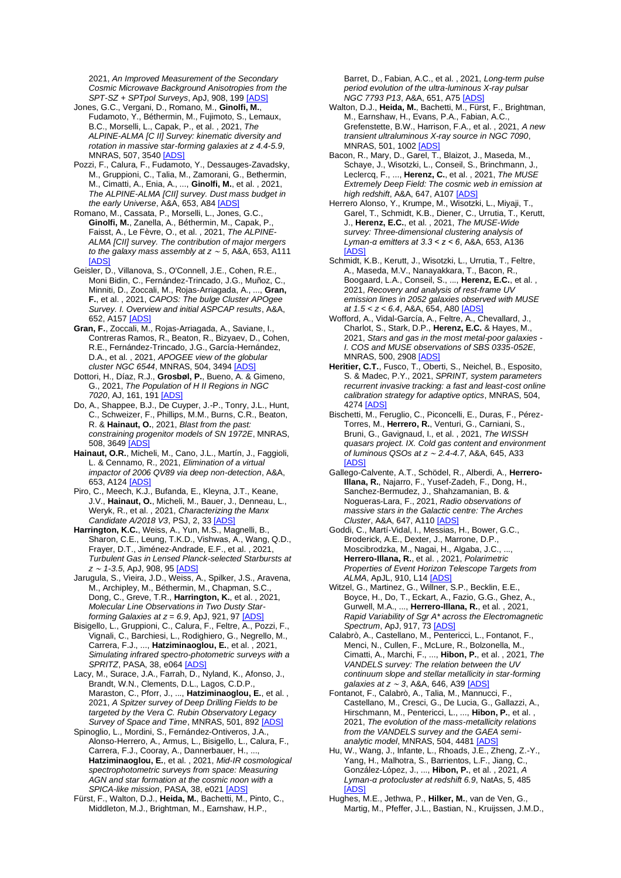2021, *An Improved Measurement of the Secondary Cosmic Microwave Background Anisotropies from the SPT-SZ + SPTpol Surveys*, ApJ, 908, 199 [ADS]

Jones, G.C., Vergani, D., Romano, M., **Ginolfi, M.**, Fudamoto, Y., Béthermin, M., Fujimoto, S., Lemaux, B.C., Morselli, L., Capak, P., et al. , 2021, *The ALPINE-ALMA [C II] Survey: kinematic diversity and rotation in massive star-forming galaxies at z 4.4-5.9*, MNRAS, 507, 3540 [ADS]

Pozzi, F., Calura, F., Fudamoto, Y., Dessauges-Zavadsky, M., Gruppioni, C., Talia, M., Zamorani, G., Bethermin, M., Cimatti, A., Enia, A., ..., **Ginolfi, M.**, et al. , 2021, *The ALPINE-ALMA [CII] survey. Dust mass budget in the early Universe*, A&A, 653, A84 [ADS]

Romano, M., Cassata, P., Morselli, L., Jones, G.C., **Ginolfi, M.**, Zanella, A., Béthermin, M., Capak, P., Faisst, A., Le Fèvre, O., et al. , 2021, *The ALPINE-ALMA [CII] survey. The contribution of major mergers to the galaxy mass assembly at z ~ 5*, A&A, 653, A111 [ADS]

Geisler, D., Villanova, S., O'Connell, J.E., Cohen, R.E., Moni Bidin, C., Fernández-Trincado, J.G., Muñoz, C., Minniti, D., Zoccali, M., Rojas-Arriagada, A., ..., **Gran, F.**, et al. , 2021, *CAPOS: The bulge Cluster APOgee Survey. I. Overview and initial ASPCAP results*, A&A, 652, A157 [ADS]

**Gran, F.**, Zoccali, M., Rojas-Arriagada, A., Saviane, I., Contreras Ramos, R., Beaton, R., Bizyaev, D., Cohen, R.E., Fernández-Trincado, J.G., García-Hernández, D.A., et al. , 2021, *APOGEE view of the globular cluster NGC 6544*, MNRAS, 504, 3494 [ADS]

Dottori, H., Díaz, R.J., **Grosbøl, P.**, Bueno, A. & Gimeno, G., 2021, *The Population of H II Regions in NGC 7020*, AJ, 161, 191 [ADS]

Do, A., Shappee, B.J., De Cuyper, J.-P., Tonry, J.L., Hunt, C., Schweizer, F., Phillips, M.M., Burns, C.R., Beaton, R. & **Hainaut, O.**, 2021, *Blast from the past: constraining progenitor models of SN 1972E*, MNRAS, 508, 3649 [ADS]

**Hainaut, O.R.**, Micheli, M., Cano, J.L., Martín, J., Faggioli, L. & Cennamo, R., 2021, *Elimination of a virtual impactor of 2006 QV89 via deep non-detection*, A&A, 653, A124 [ADS]

Piro, C., Meech, K.J., Bufanda, E., Kleyna, J.T., Keane, J.V., **Hainaut, O.**, Micheli, M., Bauer, J., Denneau, L., Weryk, R., et al. , 2021, *Characterizing the Manx Candidate A/2018 V3*, PSJ, 2, 33 [ADS]

**Harrington, K.C.**, Weiss, A., Yun, M.S., Magnelli, B., Sharon, C.E., Leung, T.K.D., Vishwas, A., Wang, Q.D., Frayer, D.T., Jiménez-Andrade, E.F., et al. , 2021, *Turbulent Gas in Lensed Planck-selected Starbursts at z ~ 1-3.5*, ApJ, 908, 95 [ADS]

Jarugula, S., Vieira, J.D., Weiss, A., Spilker, J.S., Aravena, M., Archipley, M., Béthermin, M., Chapman, S.C., Dong, C., Greve, T.R., **Harrington, K.**, et al. , 2021, *Molecular Line Observations in Two Dusty Star-forming Galaxies at z = 6.9*, ApJ, 921, 97 [ADS]

Bisigello, L., Gruppioni, C., Calura, F., Feltre, A., Pozzi, F., Vignali, C., Barchiesi, L., Rodighiero, G., Negrello, M., Carrera, F.J., ..., **Hatziminaoglou, E.**, et al. , 2021, *Simulating infrared spectro-photometric surveys with a SPRITZ*, PASA, 38, e064 [ADS]

Lacy, M., Surace, J.A., Farrah, D., Nyland, K., Afonso, J., Brandt, W.N., Clements, D.L., Lagos, C.D.P., Maraston, C., Pforr, J., ..., **Hatziminaoglou, E.**, et al. , 2021, *A Spitzer survey of Deep Drilling Fields to be targeted by the Vera C. Rubin Observatory Legacy Survey of Space and Time*, MNRAS, 501, 892 [ADS]

Spinoglio, L., Mordini, S., Fernández-Ontiveros, J.A., Alonso-Herrero, A., Armus, L., Bisigello, L., Calura, F., Carrera, F.J., Cooray, A., Dannerbauer, H., ..., **Hatziminaoglou, E.**, et al. , 2021, *Mid-IR cosmological spectrophotometric surveys from space: Measuring AGN and star formation at the cosmic noon with a SPICA-like mission*, PASA, 38, e021 [ADS]

Fürst, F., Walton, D.J., **Heida, M.**, Bachetti, M., Pinto, C., Middleton, M.J., Brightman, M., Earnshaw, H.P., Barret, D., Fabian, A.C., et al. , 2021, *Long-term pulse period evolution of the ultra-luminous X-ray pulsar NGC 7793 P13*, A&A, 651, A75 [ADS]

Walton, D.J., **Heida, M.**, Bachetti, M., Fürst, F., Brightman, M., Earnshaw, H., Evans, P.A., Fabian, A.C., Grefenstette, B.W., Harrison, F.A., et al. , 2021, *A new transient ultraluminous X-ray source in NGC 7090*, MNRAS, 501, 1002 [ADS]

Bacon, R., Mary, D., Garel, T., Blaizot, J., Maseda, M., Schaye, J., Wisotzki, L., Conseil, S., Brinchmann, J., Leclercq, F., ..., **Herenz, C.**, et al. , 2021, *The MUSE Extremely Deep Field: The cosmic web in emission at high redshift*, A&A, 647, A107 [ADS]

Herrero Alonso, Y., Krumpe, M., Wisotzki, L., Miyaji, T., Garel, T., Schmidt, K.B., Diener, C., Urrutia, T., Kerutt, J., **Herenz, E.C.**, et al. , 2021, *The MUSE-Wide survey: Three-dimensional clustering analysis of Lyman-α emitters at 3.3 < z < 6*, A&A, 653, A136 [ADS]

Schmidt, K.B., Kerutt, J., Wisotzki, L., Urrutia, T., Feltre, A., Maseda, M.V., Nanayakkara, T., Bacon, R., Boogaard, L.A., Conseil, S., ..., **Herenz, E.C.**, et al. , 2021, *Recovery and analysis of rest-frame UV emission lines in 2052 galaxies observed with MUSE at 1.5 < z < 6.4*, A&A, 654, A80 [ADS]

Wofford, A., Vidal-García, A., Feltre, A., Chevallard, J., Charlot, S., Stark, D.P., **Herenz, E.C.** & Hayes, M., 2021, *Stars and gas in the most metal-poor galaxies - I. COS and MUSE observations of SBS 0335-052E*, MNRAS, 500, 2908 [ADS]

**Heritier, C.T.**, Fusco, T., Oberti, S., Neichel, B., Esposito, S. & Madec, P.Y., 2021, *SPRINT, system parameters recurrent invasive tracking: a fast and least-cost online calibration strategy for adaptive optics*, MNRAS, 504, 4274 [ADS]

Bischetti, M., Feruglio, C., Piconcelli, E., Duras, F., Pérez-Torres, M., **Herrero, R.**, Venturi, G., Carniani, S., Bruni, G., Gavignaud, I., et al. , 2021, *The WISSH quasars project. IX. Cold gas content and environment of luminous QSOs at z ~ 2.4-4.7*, A&A, 645, A33 [ADS]

Gallego-Calvente, A.T., Schödel, R., Alberdi, A., **Herrero-Illana, R.**, Najarro, F., Yusef-Zadeh, F., Dong, H., Sanchez-Bermudez, J., Shahzamanian, B. & Nogueras-Lara, F., 2021, *Radio observations of massive stars in the Galactic centre: The Arches Cluster*, A&A, 647, A110 [ADS]

Goddi, C., Martí-Vidal, I., Messias, H., Bower, G.C., Broderick, A.E., Dexter, J., Marrone, D.P., Moscibrodzka, M., Nagai, H., Algaba, J.C., ..., **Herrero-Illana, R.**, et al. , 2021, *Polarimetric Properties of Event Horizon Telescope Targets from ALMA*, ApJL, 910, L14 [ADS]

Witzel, G., Martinez, G., Willner, S.P., Becklin, E.E., Boyce, H., Do, T., Eckart, A., Fazio, G.G., Ghez, A., Gurwell, M.A., ..., **Herrero-Illana, R.**, et al. , 2021, *Rapid Variability of Sgr A* across the Electromagnetic Spectrum*, ApJ, 917, 73 [ADS]

Calabrò, A., Castellano, M., Pentericci, L., Fontanot, F., Menci, N., Cullen, F., McLure, R., Bolzonella, M., Cimatti, A., Marchi, F., ..., **Hibon, P.**, et al. , 2021, *The VANDELS survey: The relation between the UV continuum slope and stellar metallicity in star-forming galaxies at z ~ 3*, A&A, 646, A39 [ADS]

Fontanot, F., Calabrò, A., Talia, M., Mannucci, F., Castellano, M., Cresci, G., De Lucia, G., Gallazzi, A., Hirschmann, M., Pentericci, L., ..., **Hibon, P.**, et al. , 2021, *The evolution of the mass-metallicity relations from the VANDELS survey and the GAEA semi-analytic model*, MNRAS, 504, 4481 [ADS]

Hu, W., Wang, J., Infante, L., Rhoads, J.E., Zheng, Z.-Y., Yang, H., Malhotra, S., Barrientos, L.F., Jiang, C., González-López, J., ..., **Hibon, P.**, et al. , 2021, *A Lyman-α protocluster at redshift 6.9*, NatAs, 5, 485 [ADS]

Hughes, M.E., Jethwa, P., **Hilker, M.**, van de Ven, G., Martig, M., Pfeffer, J.L., Bastian, N., Kruijssen, J.M.D.,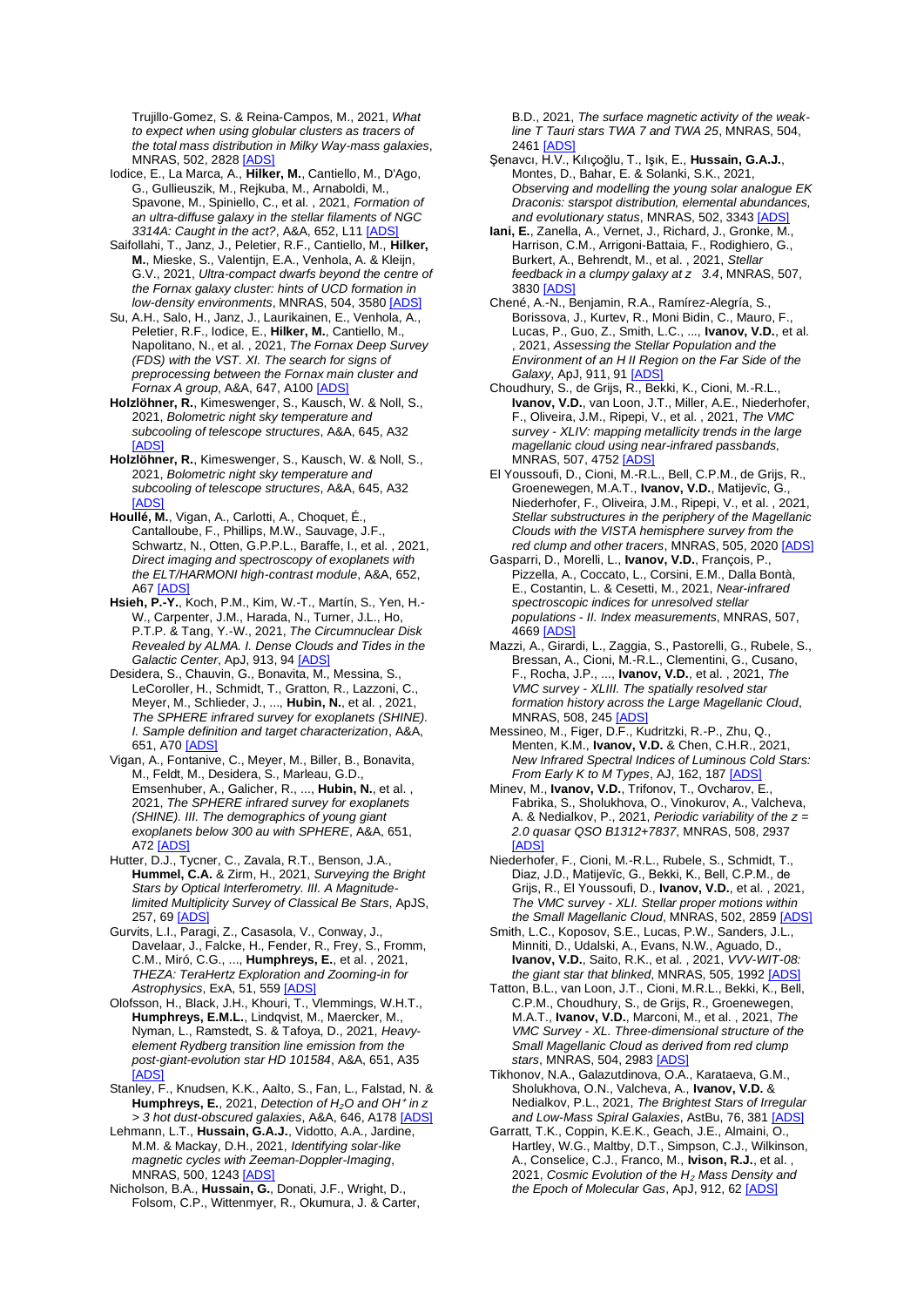Trujillo-Gomez, S. & Reina-Campos, M., 2021, *What to expect when using globular clusters as tracers of the total mass distribution in Milky Way-mass galaxies*, MNRAS, 502, 2828 [ADS]

Iodice, E., La Marca, A., **Hilker, M.**, Cantiello, M., D'Ago, G., Gullieuszik, M., Rejkuba, M., Arnaboldi, M., Spavone, M., Spiniello, C., et al. , 2021, *Formation of an ultra-diffuse galaxy in the stellar filaments of NGC 3314A: Caught in the act?*, A&A, 652, L11 [ADS]

Saifollahi, T., Janz, J., Peletier, R.F., Cantiello, M., **Hilker, M.**, Mieske, S., Valentijn, E.A., Venhola, A. & Kleijn, G.V., 2021, *Ultra-compact dwarfs beyond the centre of the Fornax galaxy cluster: hints of UCD formation in low-density environments*, MNRAS, 504, 3580 [ADS]

Su, A.H., Salo, H., Janz, J., Laurikainen, E., Venhola, A., Peletier, R.F., Iodice, E., **Hilker, M.**, Cantiello, M., Napolitano, N., et al. , 2021, *The Fornax Deep Survey (FDS) with the VST. XI. The search for signs of preprocessing between the Fornax main cluster and Fornax A group*, A&A, 647, A100 [ADS]

**Holzlöhner, R.**, Kimeswenger, S., Kausch, W. & Noll, S., 2021, *Bolometric night sky temperature and subcooling of telescope structures*, A&A, 645, A32 [ADS]

**Holzlöhner, R.**, Kimeswenger, S., Kausch, W. & Noll, S., 2021, *Bolometric night sky temperature and subcooling of telescope structures*, A&A, 645, A32 [ADS]

**Houllé, M.**, Vigan, A., Carlotti, A., Choquet, É., Cantalloube, F., Phillips, M.W., Sauvage, J.F., Schwartz, N., Otten, G.P.P.L., Baraffe, I., et al. , 2021, *Direct imaging and spectroscopy of exoplanets with the ELT/HARMONI high-contrast module*, A&A, 652, A67 [ADS]

**Hsieh, P.-Y.**, Koch, P.M., Kim, W.-T., Martín, S., Yen, H.-W., Carpenter, J.M., Harada, N., Turner, J.L., Ho, P.T.P. & Tang, Y.-W., 2021, *The Circumnuclear Disk Revealed by ALMA. I. Dense Clouds and Tides in the Galactic Center*, ApJ, 913, 94 [ADS]

Desidera, S., Chauvin, G., Bonavita, M., Messina, S., LeCoroller, H., Schmidt, T., Gratton, R., Lazzoni, C., Meyer, M., Schlieder, J., ..., **Hubin, N.**, et al. , 2021, *The SPHERE infrared survey for exoplanets (SHINE). I. Sample definition and target characterization*, A&A, 651, A70 [ADS]

Vigan, A., Fontanive, C., Meyer, M., Biller, B., Bonavita, M., Feldt, M., Desidera, S., Marleau, G.D., Emsenhuber, A., Galicher, R., ..., **Hubin, N.**, et al. , 2021, *The SPHERE infrared survey for exoplanets (SHINE). III. The demographics of young giant exoplanets below 300 au with SPHERE*, A&A, 651, A72 [ADS]

Hutter, D.J., Tycner, C., Zavala, R.T., Benson, J.A., **Hummel, C.A.** & Zirm, H., 2021, *Surveying the Bright Stars by Optical Interferometry. III. A Magnitude-limited Multiplicity Survey of Classical Be Stars*, ApJS, 257, 69 [ADS]

Gurvits, L.I., Paragi, Z., Casasola, V., Conway, J., Davelaar, J., Falcke, H., Fender, R., Frey, S., Fromm, C.M., Miró, C.G., ..., **Humphreys, E.**, et al. , 2021, *THEZA: TeraHertz Exploration and Zooming-in for Astrophysics*, ExA, 51, 559 [ADS]

Olofsson, H., Black, J.H., Khouri, T., Vlemmings, W.H.T., **Humphreys, E.M.L.**, Lindqvist, M., Maercker, M., Nyman, L., Ramstedt, S. & Tafoya, D., 2021, *Heavy-element Rydberg transition line emission from the post-giant-evolution star HD 101584*, A&A, 651, A35 [ADS]

Stanley, F., Knudsen, K.K., Aalto, S., Fan, L., Falstad, N. & **Humphreys, E.**, 2021, *Detection of $H_2O$ and $OH^+$ in z > 3 hot dust-obscured galaxies*, A&A, 646, A178 [ADS]

Lehmann, L.T., **Hussain, G.A.J.**, Vidotto, A.A., Jardine, M.M. & Mackay, D.H., 2021, *Identifying solar-like magnetic cycles with Zeeman-Doppler-Imaging*, MNRAS, 500, 1243 [ADS]

Nicholson, B.A., **Hussain, G.**, Donati, J.F., Wright, D., Folsom, C.P., Wittenmyer, R., Okumura, J. & Carter, B.D., 2021, *The surface magnetic activity of the weak-line T Tauri stars TWA 7 and TWA 25*, MNRAS, 504, 2461 [ADS]

Şenavcı, H.V., Kılıçoğlu, T., Işık, E., **Hussain, G.A.J.**, Montes, D., Bahar, E. & Solanki, S.K., 2021, *Observing and modelling the young solar analogue EK Draconis: starspot distribution, elemental abundances, and evolutionary status*, MNRAS, 502, 3343 [ADS]

**Iani, E.**, Zanella, A., Vernet, J., Richard, J., Gronke, M., Harrison, C.M., Arrigoni-Battaia, F., Rodighiero, G., Burkert, A., Behrendt, M., et al. , 2021, *Stellar feedback in a clumpy galaxy at z 3.4*, MNRAS, 507, 3830 [ADS]

Chené, A.-N., Benjamin, R.A., Ramírez-Alegría, S., Borissova, J., Kurtev, R., Moni Bidin, C., Mauro, F., Lucas, P., Guo, Z., Smith, L.C., ..., **Ivanov, V.D.**, et al. , 2021, *Assessing the Stellar Population and the Environment of an H II Region on the Far Side of the Galaxy*, ApJ, 911, 91 [ADS]

Choudhury, S., de Grijs, R., Bekki, K., Cioni, M.-R.L., **Ivanov, V.D.**, van Loon, J.T., Miller, A.E., Niederhofer, F., Oliveira, J.M., Ripepi, V., et al. , 2021, *The VMC survey - XLIV: mapping metallicity trends in the large magellanic cloud using near-infrared passbands*, MNRAS, 507, 4752 [ADS]

El Youssoufi, D., Cioni, M.-R.L., Bell, C.P.M., de Grijs, R., Groenewegen, M.A.T., **Ivanov, V.D.**, Matijevĭc, G., Niederhofer, F., Oliveira, J.M., Ripepi, V., et al. , 2021, *Stellar substructures in the periphery of the Magellanic Clouds with the VISTA hemisphere survey from the red clump and other tracers*, MNRAS, 505, 2020 [ADS]

Gasparri, D., Morelli, L., **Ivanov, V.D.**, François, P., Pizzella, A., Coccato, L., Corsini, E.M., Dalla Bontà, E., Costantin, L. & Cesetti, M., 2021, *Near-infrared spectroscopic indices for unresolved stellar populations - II. Index measurements*, MNRAS, 507, 4669 [ADS]

Mazzi, A., Girardi, L., Zaggia, S., Pastorelli, G., Rubele, S., Bressan, A., Cioni, M.-R.L., Clementini, G., Cusano, F., Rocha, J.P., ..., **Ivanov, V.D.**, et al. , 2021, *The VMC survey - XLIII. The spatially resolved star formation history across the Large Magellanic Cloud*, MNRAS, 508, 245 [ADS]

Messineo, M., Figer, D.F., Kudritzki, R.-P., Zhu, Q., Menten, K.M., **Ivanov, V.D.** & Chen, C.H.R., 2021, *New Infrared Spectral Indices of Luminous Cold Stars: From Early K to M Types*, AJ, 162, 187 [ADS]

Minev, M., **Ivanov, V.D.**, Trifonov, T., Ovcharov, E., Fabrika, S., Sholukhova, O., Vinokurov, A., Valcheva, A. & Nedialkov, P., 2021, *Periodic variability of the z = 2.0 quasar QSO B1312+7837*, MNRAS, 508, 2937 [ADS]

Niederhofer, F., Cioni, M.-R.L., Rubele, S., Schmidt, T., Diaz, J.D., Matijevĭc, G., Bekki, K., Bell, C.P.M., de Grijs, R., El Youssoufi, D., **Ivanov, V.D.**, et al. , 2021, *The VMC survey - XLI. Stellar proper motions within the Small Magellanic Cloud*, MNRAS, 502, 2859 [ADS]

Smith, L.C., Koposov, S.E., Lucas, P.W., Sanders, J.L., Minniti, D., Udalski, A., Evans, N.W., Aguado, D., **Ivanov, V.D.**, Saito, R.K., et al. , 2021, *VVV-WIT-08: the giant star that blinked*, MNRAS, 505, 1992 [ADS]

Tatton, B.L., van Loon, J.T., Cioni, M.R.L., Bekki, K., Bell, C.P.M., Choudhury, S., de Grijs, R., Groenewegen, M.A.T., **Ivanov, V.D.**, Marconi, M., et al. , 2021, *The VMC Survey - XL. Three-dimensional structure of the Small Magellanic Cloud as derived from red clump stars*, MNRAS, 504, 2983 [ADS]

Tikhonov, N.A., Galazutdinova, O.A., Karataeva, G.M., Sholukhova, O.N., Valcheva, A., **Ivanov, V.D.** & Nedialkov, P.L., 2021, *The Brightest Stars of Irregular and Low-Mass Spiral Galaxies*, AstBu, 76, 381 [ADS]

Garratt, T.K., Coppin, K.E.K., Geach, J.E., Almaini, O., Hartley, W.G., Maltby, D.T., Simpson, C.J., Wilkinson, A., Conselice, C.J., Franco, M., **Ivison, R.J.**, et al. , 2021, *Cosmic Evolution of the $H_2$ Mass Density and the Epoch of Molecular Gas*, ApJ, 912, 62 [ADS]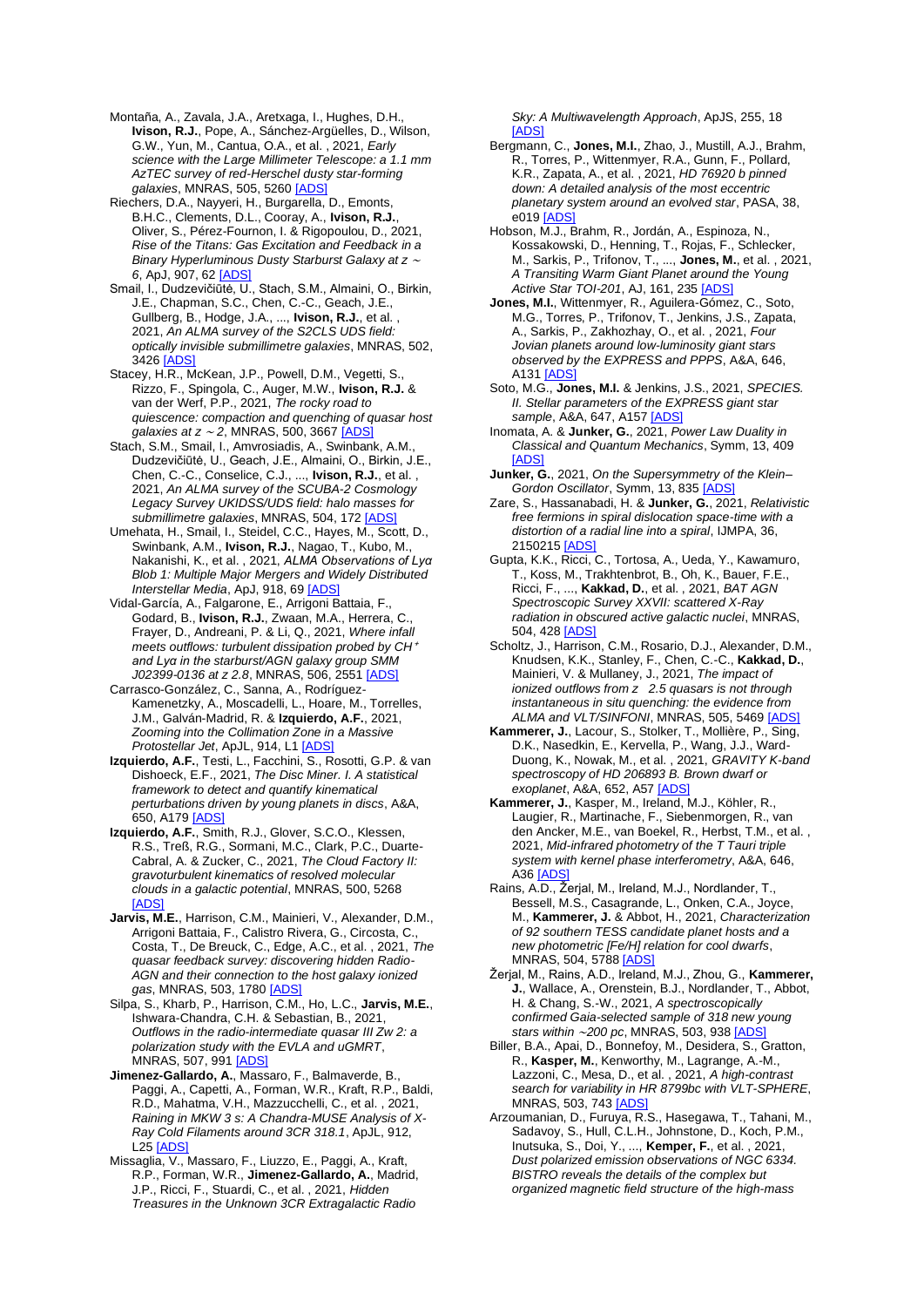Montaña, A., Zavala, J.A., Aretxaga, I., Hughes, D.H., **Ivison, R.J.**, Pope, A., Sánchez-Argüelles, D., Wilson, G.W., Yun, M., Cantua, O.A., et al. , 2021, *Early science with the Large Millimeter Telescope: a 1.1 mm AzTEC survey of red-Herschel dusty star-forming galaxies*, MNRAS, 505, 5260 [ADS]

Riechers, D.A., Nayyeri, H., Burgarella, D., Emonts, B.H.C., Clements, D.L., Cooray, A., **Ivison, R.J.**, Oliver, S., Pérez-Fournon, I. & Rigopoulou, D., 2021, *Rise of the Titans: Gas Excitation and Feedback in a Binary Hyperluminous Dusty Starburst Galaxy at z ~ 6*, ApJ, 907, 62 [ADS]

Smail, I., Dudzevičiūtė, U., Stach, S.M., Almaini, O., Birkin, J.E., Chapman, S.C., Chen, C.-C., Geach, J.E., Gullberg, B., Hodge, J.A., ..., **Ivison, R.J.**, et al. , 2021, *An ALMA survey of the S2CLS UDS field: optically invisible submillimetre galaxies*, MNRAS, 502, 3426 [ADS]

Stacey, H.R., McKean, J.P., Powell, D.M., Vegetti, S., Rizzo, F., Spingola, C., Auger, M.W., **Ivison, R.J.** & van der Werf, P.P., 2021, *The rocky road to quiescence: compaction and quenching of quasar host galaxies at z ~ 2*, MNRAS, 500, 3667 [ADS]

Stach, S.M., Smail, I., Amvrosiadis, A., Swinbank, A.M., Dudzevičiūtė, U., Geach, J.E., Almaini, O., Birkin, J.E., Chen, C.-C., Conselice, C.J., ..., **Ivison, R.J.**, et al. , 2021, *An ALMA survey of the SCUBA-2 Cosmology Legacy Survey UKIDSS/UDS field: halo masses for submillimetre galaxies*, MNRAS, 504, 172 [ADS]

Umehata, H., Smail, I., Steidel, C.C., Hayes, M., Scott, D., Swinbank, A.M., **Ivison, R.J.**, Nagao, T., Kubo, M., Nakanishi, K., et al. , 2021, *ALMA Observations of Lyα Blob 1: Multiple Major Mergers and Widely Distributed Interstellar Media*, ApJ, 918, 69 [ADS]

Vidal-García, A., Falgarone, E., Arrigoni Battaia, F., Godard, B., **Ivison, R.J.**, Zwaan, M.A., Herrera, C., Frayer, D., Andreani, P. & Li, Q., 2021, *Where infall meets outflows: turbulent dissipation probed by $CH^+$ and Lyα in the starburst/AGN galaxy group SMM J02399-0136 at z 2.8*, MNRAS, 506, 2551 [ADS]

Carrasco-González, C., Sanna, A., Rodríguez-Kamenetzky, A., Moscadelli, L., Hoare, M., Torrelles, J.M., Galván-Madrid, R. & **Izquierdo, A.F.**, 2021, *Zooming into the Collimation Zone in a Massive Protostellar Jet*, ApJL, 914, L1 [ADS]

**Izquierdo, A.F.**, Testi, L., Facchini, S., Rosotti, G.P. & van Dishoeck, E.F., 2021, *The Disc Miner. I. A statistical framework to detect and quantify kinematical perturbations driven by young planets in discs*, A&A, 650, A179 [ADS]

**Izquierdo, A.F.**, Smith, R.J., Glover, S.C.O., Klessen, R.S., Treß, R.G., Sormani, M.C., Clark, P.C., Duarte-Cabral, A. & Zucker, C., 2021, *The Cloud Factory II: gravoturbulent kinematics of resolved molecular clouds in a galactic potential*, MNRAS, 500, 5268 [ADS]

**Jarvis, M.E.**, Harrison, C.M., Mainieri, V., Alexander, D.M., Arrigoni Battaia, F., Calistro Rivera, G., Circosta, C., Costa, T., De Breuck, C., Edge, A.C., et al. , 2021, *The quasar feedback survey: discovering hidden Radio-AGN and their connection to the host galaxy ionized gas*, MNRAS, 503, 1780 [ADS]

Silpa, S., Kharb, P., Harrison, C.M., Ho, L.C., **Jarvis, M.E.**, Ishwara-Chandra, C.H. & Sebastian, B., 2021, *Outflows in the radio-intermediate quasar III Zw 2: a polarization study with the EVLA and uGMRT*, MNRAS, 507, 991 [ADS]

**Jimenez-Gallardo, A.**, Massaro, F., Balmaverde, B., Paggi, A., Capetti, A., Forman, W.R., Kraft, R.P., Baldi, R.D., Mahatma, V.H., Mazzucchelli, C., et al. , 2021, *Raining in MKW 3 s: A Chandra-MUSE Analysis of X-Ray Cold Filaments around 3CR 318.1*, ApJL, 912, L25 [ADS]

Missaglia, V., Massaro, F., Liuzzo, E., Paggi, A., Kraft, R.P., Forman, W.R., **Jimenez-Gallardo, A.**, Madrid, J.P., Ricci, F., Stuardi, C., et al. , 2021, *Hidden Treasures in the Unknown 3CR Extragalactic Radio Sky: A Multiwavelength Approach*, ApJS, 255, 18 [ADS]

Bergmann, C., **Jones, M.I.**, Zhao, J., Mustill, A.J., Brahm, R., Torres, P., Wittenmyer, R.A., Gunn, F., Pollard, K.R., Zapata, A., et al. , 2021, *HD 76920 b pinned down: A detailed analysis of the most eccentric planetary system around an evolved star*, PASA, 38, e019 [ADS]

Hobson, M.J., Brahm, R., Jordán, A., Espinoza, N., Kossakowski, D., Henning, T., Rojas, F., Schlecker, M., Sarkis, P., Trifonov, T., ..., **Jones, M.**, et al. , 2021, *A Transiting Warm Giant Planet around the Young Active Star TOI-201*, AJ, 161, 235 [ADS]

**Jones, M.I.**, Wittenmyer, R., Aguilera-Gómez, C., Soto, M.G., Torres, P., Trifonov, T., Jenkins, J.S., Zapata, A., Sarkis, P., Zakhozhay, O., et al. , 2021, *Four Jovian planets around low-luminosity giant stars observed by the EXPRESS and PPPS*, A&A, 646, A131 [ADS]

Soto, M.G., **Jones, M.I.** & Jenkins, J.S., 2021, *SPECIES. II. Stellar parameters of the EXPRESS giant star sample*, A&A, 647, A157 [ADS]

Inomata, A. & **Junker, G.**, 2021, *Power Law Duality in Classical and Quantum Mechanics*, Symm, 13, 409 [ADS]

**Junker, G.**, 2021, *On the Supersymmetry of the Klein–Gordon Oscillator*, Symm, 13, 835 [ADS]

Zare, S., Hassanabadi, H. & **Junker, G.**, 2021, *Relativistic free fermions in spiral dislocation space-time with a distortion of a radial line into a spiral*, IJMPA, 36, 2150215 [ADS]

Gupta, K.K., Ricci, C., Tortosa, A., Ueda, Y., Kawamuro, T., Koss, M., Trakhtenbrot, B., Oh, K., Bauer, F.E., Ricci, F., ..., **Kakkad, D.**, et al. , 2021, *BAT AGN Spectroscopic Survey XXVII: scattered X-Ray radiation in obscured active galactic nuclei*, MNRAS, 504, 428 [ADS]

Scholtz, J., Harrison, C.M., Rosario, D.J., Alexander, D.M., Knudsen, K.K., Stanley, F., Chen, C.-C., **Kakkad, D.**, Mainieri, V. & Mullaney, J., 2021, *The impact of ionized outflows from z 2.5 quasars is not through instantaneous in situ quenching: the evidence from ALMA and VLT/SINFONI*, MNRAS, 505, 5469 [ADS]

**Kammerer, J.**, Lacour, S., Stolker, T., Mollière, P., Sing, D.K., Nasedkin, E., Kervella, P., Wang, J.J., Ward-Duong, K., Nowak, M., et al. , 2021, *GRAVITY K-band spectroscopy of HD 206893 B. Brown dwarf or exoplanet*, A&A, 652, A57 [ADS]

**Kammerer, J.**, Kasper, M., Ireland, M.J., Köhler, R., Laugier, R., Martinache, F., Siebenmorgen, R., van den Ancker, M.E., van Boekel, R., Herbst, T.M., et al. , 2021, *Mid-infrared photometry of the T Tauri triple system with kernel phase interferometry*, A&A, 646, A36 [ADS]

Rains, A.D., Žerjal, M., Ireland, M.J., Nordlander, T., Bessell, M.S., Casagrande, L., Onken, C.A., Joyce, M., **Kammerer, J.** & Abbot, H., 2021, *Characterization of 92 southern TESS candidate planet hosts and a new photometric [Fe/H] relation for cool dwarfs*, MNRAS, 504, 5788 [ADS]

Žerjal, M., Rains, A.D., Ireland, M.J., Zhou, G., **Kammerer, J.**, Wallace, A., Orenstein, B.J., Nordlander, T., Abbot, H. & Chang, S.-W., 2021, *A spectroscopically confirmed Gaia-selected sample of 318 new young stars within ~200 pc*, MNRAS, 503, 938 [ADS]

Biller, B.A., Apai, D., Bonnefoy, M., Desidera, S., Gratton, R., **Kasper, M.**, Kenworthy, M., Lagrange, A.-M., Lazzoni, C., Mesa, D., et al. , 2021, *A high-contrast search for variability in HR 8799bc with VLT-SPHERE*, MNRAS, 503, 743 [ADS]

Arzoumanian, D., Furuya, R.S., Hasegawa, T., Tahani, M., Sadavoy, S., Hull, C.L.H., Johnstone, D., Koch, P.M., Inutsuka, S., Doi, Y., ..., **Kemper, F.**, et al. , 2021, *Dust polarized emission observations of NGC 6334. BISTRO reveals the details of the complex but organized magnetic field structure of the high-mass*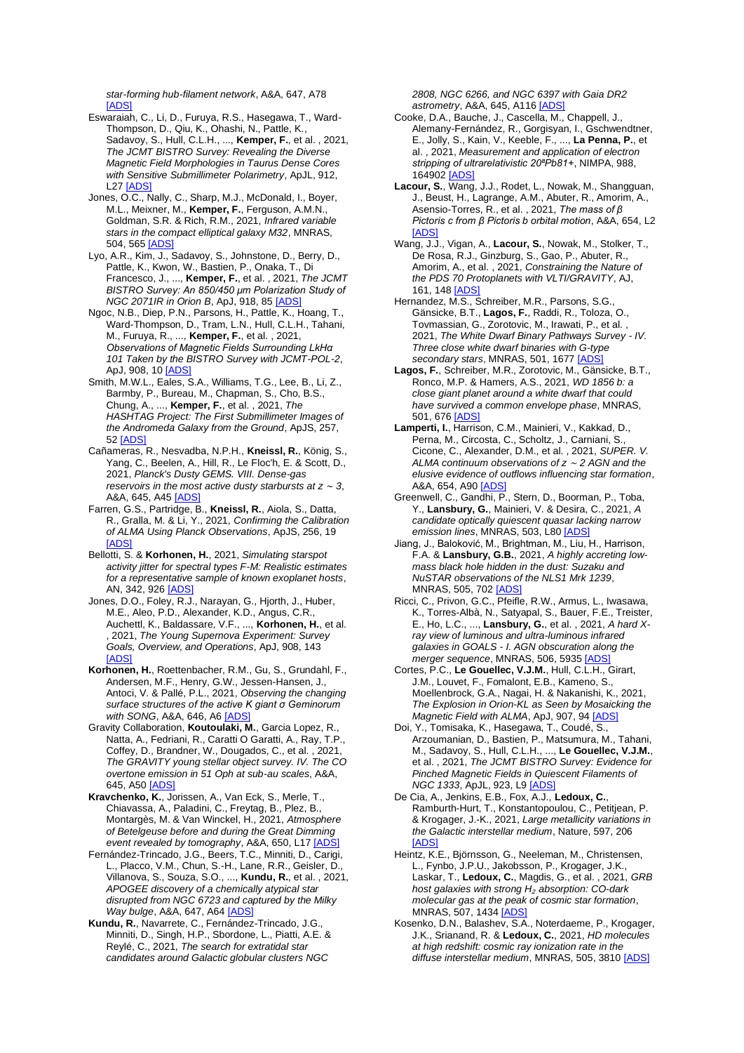*star-forming hub-filament network*, A&A, 647, A78 [ADS]

Eswaraiah, C., Li, D., Furuya, R.S., Hasegawa, T., Ward-Thompson, D., Qiu, K., Ohashi, N., Pattle, K., Sadavoy, S., Hull, C.L.H., ..., **Kemper, F.**, et al. , 2021, *The JCMT BISTRO Survey: Revealing the Diverse Magnetic Field Morphologies in Taurus Dense Cores with Sensitive Submillimeter Polarimetry*, ApJL, 912, L27 [ADS]

Jones, O.C., Nally, C., Sharp, M.J., McDonald, I., Boyer, M.L., Meixner, M., **Kemper, F.**, Ferguson, A.M.N., Goldman, S.R. & Rich, R.M., 2021, *Infrared variable stars in the compact elliptical galaxy M32*, MNRAS, 504, 565 [ADS]

Lyo, A.R., Kim, J., Sadavoy, S., Johnstone, D., Berry, D., Pattle, K., Kwon, W., Bastien, P., Onaka, T., Di Francesco, J., ..., **Kemper, F.**, et al. , 2021, *The JCMT BISTRO Survey: An 850/450 μm Polarization Study of NGC 2071IR in Orion B*, ApJ, 918, 85 [ADS]

Ngoc, N.B., Diep, P.N., Parsons, H., Pattle, K., Hoang, T., Ward-Thompson, D., Tram, L.N., Hull, C.L.H., Tahani, M., Furuya, R., ..., **Kemper, F.**, et al. , 2021, *Observations of Magnetic Fields Surrounding LkHα 101 Taken by the BISTRO Survey with JCMT-POL-2*, ApJ, 908, 10 [ADS]

Smith, M.W.L., Eales, S.A., Williams, T.G., Lee, B., Li, Z., Barmby, P., Bureau, M., Chapman, S., Cho, B.S., Chung, A., ..., **Kemper, F.**, et al. , 2021, *The HASHTAG Project: The First Submillimeter Images of the Andromeda Galaxy from the Ground*, ApJS, 257, 52 [ADS]

Cañameras, R., Nesvadba, N.P.H., **Kneissl, R.**, König, S., Yang, C., Beelen, A., Hill, R., Le Floc'h, E. & Scott, D., 2021, *Planck's Dusty GEMS. VIII. Dense-gas reservoirs in the most active dusty starbursts at z ∼ 3*, A&A, 645, A45 [ADS]

Farren, G.S., Partridge, B., **Kneissl, R.**, Aiola, S., Datta, R., Gralla, M. & Li, Y., 2021, *Confirming the Calibration of ALMA Using Planck Observations*, ApJS, 256, 19 [ADS]

Bellotti, S. & **Korhonen, H.**, 2021, *Simulating starspot activity jitter for spectral types F-M: Realistic estimates for a representative sample of known exoplanet hosts*, AN, 342, 926 [ADS]

Jones, D.O., Foley, R.J., Narayan, G., Hjorth, J., Huber, M.E., Aleo, P.D., Alexander, K.D., Angus, C.R., Auchettl, K., Baldassare, V.F., ..., **Korhonen, H.**, et al. , 2021, *The Young Supernova Experiment: Survey Goals, Overview, and Operations*, ApJ, 908, 143 [ADS]

**Korhonen, H.**, Roettenbacher, R.M., Gu, S., Grundahl, F., Andersen, M.F., Henry, G.W., Jessen-Hansen, J., Antoci, V. & Pallé, P.L., 2021, *Observing the changing surface structures of the active K giant σ Geminorum with SONG*, A&A, 646, A6 [ADS]

Gravity Collaboration, **Koutoulaki, M.**, Garcia Lopez, R., Natta, A., Fedriani, R., Caratti O Garatti, A., Ray, T.P., Coffey, D., Brandner, W., Dougados, C., et al. , 2021, *The GRAVITY young stellar object survey. IV. The CO overtone emission in 51 Oph at sub-au scales*, A&A, 645, A50 [ADS]

**Kravchenko, K.**, Jorissen, A., Van Eck, S., Merle, T., Chiavassa, A., Paladini, C., Freytag, B., Plez, B., Montargès, M. & Van Winckel, H., 2021, *Atmosphere of Betelgeuse before and during the Great Dimming event revealed by tomography*, A&A, 650, L17 [ADS]

Fernández-Trincado, J.G., Beers, T.C., Minniti, D., Carigi, L., Placco, V.M., Chun, S.-H., Lane, R.R., Geisler, D., Villanova, S., Souza, S.O., ..., **Kundu, R.**, et al. , 2021, *APOGEE discovery of a chemically atypical star disrupted from NGC 6723 and captured by the Milky Way bulge*, A&A, 647, A64 [ADS]

**Kundu, R.**, Navarrete, C., Fernández-Trincado, J.G., Minniti, D., Singh, H.P., Sbordone, L., Piatti, A.E. & Reylé, C., 2021, *The search for extratidal star candidates around Galactic globular clusters NGC 2808, NGC 6266, and NGC 6397 with Gaia DR2 astrometry*, A&A, 645, A116 [ADS]

Cooke, D.A., Bauche, J., Cascella, M., Chappell, J., Alemany-Fernández, R., Gorgisyan, I., Gschwendtner, E., Jolly, S., Kain, V., Keeble, F., ..., **La Penna, P.**, et al. , 2021, *Measurement and application of electron stripping of ultrarelativistic 208Pb81+*, NIMPA, 988, 164902 [ADS]

**Lacour, S.**, Wang, J.J., Rodet, L., Nowak, M., Shangguan, J., Beust, H., Lagrange, A.M., Abuter, R., Amorim, A., Asensio-Torres, R., et al. , 2021, *The mass of β Pictoris c from β Pictoris b orbital motion*, A&A, 654, L2 [ADS]

Wang, J.J., Vigan, A., **Lacour, S.**, Nowak, M., Stolker, T., De Rosa, R.J., Ginzburg, S., Gao, P., Abuter, R., Amorim, A., et al. , 2021, *Constraining the Nature of the PDS 70 Protoplanets with VLTI/GRAVITY*, AJ, 161, 148 [ADS]

Hernandez, M.S., Schreiber, M.R., Parsons, S.G., Gänsicke, B.T., **Lagos, F.**, Raddi, R., Toloza, O., Tovmassian, G., Zorotovic, M., Irawati, P., et al. , 2021, *The White Dwarf Binary Pathways Survey - IV. Three close white dwarf binaries with G-type secondary stars*, MNRAS, 501, 1677 [ADS]

**Lagos, F.**, Schreiber, M.R., Zorotovic, M., Gänsicke, B.T., Ronco, M.P. & Hamers, A.S., 2021, *WD 1856 b: a close giant planet around a white dwarf that could have survived a common envelope phase*, MNRAS, 501, 676 [ADS]

**Lamperti, I.**, Harrison, C.M., Mainieri, V., Kakkad, D., Perna, M., Circosta, C., Scholtz, J., Carniani, S., Cicone, C., Alexander, D.M., et al. , 2021, *SUPER. V. ALMA continuum observations of z ∼ 2 AGN and the elusive evidence of outflows influencing star formation*, A&A, 654, A90 [ADS]

Greenwell, C., Gandhi, P., Stern, D., Boorman, P., Toba, Y., **Lansbury, G.**, Mainieri, V. & Desira, C., 2021, *A candidate optically quiescent quasar lacking narrow emission lines*, MNRAS, 503, L80 [ADS]

Jiang, J., Baloković, M., Brightman, M., Liu, H., Harrison, F.A. & **Lansbury, G.B.**, 2021, *A highly accreting low-mass black hole hidden in the dust: Suzaku and NuSTAR observations of the NLS1 Mrk 1239*, MNRAS, 505, 702 [ADS]

Ricci, C., Privon, G.C., Pfeifle, R.W., Armus, L., Iwasawa, K., Torres-Albà, N., Satyapal, S., Bauer, F.E., Treister, E., Ho, L.C., ..., **Lansbury, G.**, et al. , 2021, *A hard X-ray view of luminous and ultra-luminous infrared galaxies in GOALS - I. AGN obscuration along the merger sequence*, MNRAS, 506, 5935 [ADS]

Cortes, P.C., **Le Gouellec, V.J.M.**, Hull, C.L.H., Girart, J.M., Louvet, F., Fomalont, E.B., Kameno, S., Moellenbrock, G.A., Nagai, H. & Nakanishi, K., 2021, *The Explosion in Orion-KL as Seen by Mosaicking the Magnetic Field with ALMA*, ApJ, 907, 94 [ADS]

Doi, Y., Tomisaka, K., Hasegawa, T., Coudé, S., Arzoumanian, D., Bastien, P., Matsumura, M., Tahani, M., Sadavoy, S., Hull, C.L.H., ..., **Le Gouellec, V.J.M.**, et al. , 2021, *The JCMT BISTRO Survey: Evidence for Pinched Magnetic Fields in Quiescent Filaments of NGC 1333*, ApJL, 923, L9 [ADS]

De Cia, A., Jenkins, E.B., Fox, A.J., **Ledoux, C.**, Ramburth-Hurt, T., Konstantopoulou, C., Petitjean, P. & Krogager, J.-K., 2021, *Large metallicity variations in the Galactic interstellar medium*, Nature, 597, 206 [ADS]

Heintz, K.E., Björnsson, G., Neeleman, M., Christensen, L., Fynbo, J.P.U., Jakobsson, P., Krogager, J.K., Laskar, T., **Ledoux, C.**, Magdis, G., et al. , 2021, *GRB host galaxies with strong $H_2$ absorption: CO-dark molecular gas at the peak of cosmic star formation*, MNRAS, 507, 1434 [ADS]

Kosenko, D.N., Balashev, S.A., Noterdaeme, P., Krogager, J.K., Srianand, R. & **Ledoux, C.**, 2021, *HD molecules at high redshift: cosmic ray ionization rate in the diffuse interstellar medium*, MNRAS, 505, 3810 [ADS]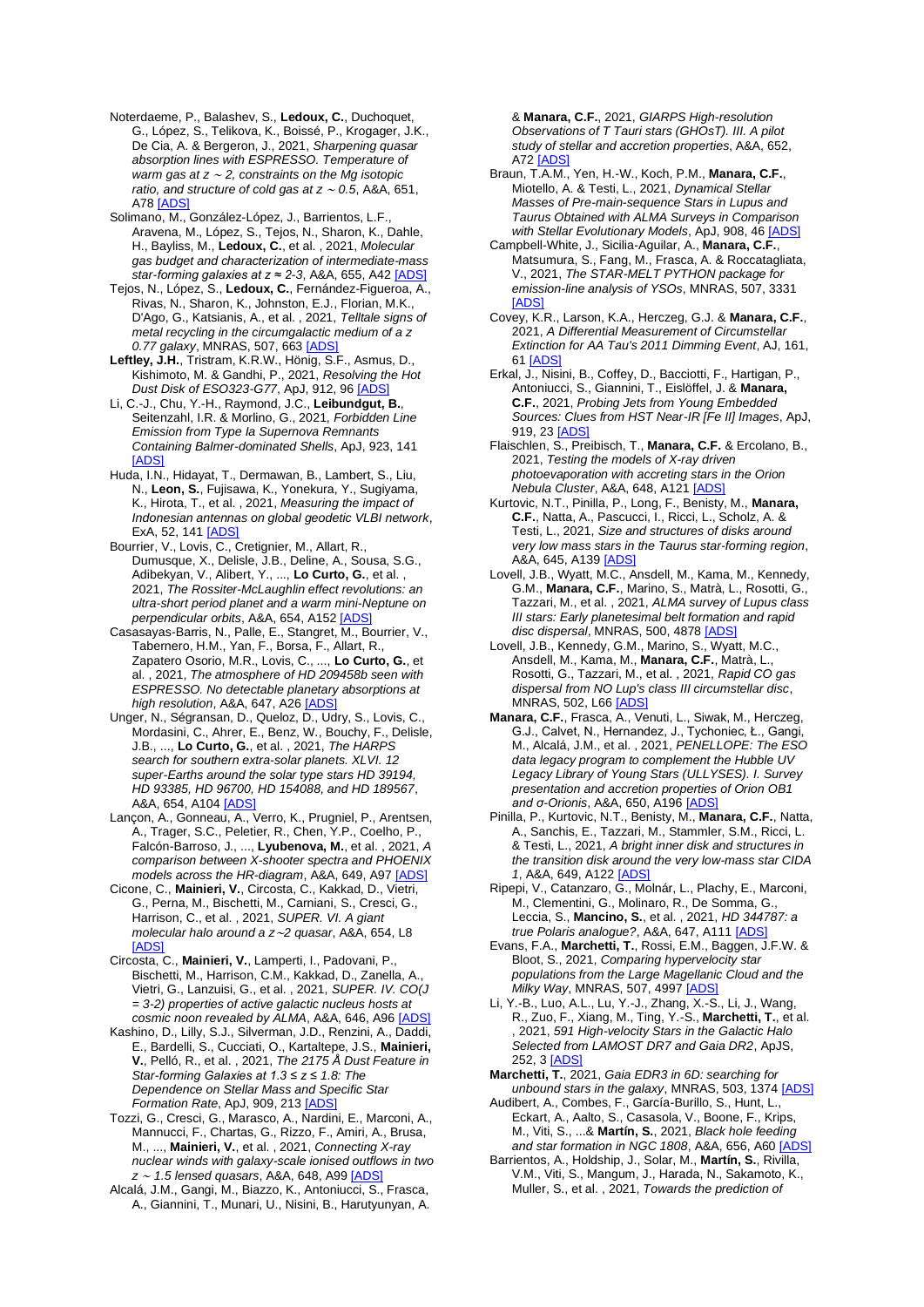Noterdaeme, P., Balashev, S., **Ledoux, C.**, Duchoquet, G., López, S., Telikova, K., Boissé, P., Krogager, J.K., De Cia, A. & Bergeron, J., 2021, *Sharpening quasar absorption lines with ESPRESSO. Temperature of warm gas at z ~ 2, constraints on the Mg isotopic ratio, and structure of cold gas at z ~ 0.5*, A&A, 651, A78 [ADS]

Solimano, M., González-López, J., Barrientos, L.F., Aravena, M., López, S., Tejos, N., Sharon, K., Dahle, H., Bayliss, M., **Ledoux, C.**, et al. , 2021, *Molecular gas budget and characterization of intermediate-mass star-forming galaxies at z ≈ 2-3*, A&A, 655, A42 [ADS]

Tejos, N., López, S., **Ledoux, C.**, Fernández-Figueroa, A., Rivas, N., Sharon, K., Johnston, E.J., Florian, M.K., D'Ago, G., Katsianis, A., et al. , 2021, *Telltale signs of metal recycling in the circumgalactic medium of a z 0.77 galaxy*, MNRAS, 507, 663 [ADS]

**Leftley, J.H.**, Tristram, K.R.W., Hönig, S.F., Asmus, D., Kishimoto, M. & Gandhi, P., 2021, *Resolving the Hot Dust Disk of ESO323-G77*, ApJ, 912, 96 [ADS]

Li, C.-J., Chu, Y.-H., Raymond, J.C., **Leibundgut, B.**, Seitenzahl, I.R. & Morlino, G., 2021, *Forbidden Line Emission from Type Ia Supernova Remnants Containing Balmer-dominated Shells*, ApJ, 923, 141 [ADS]

Huda, I.N., Hidayat, T., Dermawan, B., Lambert, S., Liu, N., **Leon, S.**, Fujisawa, K., Yonekura, Y., Sugiyama, K., Hirota, T., et al. , 2021, *Measuring the impact of Indonesian antennas on global geodetic VLBI network*, ExA, 52, 141 [ADS]

Bourrier, V., Lovis, C., Cretignier, M., Allart, R., Dumusque, X., Delisle, J.B., Deline, A., Sousa, S.G., Adibekyan, V., Alibert, Y., ..., **Lo Curto, G.**, et al. , 2021, *The Rossiter-McLaughlin effect revolutions: an ultra-short period planet and a warm mini-Neptune on perpendicular orbits*, A&A, 654, A152 [ADS]

Casasayas-Barris, N., Palle, E., Stangret, M., Bourrier, V., Tabernero, H.M., Yan, F., Borsa, F., Allart, R., Zapatero Osorio, M.R., Lovis, C., ..., **Lo Curto, G.**, et al. , 2021, *The atmosphere of HD 209458b seen with ESPRESSO. No detectable planetary absorptions at high resolution*, A&A, 647, A26 [ADS]

Unger, N., Ségransan, D., Queloz, D., Udry, S., Lovis, C., Mordasini, C., Ahrer, E., Benz, W., Bouchy, F., Delisle, J.B., ..., **Lo Curto, G.**, et al. , 2021, *The HARPS search for southern extra-solar planets. XLVI. 12 super-Earths around the solar type stars HD 39194, HD 93385, HD 96700, HD 154088, and HD 189567*, A&A, 654, A104 [ADS]

Lançon, A., Gonneau, A., Verro, K., Prugniel, P., Arentsen, A., Trager, S.C., Peletier, R., Chen, Y.P., Coelho, P., Falcón-Barroso, J., ..., **Lyubenova, M.**, et al. , 2021, *A comparison between X-shooter spectra and PHOENIX models across the HR-diagram*, A&A, 649, A97 [ADS]

Cicone, C., **Mainieri, V.**, Circosta, C., Kakkad, D., Vietri, G., Perna, M., Bischetti, M., Carniani, S., Cresci, G., Harrison, C., et al. , 2021, *SUPER. VI. A giant molecular halo around a z ~2 quasar*, A&A, 654, L8 [ADS]

Circosta, C., **Mainieri, V.**, Lamperti, I., Padovani, P., Bischetti, M., Harrison, C.M., Kakkad, D., Zanella, A., Vietri, G., Lanzuisi, G., et al. , 2021, *SUPER. IV. CO(J = 3-2) properties of active galactic nucleus hosts at cosmic noon revealed by ALMA*, A&A, 646, A96 [ADS]

Kashino, D., Lilly, S.J., Silverman, J.D., Renzini, A., Daddi, E., Bardelli, S., Cucciati, O., Kartaltepe, J.S., **Mainieri, V.**, Pelló, R., et al. , 2021, *The 2175 Å Dust Feature in Star-forming Galaxies at 1.3 ≤ z ≤ 1.8: The Dependence on Stellar Mass and Specific Star Formation Rate*, ApJ, 909, 213 [ADS]

Tozzi, G., Cresci, G., Marasco, A., Nardini, E., Marconi, A., Mannucci, F., Chartas, G., Rizzo, F., Amiri, A., Brusa, M., ..., **Mainieri, V.**, et al. , 2021, *Connecting X-ray nuclear winds with galaxy-scale ionised outflows in two z ~ 1.5 lensed quasars*, A&A, 648, A99 [ADS]

Alcalá, J.M., Gangi, M., Biazzo, K., Antoniucci, S., Frasca, A., Giannini, T., Munari, U., Nisini, B., Harutyunyan, A. & **Manara, C.F.**, 2021, *GIARPS High-resolution Observations of T Tauri stars (GHOsT). III. A pilot study of stellar and accretion properties*, A&A, 652, A72 [ADS]

Braun, T.A.M., Yen, H.-W., Koch, P.M., **Manara, C.F.**, Miotello, A. & Testi, L., 2021, *Dynamical Stellar Masses of Pre-main-sequence Stars in Lupus and Taurus Obtained with ALMA Surveys in Comparison with Stellar Evolutionary Models*, ApJ, 908, 46 [ADS]

Campbell-White, J., Sicilia-Aguilar, A., **Manara, C.F.**, Matsumura, S., Fang, M., Frasca, A. & Roccatagliata, V., 2021, *The STAR-MELT PYTHON package for emission-line analysis of YSOs*, MNRAS, 507, 3331 [ADS]

Covey, K.R., Larson, K.A., Herczeg, G.J. & **Manara, C.F.**, 2021, *A Differential Measurement of Circumstellar Extinction for AA Tau's 2011 Dimming Event*, AJ, 161, 61 [ADS]

Erkal, J., Nisini, B., Coffey, D., Bacciotti, F., Hartigan, P., Antoniucci, S., Giannini, T., Eislöffel, J. & **Manara, C.F.**, 2021, *Probing Jets from Young Embedded Sources: Clues from HST Near-IR [Fe II] Images*, ApJ, 919, 23 [ADS]

Flaischlen, S., Preibisch, T., **Manara, C.F.** & Ercolano, B., 2021, *Testing the models of X-ray driven photoevaporation with accreting stars in the Orion Nebula Cluster*, A&A, 648, A121 [ADS]

Kurtovic, N.T., Pinilla, P., Long, F., Benisty, M., **Manara, C.F.**, Natta, A., Pascucci, I., Ricci, L., Scholz, A. & Testi, L., 2021, *Size and structures of disks around very low mass stars in the Taurus star-forming region*, A&A, 645, A139 [ADS]

Lovell, J.B., Wyatt, M.C., Ansdell, M., Kama, M., Kennedy, G.M., **Manara, C.F.**, Marino, S., Matrà, L., Rosotti, G., Tazzari, M., et al. , 2021, *ALMA survey of Lupus class III stars: Early planetesimal belt formation and rapid disc dispersal*, MNRAS, 500, 4878 [ADS]

Lovell, J.B., Kennedy, G.M., Marino, S., Wyatt, M.C., Ansdell, M., Kama, M., **Manara, C.F.**, Matrà, L., Rosotti, G., Tazzari, M., et al. , 2021, *Rapid CO gas dispersal from NO Lup's class III circumstellar disc*, MNRAS, 502, L66 [ADS]

**Manara, C.F.**, Frasca, A., Venuti, L., Siwak, M., Herczeg, G.J., Calvet, N., Hernandez, J., Tychoniec, Ł., Gangi, M., Alcalá, J.M., et al. , 2021, *PENELLOPE: The ESO data legacy program to complement the Hubble UV Legacy Library of Young Stars (ULLYSES). I. Survey presentation and accretion properties of Orion OB1 and σ-Orionis*, A&A, 650, A196 [ADS]

Pinilla, P., Kurtovic, N.T., Benisty, M., **Manara, C.F.**, Natta, A., Sanchis, E., Tazzari, M., Stammler, S.M., Ricci, L. & Testi, L., 2021, *A bright inner disk and structures in the transition disk around the very low-mass star CIDA 1*, A&A, 649, A122 [ADS]

Ripepi, V., Catanzaro, G., Molnár, L., Plachy, E., Marconi, M., Clementini, G., Molinaro, R., De Somma, G., Leccia, S., **Mancino, S.**, et al. , 2021, *HD 344787: a true Polaris analogue?*, A&A, 647, A111 [ADS]

Evans, F.A., **Marchetti, T.**, Rossi, E.M., Baggen, J.F.W. & Bloot, S., 2021, *Comparing hypervelocity star populations from the Large Magellanic Cloud and the Milky Way*, MNRAS, 507, 4997 [ADS]

Li, Y.-B., Luo, A.L., Lu, Y.-J., Zhang, X.-S., Li, J., Wang, R., Zuo, F., Xiang, M., Ting, Y.-S., **Marchetti, T.**, et al. , 2021, *591 High-velocity Stars in the Galactic Halo Selected from LAMOST DR7 and Gaia DR2*, ApJS, 252, 3 [ADS]

**Marchetti, T.**, 2021, *Gaia EDR3 in 6D: searching for unbound stars in the galaxy*, MNRAS, 503, 1374 [ADS]

Audibert, A., Combes, F., García-Burillo, S., Hunt, L., Eckart, A., Aalto, S., Casasola, V., Boone, F., Krips, M., Viti, S., ...& **Martín, S.**, 2021, *Black hole feeding and star formation in NGC 1808*, A&A, 656, A60 [ADS]

Barrientos, A., Holdship, J., Solar, M., **Martín, S.**, Rivilla, V.M., Viti, S., Mangum, J., Harada, N., Sakamoto, K., Muller, S., et al. , 2021, *Towards the prediction of*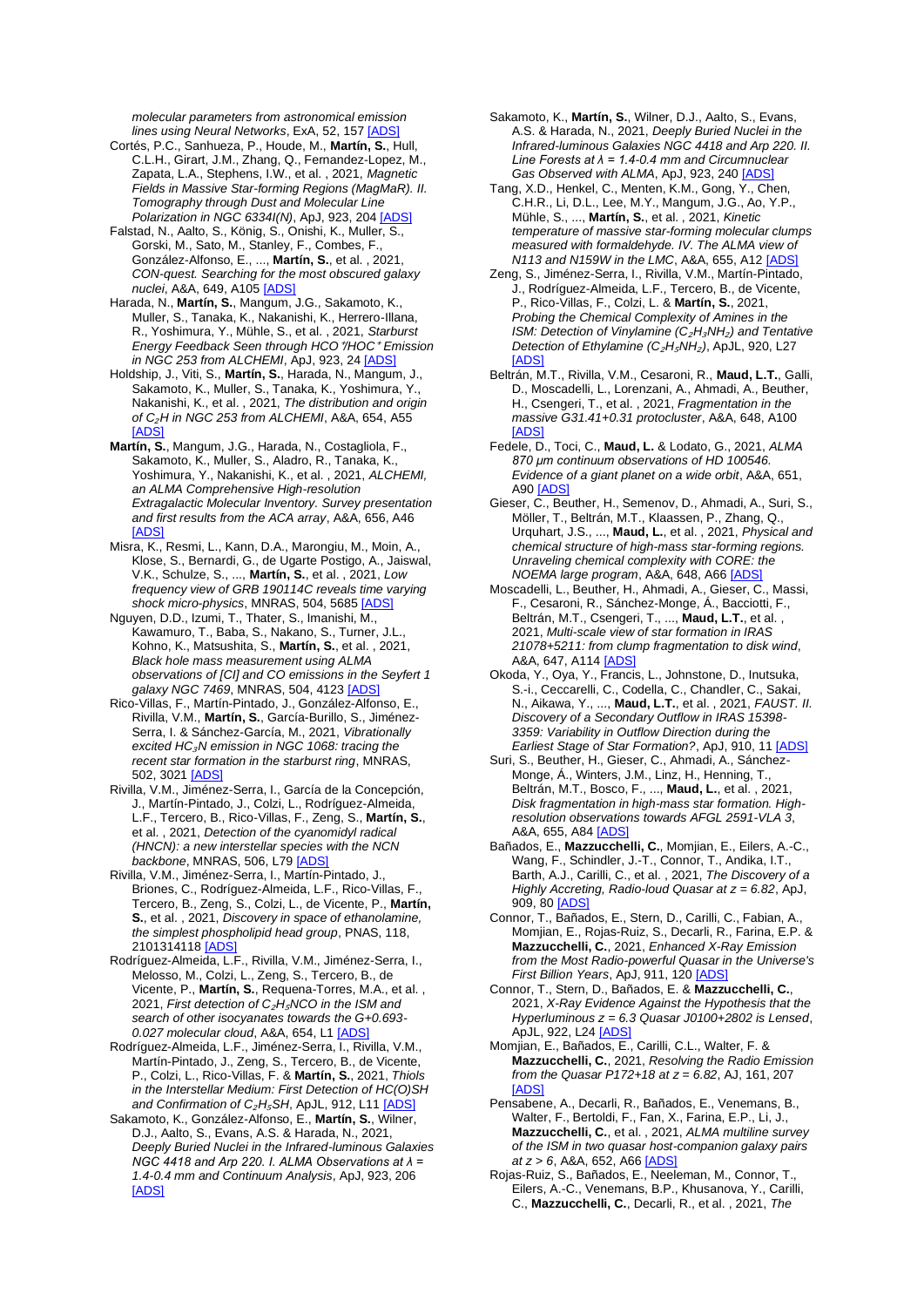*molecular parameters from astronomical emission lines using Neural Networks*, ExA, 52, 157 [ADS]

Cortés, P.C., Sanhueza, P., Houde, M., **Martín, S.**, Hull, C.L.H., Girart, J.M., Zhang, Q., Fernandez-Lopez, M., Zapata, L.A., Stephens, I.W., et al. , 2021, *Magnetic Fields in Massive Star-forming Regions (MagMaR). II. Tomography through Dust and Molecular Line Polarization in NGC 6334I(N)*, ApJ, 923, 204 [ADS]

Falstad, N., Aalto, S., König, S., Onishi, K., Muller, S., Gorski, M., Sato, M., Stanley, F., Combes, F., González-Alfonso, E., ..., **Martín, S.**, et al. , 2021, *CON-quest. Searching for the most obscured galaxy nuclei*, A&A, 649, A105 [ADS]

Harada, N., **Martín, S.**, Mangum, J.G., Sakamoto, K., Muller, S., Tanaka, K., Nakanishi, K., Herrero-Illana, R., Yoshimura, Y., Mühle, S., et al. , 2021, *Starburst Energy Feedback Seen through $HCO^+$/$HOC^+$ Emission in NGC 253 from ALCHEMI*, ApJ, 923, 24 [ADS]

Holdship, J., Viti, S., **Martín, S.**, Harada, N., Mangum, J., Sakamoto, K., Muller, S., Tanaka, K., Yoshimura, Y., Nakanishi, K., et al. , 2021, *The distribution and origin of $C_2H$ in NGC 253 from ALCHEMI*, A&A, 654, A55 [ADS]

**Martín, S.**, Mangum, J.G., Harada, N., Costagliola, F., Sakamoto, K., Muller, S., Aladro, R., Tanaka, K., Yoshimura, Y., Nakanishi, K., et al. , 2021, *ALCHEMI, an ALMA Comprehensive High-resolution Extragalactic Molecular Inventory. Survey presentation and first results from the ACA array*, A&A, 656, A46 [ADS]

Misra, K., Resmi, L., Kann, D.A., Marongiu, M., Moin, A., Klose, S., Bernardi, G., de Ugarte Postigo, A., Jaiswal, V.K., Schulze, S., ..., **Martín, S.**, et al. , 2021, *Low frequency view of GRB 190114C reveals time varying shock micro-physics*, MNRAS, 504, 5685 [ADS]

Nguyen, D.D., Izumi, T., Thater, S., Imanishi, M., Kawamuro, T., Baba, S., Nakano, S., Turner, J.L., Kohno, K., Matsushita, S., **Martín, S.**, et al. , 2021, *Black hole mass measurement using ALMA observations of [CI] and CO emissions in the Seyfert 1 galaxy NGC 7469*, MNRAS, 504, 4123 [ADS]

Rico-Villas, F., Martín-Pintado, J., González-Alfonso, E., Rivilla, V.M., **Martín, S.**, García-Burillo, S., Jiménez-Serra, I. & Sánchez-García, M., 2021, *Vibrationally excited $HC_3N$ emission in NGC 1068: tracing the recent star formation in the starburst ring*, MNRAS, 502, 3021 [ADS]

Rivilla, V.M., Jiménez-Serra, I., García de la Concepción, J., Martín-Pintado, J., Colzi, L., Rodríguez-Almeida, L.F., Tercero, B., Rico-Villas, F., Zeng, S., **Martín, S.**, et al. , 2021, *Detection of the cyanomidyl radical (HNCN): a new interstellar species with the NCN backbone*, MNRAS, 506, L79 [ADS]

Rivilla, V.M., Jiménez-Serra, I., Martín-Pintado, J., Briones, C., Rodríguez-Almeida, L.F., Rico-Villas, F., Tercero, B., Zeng, S., Colzi, L., de Vicente, P., **Martín, S.**, et al. , 2021, *Discovery in space of ethanolamine, the simplest phospholipid head group*, PNAS, 118, 2101314118 [ADS]

Rodríguez-Almeida, L.F., Rivilla, V.M., Jiménez-Serra, I., Melosso, M., Colzi, L., Zeng, S., Tercero, B., de Vicente, P., **Martín, S.**, Requena-Torres, M.A., et al. , 2021, *First detection of $C_2H_5NCO$ in the ISM and search of other isocyanates towards the G+0.693-0.027 molecular cloud*, A&A, 654, L1 [ADS]

Rodríguez-Almeida, L.F., Jiménez-Serra, I., Rivilla, V.M., Martín-Pintado, J., Zeng, S., Tercero, B., de Vicente, P., Colzi, L., Rico-Villas, F., **Martín, S.**, 2021, *Thiols in the Interstellar Medium: First Detection of HC(O)SH and Confirmation of $C_2H_5SH$*, ApJL, 912, L11 [ADS]

Sakamoto, K., González-Alfonso, E., **Martín, S.**, Wilner, D.J., Aalto, S., Evans, A.S. & Harada, N., 2021, *Deeply Buried Nuclei in the Infrared-luminous Galaxies NGC 4418 and Arp 220. I. ALMA Observations at λ = 1.4-0.4 mm and Continuum Analysis*, ApJ, 923, 206 [ADS]

Sakamoto, K., **Martín, S.**, Wilner, D.J., Aalto, S., Evans, A.S. & Harada, N., 2021, *Deeply Buried Nuclei in the Infrared-luminous Galaxies NGC 4418 and Arp 220. II. Line Forests at λ = 1.4-0.4 mm and Circumnuclear Gas Observed with ALMA*, ApJ, 923, 240 [ADS]

Tang, X.D., Henkel, C., Menten, K.M., Gong, Y., Chen, C.H.R., Li, D.L., Lee, M.Y., Mangum, J.G., Ao, Y.P., Mühle, S., ..., **Martín, S.**, et al. , 2021, *Kinetic temperature of massive star-forming molecular clumps measured with formaldehyde. IV. The ALMA view of N113 and N159W in the LMC*, A&A, 655, A12 [ADS]

Zeng, S., Jiménez-Serra, I., Rivilla, V.M., Martín-Pintado, J., Rodríguez-Almeida, L.F., Tercero, B., de Vicente, P., Rico-Villas, F., Colzi, L. & **Martín, S.**, 2021, *Probing the Chemical Complexity of Amines in the ISM: Detection of Vinylamine ($C_2H_3NH_2$) and Tentative Detection of Ethylamine ($C_2H_5NH_2$)*, ApJL, 920, L27 [ADS]

Beltrán, M.T., Rivilla, V.M., Cesaroni, R., **Maud, L.T.**, Galli, D., Moscadelli, L., Lorenzani, A., Ahmadi, A., Beuther, H., Csengeri, T., et al. , 2021, *Fragmentation in the massive G31.41+0.31 protocluster*, A&A, 648, A100 [ADS]

Fedele, D., Toci, C., **Maud, L.** & Lodato, G., 2021, *ALMA 870 μm continuum observations of HD 100546. Evidence of a giant planet on a wide orbit*, A&A, 651, A90 [ADS]

Gieser, C., Beuther, H., Semenov, D., Ahmadi, A., Suri, S., Möller, T., Beltrán, M.T., Klaassen, P., Zhang, Q., Urquhart, J.S., ..., **Maud, L.**, et al. , 2021, *Physical and chemical structure of high-mass star-forming regions. Unraveling chemical complexity with CORE: the NOEMA large program*, A&A, 648, A66 [ADS]

Moscadelli, L., Beuther, H., Ahmadi, A., Gieser, C., Massi, F., Cesaroni, R., Sánchez-Monge, Á., Bacciotti, F., Beltrán, M.T., Csengeri, T., ..., **Maud, L.T.**, et al. , 2021, *Multi-scale view of star formation in IRAS 21078+5211: from clump fragmentation to disk wind*, A&A, 647, A114 [ADS]

Okoda, Y., Oya, Y., Francis, L., Johnstone, D., Inutsuka, S.-i., Ceccarelli, C., Codella, C., Chandler, C., Sakai, N., Aikawa, Y., ..., **Maud, L.T.**, et al. , 2021, *FAUST. II. Discovery of a Secondary Outflow in IRAS 15398-3359: Variability in Outflow Direction during the Earliest Stage of Star Formation?*, ApJ, 910, 11 [ADS]

Suri, S., Beuther, H., Gieser, C., Ahmadi, A., Sánchez-Monge, Á., Winters, J.M., Linz, H., Henning, T., Beltrán, M.T., Bosco, F., ..., **Maud, L.**, et al. , 2021, *Disk fragmentation in high-mass star formation. High-resolution observations towards AFGL 2591-VLA 3*, A&A, 655, A84 [ADS]

Bañados, E., **Mazzucchelli, C.**, Momjian, E., Eilers, A.-C., Wang, F., Schindler, J.-T., Connor, T., Andika, I.T., Barth, A.J., Carilli, C., et al. , 2021, *The Discovery of a Highly Accreting, Radio-loud Quasar at z = 6.82*, ApJ, 909, 80 [ADS]

Connor, T., Bañados, E., Stern, D., Carilli, C., Fabian, A., Momjian, E., Rojas-Ruiz, S., Decarli, R., Farina, E.P. & **Mazzucchelli, C.**, 2021, *Enhanced X-Ray Emission from the Most Radio-powerful Quasar in the Universe's First Billion Years*, ApJ, 911, 120 [ADS]

Connor, T., Stern, D., Bañados, E. & **Mazzucchelli, C.**, 2021, *X-Ray Evidence Against the Hypothesis that the Hyperluminous z = 6.3 Quasar J0100+2802 is Lensed*, ApJL, 922, L24 [ADS]

Momjian, E., Bañados, E., Carilli, C.L., Walter, F. & **Mazzucchelli, C.**, 2021, *Resolving the Radio Emission from the Quasar P172+18 at z = 6.82*, AJ, 161, 207 [ADS]

Pensabene, A., Decarli, R., Bañados, E., Venemans, B., Walter, F., Bertoldi, F., Fan, X., Farina, E.P., Li, J., **Mazzucchelli, C.**, et al. , 2021, *ALMA multiline survey of the ISM in two quasar host-companion galaxy pairs at z > 6*, A&A, 652, A66 [ADS]

Rojas-Ruiz, S., Bañados, E., Neeleman, M., Connor, T., Eilers, A.-C., Venemans, B.P., Khusanova, Y., Carilli, C., **Mazzucchelli, C.**, Decarli, R., et al. , 2021, *The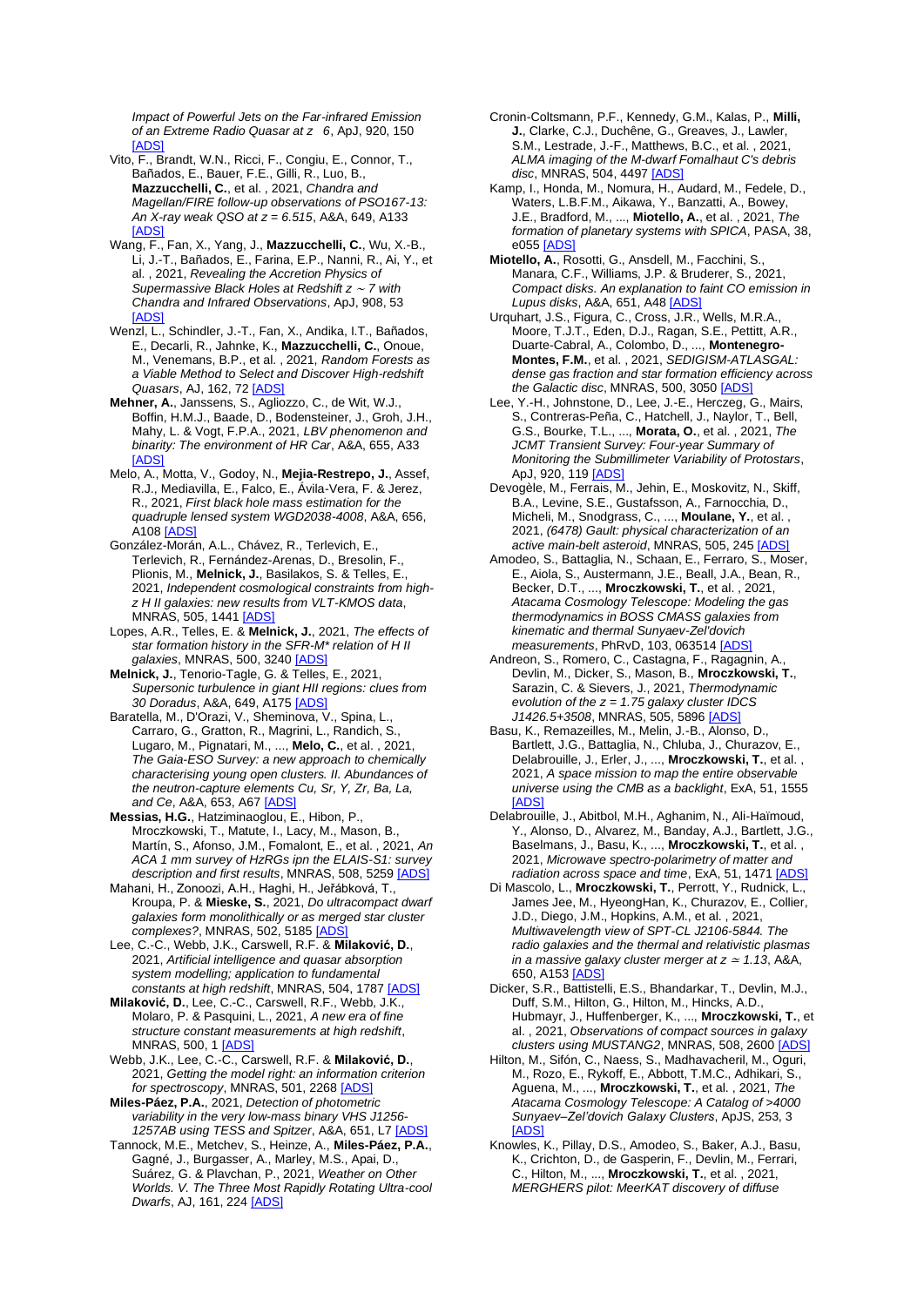*Impact of Powerful Jets on the Far-infrared Emission of an Extreme Radio Quasar at z 6*, ApJ, 920, 150 [ADS]

Vito, F., Brandt, W.N., Ricci, F., Congiu, E., Connor, T., Bañados, E., Bauer, F.E., Gilli, R., Luo, B., **Mazzucchelli, C.**, et al. , 2021, *Chandra and Magellan/FIRE follow-up observations of PSO167-13: An X-ray weak QSO at z = 6.515*, A&A, 649, A133 [ADS]

Wang, F., Fan, X., Yang, J., **Mazzucchelli, C.**, Wu, X.-B., Li, J.-T., Bañados, E., Farina, E.P., Nanni, R., Ai, Y., et al. , 2021, *Revealing the Accretion Physics of Supermassive Black Holes at Redshift z ∼ 7 with Chandra and Infrared Observations*, ApJ, 908, 53 [ADS]

Wenzl, L., Schindler, J.-T., Fan, X., Andika, I.T., Bañados, E., Decarli, R., Jahnke, K., **Mazzucchelli, C.**, Onoue, M., Venemans, B.P., et al. , 2021, *Random Forests as a Viable Method to Select and Discover High-redshift Quasars*, AJ, 162, 72 [ADS]

**Mehner, A.**, Janssens, S., Agliozzo, C., de Wit, W.J., Boffin, H.M.J., Baade, D., Bodensteiner, J., Groh, J.H., Mahy, L. & Vogt, F.P.A., 2021, *LBV phenomenon and binarity: The environment of HR Car*, A&A, 655, A33 [ADS]

Melo, A., Motta, V., Godoy, N., **Mejia-Restrepo, J.**, Assef, R.J., Mediavilla, E., Falco, E., Ávila-Vera, F. & Jerez, R., 2021, *First black hole mass estimation for the quadruple lensed system WGD2038-4008*, A&A, 656, A108 [ADS]

González-Morán, A.L., Chávez, R., Terlevich, E., Terlevich, R., Fernández-Arenas, D., Bresolin, F., Plionis, M., **Melnick, J.**, Basilakos, S. & Telles, E., 2021, *Independent cosmological constraints from high-z H II galaxies: new results from VLT-KMOS data*, MNRAS, 505, 1441 [ADS]

Lopes, A.R., Telles, E. & **Melnick, J.**, 2021, *The effects of star formation history in the SFR-M* relation of H II galaxies*, MNRAS, 500, 3240 [ADS]

**Melnick, J.**, Tenorio-Tagle, G. & Telles, E., 2021, *Supersonic turbulence in giant HII regions: clues from 30 Doradus*, A&A, 649, A175 [ADS]

Baratella, M., D'Orazi, V., Sheminova, V., Spina, L., Carraro, G., Gratton, R., Magrini, L., Randich, S., Lugaro, M., Pignatari, M., ..., **Melo, C.**, et al. , 2021, *The Gaia-ESO Survey: a new approach to chemically characterising young open clusters. II. Abundances of the neutron-capture elements Cu, Sr, Y, Zr, Ba, La, and Ce*, A&A, 653, A67 [ADS]

**Messias, H.G.**, Hatziminaoglou, E., Hibon, P., Mroczkowski, T., Matute, I., Lacy, M., Mason, B., Martín, S., Afonso, J.M., Fomalont, E., et al. , 2021, *An ACA 1 mm survey of HzRGs ipn the ELAIS-S1: survey description and first results*, MNRAS, 508, 5259 [ADS]

Mahani, H., Zonoozi, A.H., Haghi, H., Jeřábková, T., Kroupa, P. & **Mieske, S.**, 2021, *Do ultracompact dwarf galaxies form monolithically or as merged star cluster complexes?*, MNRAS, 502, 5185 [ADS]

Lee, C.-C., Webb, J.K., Carswell, R.F. & **Milaković, D.**, 2021, *Artificial intelligence and quasar absorption system modelling; application to fundamental constants at high redshift*, MNRAS, 504, 1787 [ADS]

**Milaković, D.**, Lee, C.-C., Carswell, R.F., Webb, J.K., Molaro, P. & Pasquini, L., 2021, *A new era of fine structure constant measurements at high redshift*, MNRAS, 500, 1 [ADS]

Webb, J.K., Lee, C.-C., Carswell, R.F. & **Milaković, D.**, 2021, *Getting the model right: an information criterion for spectroscopy*, MNRAS, 501, 2268 [ADS]

**Miles-Páez, P.A.**, 2021, *Detection of photometric variability in the very low-mass binary VHS J1256-1257AB using TESS and Spitzer*, A&A, 651, L7 [ADS]

Tannock, M.E., Metchev, S., Heinze, A., **Miles-Páez, P.A.**, Gagné, J., Burgasser, A., Marley, M.S., Apai, D., Suárez, G. & Plavchan, P., 2021, *Weather on Other Worlds. V. The Three Most Rapidly Rotating Ultra-cool Dwarfs*, AJ, 161, 224 [ADS]

Cronin-Coltsmann, P.F., Kennedy, G.M., Kalas, P., **Milli, J.**, Clarke, C.J., Duchêne, G., Greaves, J., Lawler, S.M., Lestrade, J.-F., Matthews, B.C., et al. , 2021, *ALMA imaging of the M-dwarf Fomalhaut C's debris disc*, MNRAS, 504, 4497 [ADS]

Kamp, I., Honda, M., Nomura, H., Audard, M., Fedele, D., Waters, L.B.F.M., Aikawa, Y., Banzatti, A., Bowey, J.E., Bradford, M., ..., **Miotello, A.**, et al. , 2021, *The formation of planetary systems with SPICA*, PASA, 38, e055 [ADS]

**Miotello, A.**, Rosotti, G., Ansdell, M., Facchini, S., Manara, C.F., Williams, J.P. & Bruderer, S., 2021, *Compact disks. An explanation to faint CO emission in Lupus disks*, A&A, 651, A48 [ADS]

Urquhart, J.S., Figura, C., Cross, J.R., Wells, M.R.A., Moore, T.J.T., Eden, D.J., Ragan, S.E., Pettitt, A.R., Duarte-Cabral, A., Colombo, D., ..., **Montenegro-Montes, F.M.**, et al. , 2021, *SEDIGISM-ATLASGAL: dense gas fraction and star formation efficiency across the Galactic disc*, MNRAS, 500, 3050 [ADS]

Lee, Y.-H., Johnstone, D., Lee, J.-E., Herczeg, G., Mairs, S., Contreras-Peña, C., Hatchell, J., Naylor, T., Bell, G.S., Bourke, T.L., ..., **Morata, O.**, et al. , 2021, *The JCMT Transient Survey: Four-year Summary of Monitoring the Submillimeter Variability of Protostars*, ApJ, 920, 119 [ADS]

Devogèle, M., Ferrais, M., Jehin, E., Moskovitz, N., Skiff, B.A., Levine, S.E., Gustafsson, A., Farnocchia, D., Micheli, M., Snodgrass, C., ..., **Moulane, Y.**, et al. , 2021, *(6478) Gault: physical characterization of an active main-belt asteroid*, MNRAS, 505, 245 [ADS]

Amodeo, S., Battaglia, N., Schaan, E., Ferraro, S., Moser, E., Aiola, S., Austermann, J.E., Beall, J.A., Bean, R., Becker, D.T., ..., **Mroczkowski, T.**, et al. , 2021, *Atacama Cosmology Telescope: Modeling the gas thermodynamics in BOSS CMASS galaxies from kinematic and thermal Sunyaev-Zel'dovich measurements*, PhRvD, 103, 063514 [ADS]

Andreon, S., Romero, C., Castagna, F., Ragagnin, A., Devlin, M., Dicker, S., Mason, B., **Mroczkowski, T.**, Sarazin, C. & Sievers, J., 2021, *Thermodynamic evolution of the z = 1.75 galaxy cluster IDCS J1426.5+3508*, MNRAS, 505, 5896 [ADS]

Basu, K., Remazeilles, M., Melin, J.-B., Alonso, D., Bartlett, J.G., Battaglia, N., Chluba, J., Churazov, E., Delabrouille, J., Erler, J., ..., **Mroczkowski, T.**, et al. , 2021, *A space mission to map the entire observable universe using the CMB as a backlight*, ExA, 51, 1555 [ADS]

Delabrouille, J., Abitbol, M.H., Aghanim, N., Ali-Haïmoud, Y., Alonso, D., Alvarez, M., Banday, A.J., Bartlett, J.G., Baselmans, J., Basu, K., ..., **Mroczkowski, T.**, et al. , 2021, *Microwave spectro-polarimetry of matter and radiation across space and time*, ExA, 51, 1471 [ADS]

Di Mascolo, L., **Mroczkowski, T.**, Perrott, Y., Rudnick, L., James Jee, M., HyeongHan, K., Churazov, E., Collier, J.D., Diego, J.M., Hopkins, A.M., et al. , 2021, *Multiwavelength view of SPT-CL J2106-5844. The radio galaxies and the thermal and relativistic plasmas in a massive galaxy cluster merger at z ≃ 1.13*, A&A, 650, A153 [ADS]

Dicker, S.R., Battistelli, E.S., Bhandarkar, T., Devlin, M.J., Duff, S.M., Hilton, G., Hilton, M., Hincks, A.D., Hubmayr, J., Huffenberger, K., ..., **Mroczkowski, T.**, et al. , 2021, *Observations of compact sources in galaxy clusters using MUSTANG2*, MNRAS, 508, 2600 [ADS]

Hilton, M., Sifón, C., Naess, S., Madhavacheril, M., Oguri, M., Rozo, E., Rykoff, E., Abbott, T.M.C., Adhikari, S., Aguena, M., ..., **Mroczkowski, T.**, et al. , 2021, *The Atacama Cosmology Telescope: A Catalog of >4000 Sunyaev–Zel'dovich Galaxy Clusters*, ApJS, 253, 3 [ADS]

Knowles, K., Pillay, D.S., Amodeo, S., Baker, A.J., Basu, K., Crichton, D., de Gasperin, F., Devlin, M., Ferrari, C., Hilton, M., ..., **Mroczkowski, T.**, et al. , 2021, *MERGHERS pilot: MeerKAT discovery of diffuse*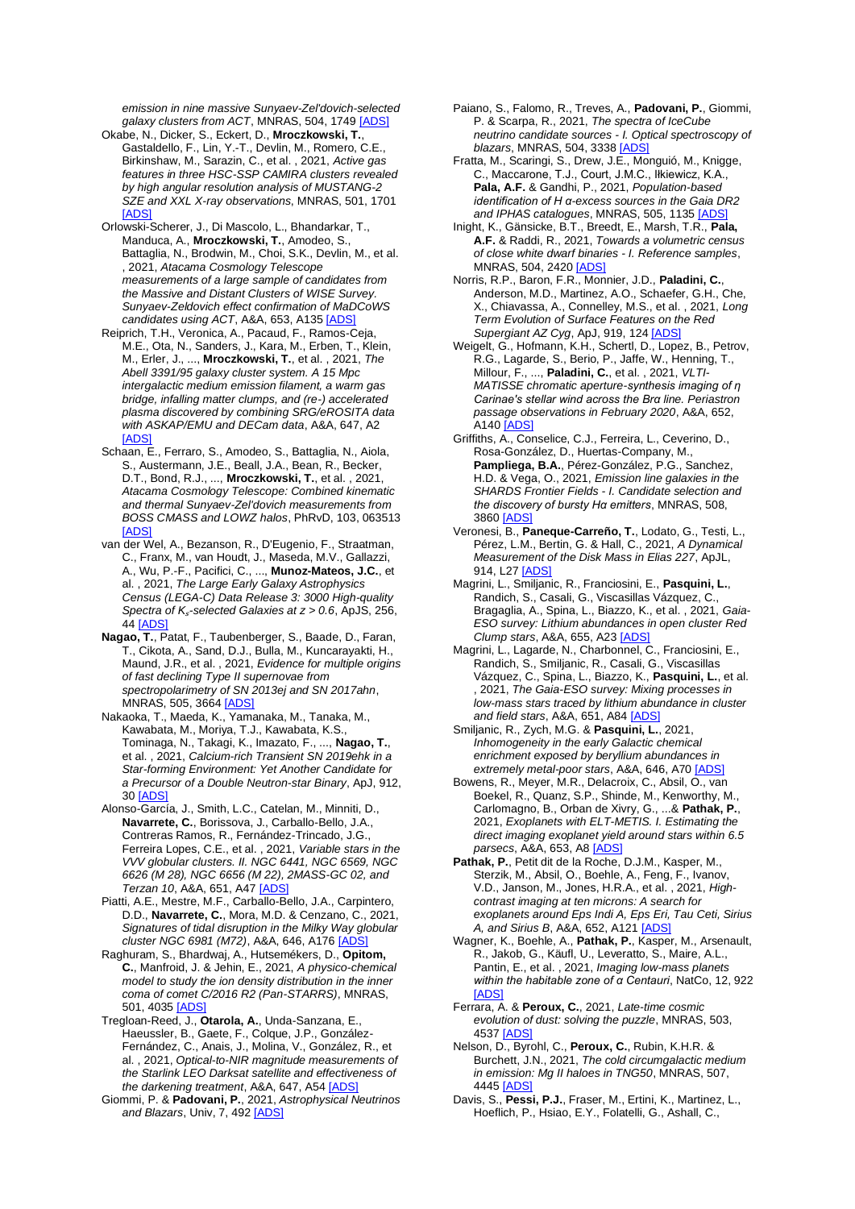*emission in nine massive Sunyaev-Zel'dovich-selected galaxy clusters from ACT*, MNRAS, 504, 1749 [ADS]

Okabe, N., Dicker, S., Eckert, D., **Mroczkowski, T.**, Gastaldello, F., Lin, Y.-T., Devlin, M., Romero, C.E., Birkinshaw, M., Sarazin, C., et al. , 2021, *Active gas features in three HSC-SSP CAMIRA clusters revealed by high angular resolution analysis of MUSTANG-2 SZE and XXL X-ray observations*, MNRAS, 501, 1701 [ADS]

Orlowski-Scherer, J., Di Mascolo, L., Bhandarkar, T., Manduca, A., **Mroczkowski, T.**, Amodeo, S., Battaglia, N., Brodwin, M., Choi, S.K., Devlin, M., et al. , 2021, *Atacama Cosmology Telescope measurements of a large sample of candidates from the Massive and Distant Clusters of WISE Survey. Sunyaev-Zeldovich effect confirmation of MaDCoWS candidates using ACT*, A&A, 653, A135 [ADS]

Reiprich, T.H., Veronica, A., Pacaud, F., Ramos-Ceja, M.E., Ota, N., Sanders, J., Kara, M., Erben, T., Klein, M., Erler, J., ..., **Mroczkowski, T.**, et al. , 2021, *The Abell 3391/95 galaxy cluster system. A 15 Mpc intergalactic medium emission filament, a warm gas bridge, infalling matter clumps, and (re-) accelerated plasma discovered by combining SRG/eROSITA data with ASKAP/EMU and DECam data*, A&A, 647, A2 [ADS]

Schaan, E., Ferraro, S., Amodeo, S., Battaglia, N., Aiola, S., Austermann, J.E., Beall, J.A., Bean, R., Becker, D.T., Bond, R.J., ..., **Mroczkowski, T.**, et al. , 2021, *Atacama Cosmology Telescope: Combined kinematic and thermal Sunyaev-Zel'dovich measurements from BOSS CMASS and LOWZ halos*, PhRvD, 103, 063513 [ADS]

van der Wel, A., Bezanson, R., D'Eugenio, F., Straatman, C., Franx, M., van Houdt, J., Maseda, M.V., Gallazzi, A., Wu, P.-F., Pacifici, C., ..., **Munoz-Mateos, J.C.**, et al. , 2021, *The Large Early Galaxy Astrophysics Census (LEGA-C) Data Release 3: 3000 High-quality Spectra of $K_s$-selected Galaxies at z > 0.6*, ApJS, 256, 44 [ADS]

**Nagao, T.**, Patat, F., Taubenberger, S., Baade, D., Faran, T., Cikota, A., Sand, D.J., Bulla, M., Kuncarayakti, H., Maund, J.R., et al. , 2021, *Evidence for multiple origins of fast declining Type II supernovae from spectropolarimetry of SN 2013ej and SN 2017ahn*, MNRAS, 505, 3664 [ADS]

Nakaoka, T., Maeda, K., Yamanaka, M., Tanaka, M., Kawabata, M., Moriya, T.J., Kawabata, K.S., Tominaga, N., Takagi, K., Imazato, F., ..., **Nagao, T.**, et al. , 2021, *Calcium-rich Transient SN 2019ehk in a Star-forming Environment: Yet Another Candidate for a Precursor of a Double Neutron-star Binary*, ApJ, 912, 30 [ADS]

Alonso-García, J., Smith, L.C., Catelan, M., Minniti, D., **Navarrete, C.**, Borissova, J., Carballo-Bello, J.A., Contreras Ramos, R., Fernández-Trincado, J.G., Ferreira Lopes, C.E., et al. , 2021, *Variable stars in the VVV globular clusters. II. NGC 6441, NGC 6569, NGC 6626 (M 28), NGC 6656 (M 22), 2MASS-GC 02, and Terzan 10*, A&A, 651, A47 [ADS]

Piatti, A.E., Mestre, M.F., Carballo-Bello, J.A., Carpintero, D.D., **Navarrete, C.**, Mora, M.D. & Cenzano, C., 2021, *Signatures of tidal disruption in the Milky Way globular cluster NGC 6981 (M72)*, A&A, 646, A176 [ADS]

Raghuram, S., Bhardwaj, A., Hutsemékers, D., **Opitom, C.**, Manfroid, J. & Jehin, E., 2021, *A physico-chemical model to study the ion density distribution in the inner coma of comet C/2016 R2 (Pan-STARRS)*, MNRAS, 501, 4035 [ADS]

Tregloan-Reed, J., **Otarola, A.**, Unda-Sanzana, E., Haeussler, B., Gaete, F., Colque, J.P., González-Fernández, C., Anais, J., Molina, V., González, R., et al. , 2021, *Optical-to-NIR magnitude measurements of the Starlink LEO Darksat satellite and effectiveness of the darkening treatment*, A&A, 647, A54 [ADS]

Giommi, P. & **Padovani, P.**, 2021, *Astrophysical Neutrinos and Blazars*, Univ, 7, 492 [ADS]

Paiano, S., Falomo, R., Treves, A., **Padovani, P.**, Giommi, P. & Scarpa, R., 2021, *The spectra of IceCube neutrino candidate sources - I. Optical spectroscopy of blazars*, MNRAS, 504, 3338 [ADS]

Fratta, M., Scaringi, S., Drew, J.E., Monguió, M., Knigge, C., Maccarone, T.J., Court, J.M.C., Iłkiewicz, K.A., **Pala, A.F.** & Gandhi, P., 2021, *Population-based identification of H α-excess sources in the Gaia DR2 and IPHAS catalogues*, MNRAS, 505, 1135 [ADS]

Inight, K., Gänsicke, B.T., Breedt, E., Marsh, T.R., **Pala, A.F.** & Raddi, R., 2021, *Towards a volumetric census of close white dwarf binaries - I. Reference samples*, MNRAS, 504, 2420 [ADS]

Norris, R.P., Baron, F.R., Monnier, J.D., **Paladini, C.**, Anderson, M.D., Martinez, A.O., Schaefer, G.H., Che, X., Chiavassa, A., Connelley, M.S., et al. , 2021, *Long Term Evolution of Surface Features on the Red Supergiant AZ Cyg*, ApJ, 919, 124 [ADS]

Weigelt, G., Hofmann, K.H., Schertl, D., Lopez, B., Petrov, R.G., Lagarde, S., Berio, P., Jaffe, W., Henning, T., Millour, F., ..., **Paladini, C.**, et al. , 2021, *VLTI-MATISSE chromatic aperture-synthesis imaging of η Carinae's stellar wind across the Brα line. Periastron passage observations in February 2020*, A&A, 652, A140 [ADS]

Griffiths, A., Conselice, C.J., Ferreira, L., Ceverino, D., Rosa-González, D., Huertas-Company, M., **Pampliega, B.A.**, Pérez-González, P.G., Sanchez, H.D. & Vega, O., 2021, *Emission line galaxies in the SHARDS Frontier Fields - I. Candidate selection and the discovery of bursty Hα emitters*, MNRAS, 508, 3860 [ADS]

Veronesi, B., **Paneque-Carreño, T.**, Lodato, G., Testi, L., Pérez, L.M., Bertin, G. & Hall, C., 2021, *A Dynamical Measurement of the Disk Mass in Elias 227*, ApJL, 914, L27 [ADS]

Magrini, L., Smiljanic, R., Franciosini, E., **Pasquini, L.**, Randich, S., Casali, G., Viscasillas Vázquez, C., Bragaglia, A., Spina, L., Biazzo, K., et al. , 2021, *Gaia-ESO survey: Lithium abundances in open cluster Red Clump stars*, A&A, 655, A23 [ADS]

Magrini, L., Lagarde, N., Charbonnel, C., Franciosini, E., Randich, S., Smiljanic, R., Casali, G., Viscasillas Vázquez, C., Spina, L., Biazzo, K., **Pasquini, L.**, et al. , 2021, *The Gaia-ESO survey: Mixing processes in low-mass stars traced by lithium abundance in cluster and field stars*, A&A, 651, A84 [ADS]

Smiljanic, R., Zych, M.G. & **Pasquini, L.**, 2021, *Inhomogeneity in the early Galactic chemical enrichment exposed by beryllium abundances in extremely metal-poor stars*, A&A, 646, A70 [ADS]

Bowens, R., Meyer, M.R., Delacroix, C., Absil, O., van Boekel, R., Quanz, S.P., Shinde, M., Kenworthy, M., Carlomagno, B., Orban de Xivry, G., ...& **Pathak, P.**, 2021, *Exoplanets with ELT-METIS. I. Estimating the direct imaging exoplanet yield around stars within 6.5 parsecs*, A&A, 653, A8 [ADS]

**Pathak, P.**, Petit dit de la Roche, D.J.M., Kasper, M., Sterzik, M., Absil, O., Boehle, A., Feng, F., Ivanov, V.D., Janson, M., Jones, H.R.A., et al. , 2021, *High-contrast imaging at ten microns: A search for exoplanets around Eps Indi A, Eps Eri, Tau Ceti, Sirius A, and Sirius B*, A&A, 652, A121 [ADS]

Wagner, K., Boehle, A., **Pathak, P.**, Kasper, M., Arsenault, R., Jakob, G., Käufl, U., Leveratto, S., Maire, A.L., Pantin, E., et al. , 2021, *Imaging low-mass planets within the habitable zone of α Centauri*, NatCo, 12, 922 [ADS]

Ferrara, A. & **Peroux, C.**, 2021, *Late-time cosmic evolution of dust: solving the puzzle*, MNRAS, 503, 4537 [ADS]

Nelson, D., Byrohl, C., **Peroux, C.**, Rubin, K.H.R. & Burchett, J.N., 2021, *The cold circumgalactic medium in emission: Mg II haloes in TNG50*, MNRAS, 507, 4445 [ADS]

Davis, S., **Pessi, P.J.**, Fraser, M., Ertini, K., Martinez, L., Hoeflich, P., Hsiao, E.Y., Folatelli, G., Ashall, C.,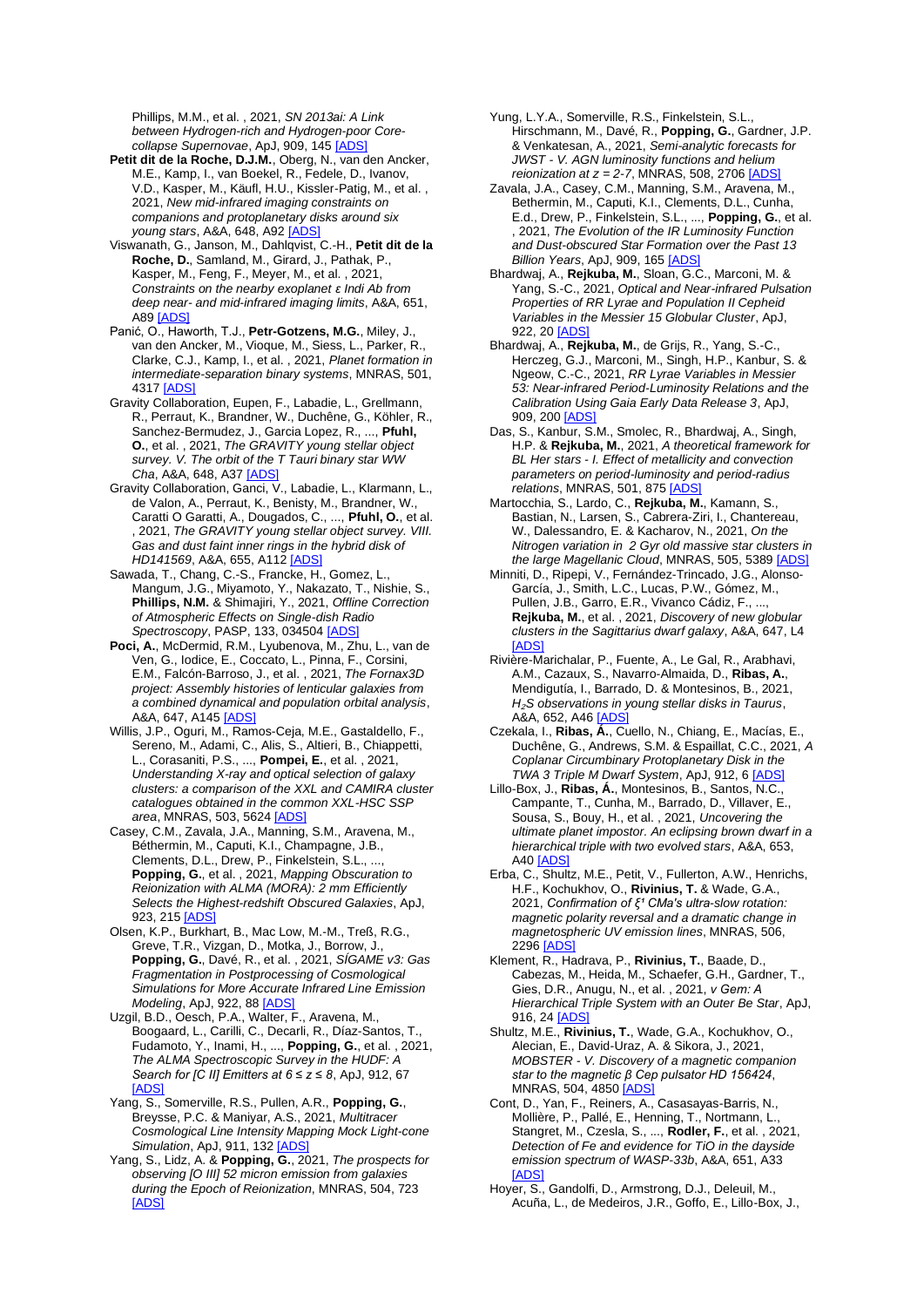Phillips, M.M., et al. , 2021, *SN 2013ai: A Link between Hydrogen-rich and Hydrogen-poor Core-collapse Supernovae*, ApJ, 909, 145 [ADS]

**Petit dit de la Roche, D.J.M.**, Oberg, N., van den Ancker, M.E., Kamp, I., van Boekel, R., Fedele, D., Ivanov, V.D., Kasper, M., Käufl, H.U., Kissler-Patig, M., et al. , 2021, *New mid-infrared imaging constraints on companions and protoplanetary disks around six young stars*, A&A, 648, A92 [ADS]

Viswanath, G., Janson, M., Dahlqvist, C.-H., **Petit dit de la Roche, D.**, Samland, M., Girard, J., Pathak, P., Kasper, M., Feng, F., Meyer, M., et al. , 2021, *Constraints on the nearby exoplanet ε Indi Ab from deep near- and mid-infrared imaging limits*, A&A, 651, A89 [ADS]

Panić, O., Haworth, T.J., **Petr-Gotzens, M.G.**, Miley, J., van den Ancker, M., Vioque, M., Siess, L., Parker, R., Clarke, C.J., Kamp, I., et al. , 2021, *Planet formation in intermediate-separation binary systems*, MNRAS, 501, 4317 [ADS]

Gravity Collaboration, Eupen, F., Labadie, L., Grellmann, R., Perraut, K., Brandner, W., Duchêne, G., Köhler, R., Sanchez-Bermudez, J., Garcia Lopez, R., ..., **Pfuhl, O.**, et al. , 2021, *The GRAVITY young stellar object survey. V. The orbit of the T Tauri binary star WW Cha*, A&A, 648, A37 [ADS]

Gravity Collaboration, Ganci, V., Labadie, L., Klarmann, L., de Valon, A., Perraut, K., Benisty, M., Brandner, W., Caratti O Garatti, A., Dougados, C., ..., **Pfuhl, O.**, et al. , 2021, *The GRAVITY young stellar object survey. VIII. Gas and dust faint inner rings in the hybrid disk of HD141569*, A&A, 655, A112 [ADS]

Sawada, T., Chang, C.-S., Francke, H., Gomez, L., Mangum, J.G., Miyamoto, Y., Nakazato, T., Nishie, S., **Phillips, N.M.** & Shimajiri, Y., 2021, *Offline Correction of Atmospheric Effects on Single-dish Radio Spectroscopy*, PASP, 133, 034504 [ADS]

**Poci, A.**, McDermid, R.M., Lyubenova, M., Zhu, L., van de Ven, G., Iodice, E., Coccato, L., Pinna, F., Corsini, E.M., Falcón-Barroso, J., et al. , 2021, *The Fornax3D project: Assembly histories of lenticular galaxies from a combined dynamical and population orbital analysis*, A&A, 647, A145 [ADS]

Willis, J.P., Oguri, M., Ramos-Ceja, M.E., Gastaldello, F., Sereno, M., Adami, C., Alis, S., Altieri, B., Chiappetti, L., Corasaniti, P.S., ..., **Pompei, E.**, et al. , 2021, *Understanding X-ray and optical selection of galaxy clusters: a comparison of the XXL and CAMIRA cluster catalogues obtained in the common XXL-HSC SSP area*, MNRAS, 503, 5624 [ADS]

Casey, C.M., Zavala, J.A., Manning, S.M., Aravena, M., Béthermin, M., Caputi, K.I., Champagne, J.B., Clements, D.L., Drew, P., Finkelstein, S.L., ..., **Popping, G.**, et al. , 2021, *Mapping Obscuration to Reionization with ALMA (MORA): 2 mm Efficiently Selects the Highest-redshift Obscured Galaxies*, ApJ, 923, 215 [ADS]

Olsen, K.P., Burkhart, B., Mac Low, M.-M., Treß, R.G., Greve, T.R., Vizgan, D., Motka, J., Borrow, J., **Popping, G.**, Davé, R., et al. , 2021, *SÍGAME v3: Gas Fragmentation in Postprocessing of Cosmological Simulations for More Accurate Infrared Line Emission Modeling*, ApJ, 922, 88 [ADS]

Uzgil, B.D., Oesch, P.A., Walter, F., Aravena, M., Boogaard, L., Carilli, C., Decarli, R., Díaz-Santos, T., Fudamoto, Y., Inami, H., ..., **Popping, G.**, et al. , 2021, *The ALMA Spectroscopic Survey in the HUDF: A Search for [C II] Emitters at $6 \leq z \leq 8$*, ApJ, 912, 67 [ADS]

Yang, S., Somerville, R.S., Pullen, A.R., **Popping, G.**, Breysse, P.C. & Maniyar, A.S., 2021, *Multitracer Cosmological Line Intensity Mapping Mock Light-cone Simulation*, ApJ, 911, 132 [ADS]

Yang, S., Lidz, A. & **Popping, G.**, 2021, *The prospects for observing [O III] 52 micron emission from galaxies during the Epoch of Reionization*, MNRAS, 504, 723 [ADS]

Yung, L.Y.A., Somerville, R.S., Finkelstein, S.L., Hirschmann, M., Davé, R., **Popping, G.**, Gardner, J.P. & Venkatesan, A., 2021, *Semi-analytic forecasts for JWST - V. AGN luminosity functions and helium reionization at z = 2-7*, MNRAS, 508, 2706 [ADS]

Zavala, J.A., Casey, C.M., Manning, S.M., Aravena, M., Bethermin, M., Caputi, K.I., Clements, D.L., Cunha, E.d., Drew, P., Finkelstein, S.L., ..., **Popping, G.**, et al. , 2021, *The Evolution of the IR Luminosity Function and Dust-obscured Star Formation over the Past 13 Billion Years*, ApJ, 909, 165 [ADS]

Bhardwaj, A., **Rejkuba, M.**, Sloan, G.C., Marconi, M. & Yang, S.-C., 2021, *Optical and Near-infrared Pulsation Properties of RR Lyrae and Population II Cepheid Variables in the Messier 15 Globular Cluster*, ApJ, 922, 20 [ADS]

Bhardwaj, A., **Rejkuba, M.**, de Grijs, R., Yang, S.-C., Herczeg, G.J., Marconi, M., Singh, H.P., Kanbur, S. & Ngeow, C.-C., 2021, *RR Lyrae Variables in Messier 53: Near-infrared Period-Luminosity Relations and the Calibration Using Gaia Early Data Release 3*, ApJ, 909, 200 [ADS]

Das, S., Kanbur, S.M., Smolec, R., Bhardwaj, A., Singh, H.P. & **Rejkuba, M.**, 2021, *A theoretical framework for BL Her stars - I. Effect of metallicity and convection parameters on period-luminosity and period-radius relations*, MNRAS, 501, 875 [ADS]

Martocchia, S., Lardo, C., **Rejkuba, M.**, Kamann, S., Bastian, N., Larsen, S., Cabrera-Ziri, I., Chantereau, W., Dalessandro, E. & Kacharov, N., 2021, *On the Nitrogen variation in 2 Gyr old massive star clusters in the large Magellanic Cloud*, MNRAS, 505, 5389 [ADS]

Minniti, D., Ripepi, V., Fernández-Trincado, J.G., Alonso-García, J., Smith, L.C., Lucas, P.W., Gómez, M., Pullen, J.B., Garro, E.R., Vivanco Cádiz, F., ..., **Rejkuba, M.**, et al. , 2021, *Discovery of new globular clusters in the Sagittarius dwarf galaxy*, A&A, 647, L4 [ADS]

Rivière-Marichalar, P., Fuente, A., Le Gal, R., Arabhavi, A.M., Cazaux, S., Navarro-Almaida, D., **Ribas, A.**, Mendigutía, I., Barrado, D. & Montesinos, B., 2021, *$H_2S$ observations in young stellar disks in Taurus*, A&A, 652, A46 [ADS]

Czekala, I., **Ribas, Á.**, Cuello, N., Chiang, E., Macías, E., Duchêne, G., Andrews, S.M. & Espaillat, C.C., 2021, *A Coplanar Circumbinary Protoplanetary Disk in the TWA 3 Triple M Dwarf System*, ApJ, 912, 6 [ADS]

Lillo-Box, J., **Ribas, Á.**, Montesinos, B., Santos, N.C., Campante, T., Cunha, M., Barrado, D., Villaver, E., Sousa, S., Bouy, H., et al. , 2021, *Uncovering the ultimate planet impostor. An eclipsing brown dwarf in a hierarchical triple with two evolved stars*, A&A, 653, A40 [ADS]

Erba, C., Shultz, M.E., Petit, V., Fullerton, A.W., Henrichs, H.F., Kochukhov, O., **Rivinius, T.** & Wade, G.A., 2021, *Confirmation of ξ¹ CMa's ultra-slow rotation: magnetic polarity reversal and a dramatic change in magnetospheric UV emission lines*, MNRAS, 506, 2296 [ADS]

Klement, R., Hadrava, P., **Rivinius, T.**, Baade, D., Cabezas, M., Heida, M., Schaefer, G.H., Gardner, T., Gies, D.R., Anugu, N., et al. , 2021, *ν Gem: A Hierarchical Triple System with an Outer Be Star*, ApJ, 916, 24 [ADS]

Shultz, M.E., **Rivinius, T.**, Wade, G.A., Kochukhov, O., Alecian, E., David-Uraz, A. & Sikora, J., 2021, *MOBSTER - V. Discovery of a magnetic companion star to the magnetic β Cep pulsator HD 156424*, MNRAS, 504, 4850 [ADS]

Cont, D., Yan, F., Reiners, A., Casasayas-Barris, N., Mollière, P., Pallé, E., Henning, T., Nortmann, L., Stangret, M., Czesla, S., ..., **Rodler, F.**, et al. , 2021, *Detection of Fe and evidence for TiO in the dayside emission spectrum of WASP-33b*, A&A, 651, A33 [ADS]

Hoyer, S., Gandolfi, D., Armstrong, D.J., Deleuil, M., Acuña, L., de Medeiros, J.R., Goffo, E., Lillo-Box, J.,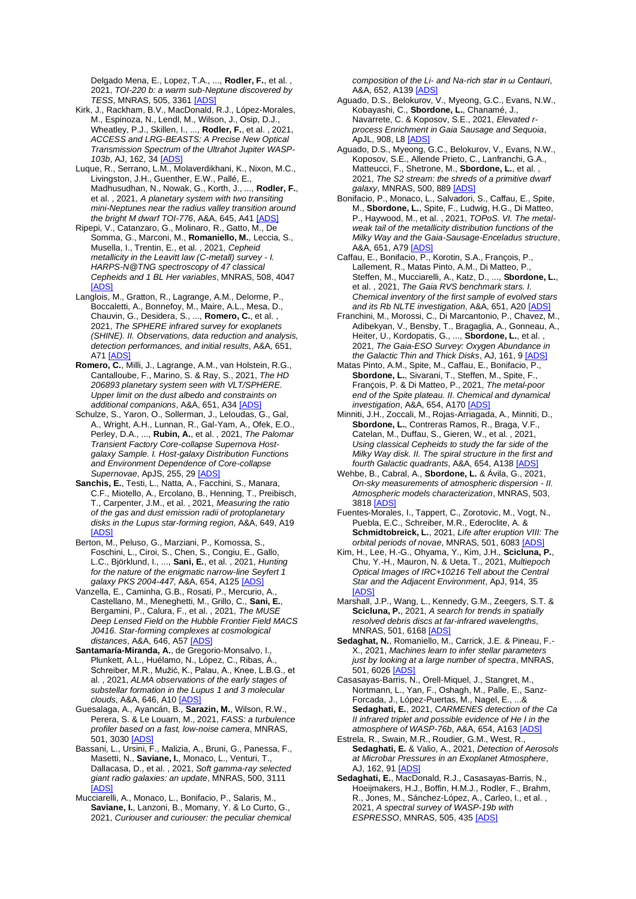Delgado Mena, E., Lopez, T.A., ..., **Rodler, F.**, et al. , 2021, *TOI-220 b: a warm sub-Neptune discovered by TESS*, MNRAS, 505, 3361 [ADS]

Kirk, J., Rackham, B.V., MacDonald, R.J., López-Morales, M., Espinoza, N., Lendl, M., Wilson, J., Osip, D.J., Wheatley, P.J., Skillen, I., ..., **Rodler, F.**, et al. , 2021, *ACCESS and LRG-BEASTS: A Precise New Optical Transmission Spectrum of the Ultrahot Jupiter WASP-103b*, AJ, 162, 34 [ADS]

Luque, R., Serrano, L.M., Molaverdikhani, K., Nixon, M.C., Livingston, J.H., Guenther, E.W., Pallé, E., Madhusudhan, N., Nowak, G., Korth, J., ..., **Rodler, F.**, et al. , 2021, *A planetary system with two transiting mini-Neptunes near the radius valley transition around the bright M dwarf TOI-776*, A&A, 645, A41 [ADS]

Ripepi, V., Catanzaro, G., Molinaro, R., Gatto, M., De Somma, G., Marconi, M., **Romaniello, M.**, Leccia, S., Musella, I., Trentin, E., et al. , 2021, *Cepheid metallicity in the Leavitt law (C-metall) survey - I. HARPS-N@TNG spectroscopy of 47 classical Cepheids and 1 BL Her variables*, MNRAS, 508, 4047 [ADS]

Langlois, M., Gratton, R., Lagrange, A.M., Delorme, P., Boccaletti, A., Bonnefoy, M., Maire, A.L., Mesa, D., Chauvin, G., Desidera, S., ..., **Romero, C.**, et al. , 2021, *The SPHERE infrared survey for exoplanets (SHINE). II. Observations, data reduction and analysis, detection performances, and initial results*, A&A, 651, A71 [ADS]

**Romero, C.**, Milli, J., Lagrange, A.M., van Holstein, R.G., Cantalloube, F., Marino, S. & Ray, S., 2021, *The HD 206893 planetary system seen with VLT/SPHERE. Upper limit on the dust albedo and constraints on additional companions*, A&A, 651, A34 [ADS]

Schulze, S., Yaron, O., Sollerman, J., Leloudas, G., Gal, A., Wright, A.H., Lunnan, R., Gal-Yam, A., Ofek, E.O., Perley, D.A., ..., **Rubin, A.**, et al. , 2021, *The Palomar Transient Factory Core-collapse Supernova Host-galaxy Sample. I. Host-galaxy Distribution Functions and Environment Dependence of Core-collapse Supernovae*, ApJS, 255, 29 [ADS]

**Sanchis, E.**, Testi, L., Natta, A., Facchini, S., Manara, C.F., Miotello, A., Ercolano, B., Henning, T., Preibisch, T., Carpenter, J.M., et al. , 2021, *Measuring the ratio of the gas and dust emission radii of protoplanetary disks in the Lupus star-forming region*, A&A, 649, A19 [ADS]

Berton, M., Peluso, G., Marziani, P., Komossa, S., Foschini, L., Ciroi, S., Chen, S., Congiu, E., Gallo, L.C., Björklund, I., ..., **Sani, E.**, et al. , 2021, *Hunting for the nature of the enigmatic narrow-line Seyfert 1 galaxy PKS 2004-447*, A&A, 654, A125 [ADS]

Vanzella, E., Caminha, G.B., Rosati, P., Mercurio, A., Castellano, M., Meneghetti, M., Grillo, C., **Sani, E.**, Bergamini, P., Calura, F., et al. , 2021, *The MUSE Deep Lensed Field on the Hubble Frontier Field MACS J0416. Star-forming complexes at cosmological distances*, A&A, 646, A57 [ADS]

**Santamaría-Miranda, A.**, de Gregorio-Monsalvo, I., Plunkett, A.L., Huélamo, N., López, C., Ribas, Á., Schreiber, M.R., Mužić, K., Palau, A., Knee, L.B.G., et al. , 2021, *ALMA observations of the early stages of substellar formation in the Lupus 1 and 3 molecular clouds*, A&A, 646, A10 [ADS]

Guesalaga, A., Ayancán, B., **Sarazin, M.**, Wilson, R.W., Perera, S. & Le Louarn, M., 2021, *FASS: a turbulence profiler based on a fast, low-noise camera*, MNRAS, 501, 3030 [ADS]

Bassani, L., Ursini, F., Malizia, A., Bruni, G., Panessa, F., Masetti, N., **Saviane, I.**, Monaco, L., Venturi, T., Dallacasa, D., et al. , 2021, *Soft gamma-ray selected giant radio galaxies: an update*, MNRAS, 500, 3111 [ADS]

Mucciarelli, A., Monaco, L., Bonifacio, P., Salaris, M., **Saviane, I.**, Lanzoni, B., Momany, Y. & Lo Curto, G., 2021, *Curiouser and curiouser: the peculiar chemical composition of the Li- and Na-rich star in ω Centauri*, A&A, 652, A139 [ADS]

Aguado, D.S., Belokurov, V., Myeong, G.C., Evans, N.W., Kobayashi, C., **Sbordone, L.**, Chanamé, J., Navarrete, C. & Koposov, S.E., 2021, *Elevated r-process Enrichment in Gaia Sausage and Sequoia*, ApJL, 908, L8 [ADS]

Aguado, D.S., Myeong, G.C., Belokurov, V., Evans, N.W., Koposov, S.E., Allende Prieto, C., Lanfranchi, G.A., Matteucci, F., Shetrone, M., **Sbordone, L.**, et al. , 2021, *The S2 stream: the shreds of a primitive dwarf galaxy*, MNRAS, 500, 889 [ADS]

Bonifacio, P., Monaco, L., Salvadori, S., Caffau, E., Spite, M., **Sbordone, L.**, Spite, F., Ludwig, H.G., Di Matteo, P., Haywood, M., et al. , 2021, *TOPoS. VI. The metal-weak tail of the metallicity distribution functions of the Milky Way and the Gaia-Sausage-Enceladus structure*, A&A, 651, A79 [ADS]

Caffau, E., Bonifacio, P., Korotin, S.A., François, P., Lallement, R., Matas Pinto, A.M., Di Matteo, P., Steffen, M., Mucciarelli, A., Katz, D., ..., **Sbordone, L.**, et al. , 2021, *The Gaia RVS benchmark stars. I. Chemical inventory of the first sample of evolved stars and its Rb NLTE investigation*, A&A, 651, A20 [ADS]

Franchini, M., Morossi, C., Di Marcantonio, P., Chavez, M., Adibekyan, V., Bensby, T., Bragaglia, A., Gonneau, A., Heiter, U., Kordopatis, G., ..., **Sbordone, L.**, et al. , 2021, *The Gaia-ESO Survey: Oxygen Abundance in the Galactic Thin and Thick Disks*, AJ, 161, 9 [ADS]

Matas Pinto, A.M., Spite, M., Caffau, E., Bonifacio, P., **Sbordone, L.**, Sivarani, T., Steffen, M., Spite, F., François, P. & Di Matteo, P., 2021, *The metal-poor end of the Spite plateau. II. Chemical and dynamical investigation*, A&A, 654, A170 [ADS]

Minniti, J.H., Zoccali, M., Rojas-Arriagada, A., Minniti, D., **Sbordone, L.**, Contreras Ramos, R., Braga, V.F., Catelan, M., Duffau, S., Gieren, W., et al. , 2021, *Using classical Cepheids to study the far side of the Milky Way disk. II. The spiral structure in the first and fourth Galactic quadrants*, A&A, 654, A138 [ADS]

Wehbe, B., Cabral, A., **Sbordone, L.** & Ávila, G., 2021, *On-sky measurements of atmospheric dispersion - II. Atmospheric models characterization*, MNRAS, 503, 3818 [ADS]

Fuentes-Morales, I., Tappert, C., Zorotovic, M., Vogt, N., Puebla, E.C., Schreiber, M.R., Ederoclite, A. & **Schmidtobreick, L.**, 2021, *Life after eruption VIII: The orbital periods of novae*, MNRAS, 501, 6083 [ADS]

Kim, H., Lee, H.-G., Ohyama, Y., Kim, J.H., **Scicluna, P.**, Chu, Y.-H., Mauron, N. & Ueta, T., 2021, *Multiepoch Optical Images of IRC+10216 Tell about the Central Star and the Adjacent Environment*, ApJ, 914, 35 [ADS]

Marshall, J.P., Wang, L., Kennedy, G.M., Zeegers, S.T. & **Scicluna, P.**, 2021, *A search for trends in spatially resolved debris discs at far-infrared wavelengths*, MNRAS, 501, 6168 [ADS]

**Sedaghat, N.**, Romaniello, M., Carrick, J.E. & Pineau, F.-X., 2021, *Machines learn to infer stellar parameters just by looking at a large number of spectra*, MNRAS, 501, 6026 [ADS]

Casasayas-Barris, N., Orell-Miquel, J., Stangret, M., Nortmann, L., Yan, F., Oshagh, M., Palle, E., Sanz-Forcada, J., López-Puertas, M., Nagel, E., ...& **Sedaghati, E.**, 2021, *CARMENES detection of the Ca II infrared triplet and possible evidence of He I in the atmosphere of WASP-76b*, A&A, 654, A163 [ADS]

Estrela, R., Swain, M.R., Roudier, G.M., West, R., **Sedaghati, E.** & Valio, A., 2021, *Detection of Aerosols at Microbar Pressures in an Exoplanet Atmosphere*, AJ, 162, 91 [ADS]

**Sedaghati, E.**, MacDonald, R.J., Casasayas-Barris, N., Hoeijmakers, H.J., Boffin, H.M.J., Rodler, F., Brahm, R., Jones, M., Sánchez-López, A., Carleo, I., et al. , 2021, *A spectral survey of WASP-19b with ESPRESSO*, MNRAS, 505, 435 [ADS]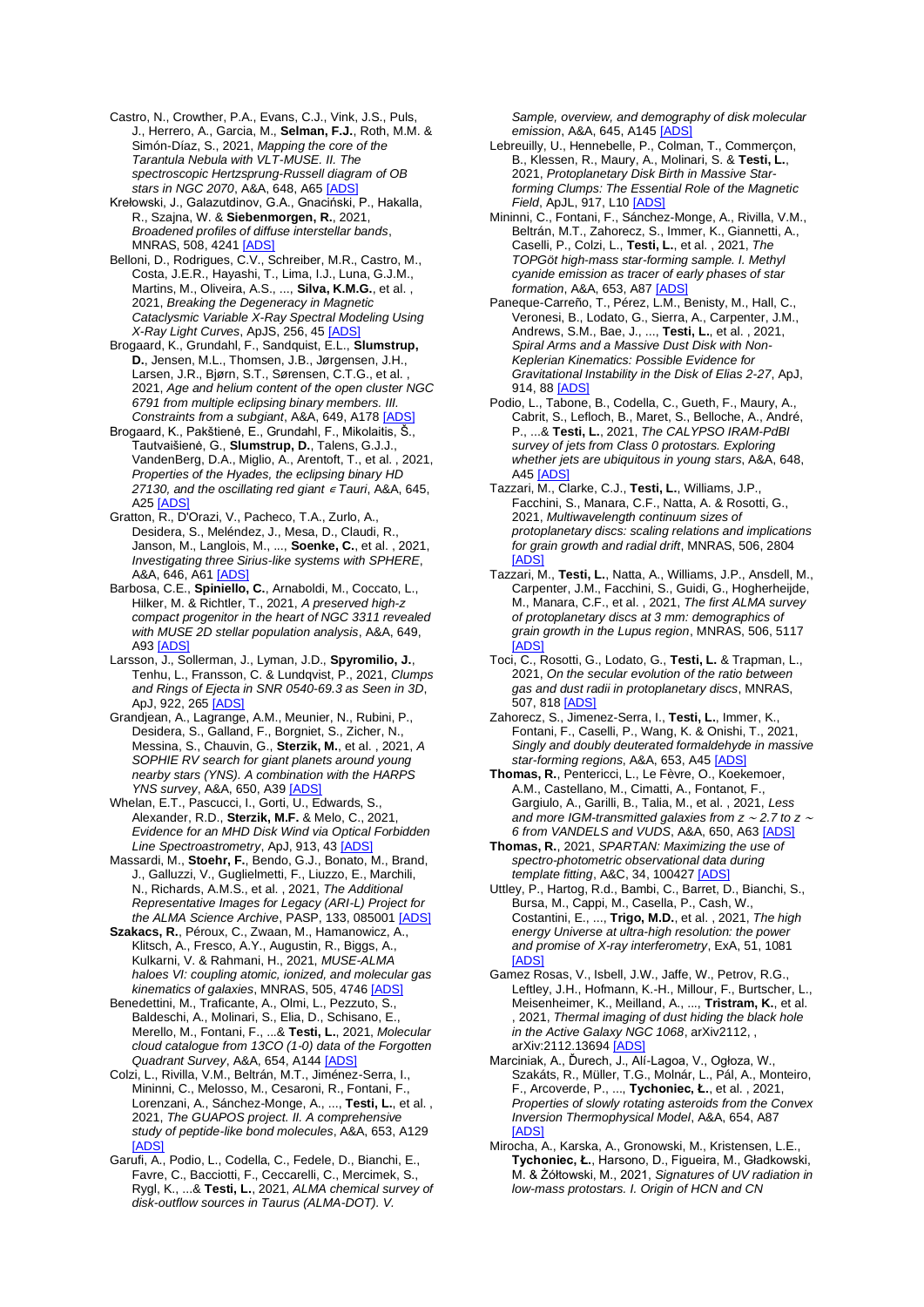Castro, N., Crowther, P.A., Evans, C.J., Vink, J.S., Puls, J., Herrero, A., Garcia, M., **Selman, F.J.**, Roth, M.M. & Simón-Díaz, S., 2021, *Mapping the core of the Tarantula Nebula with VLT-MUSE. II. The spectroscopic Hertzsprung-Russell diagram of OB stars in NGC 2070*, A&A, 648, A65 [ADS]

Krełowski, J., Galazutdinov, G.A., Gnaciński, P., Hakalla, R., Szajna, W. & **Siebenmorgen, R.**, 2021, *Broadened profiles of diffuse interstellar bands*, MNRAS, 508, 4241 [ADS]

Belloni, D., Rodrigues, C.V., Schreiber, M.R., Castro, M., Costa, J.E.R., Hayashi, T., Lima, I.J., Luna, G.J.M., Martins, M., Oliveira, A.S., ..., **Silva, K.M.G.**, et al. , 2021, *Breaking the Degeneracy in Magnetic Cataclysmic Variable X-Ray Spectral Modeling Using X-Ray Light Curves*, ApJS, 256, 45 [ADS]

Brogaard, K., Grundahl, F., Sandquist, E.L., **Slumstrup, D.**, Jensen, M.L., Thomsen, J.B., Jørgensen, J.H., Larsen, J.R., Bjørn, S.T., Sørensen, C.T.G., et al. , 2021, *Age and helium content of the open cluster NGC 6791 from multiple eclipsing binary members. III. Constraints from a subgiant*, A&A, 649, A178 [ADS]

Brogaard, K., Pakštienė, E., Grundahl, F., Mikolaitis, Š., Tautvaišienė, G., **Slumstrup, D.**, Talens, G.J.J., VandenBerg, D.A., Miglio, A., Arentoft, T., et al. , 2021, *Properties of the Hyades, the eclipsing binary HD 27130, and the oscillating red giant ϵ Tauri*, A&A, 645, A25 [ADS]

Gratton, R., D'Orazi, V., Pacheco, T.A., Zurlo, A., Desidera, S., Meléndez, J., Mesa, D., Claudi, R., Janson, M., Langlois, M., ..., **Soenke, C.**, et al. , 2021, *Investigating three Sirius-like systems with SPHERE*, A&A, 646, A61 [ADS]

Barbosa, C.E., **Spiniello, C.**, Arnaboldi, M., Coccato, L., Hilker, M. & Richtler, T., 2021, *A preserved high-z compact progenitor in the heart of NGC 3311 revealed with MUSE 2D stellar population analysis*, A&A, 649, A93 [ADS]

Larsson, J., Sollerman, J., Lyman, J.D., **Spyromilio, J.**, Tenhu, L., Fransson, C. & Lundqvist, P., 2021, *Clumps and Rings of Ejecta in SNR 0540-69.3 as Seen in 3D*, ApJ, 922, 265 [ADS]

Grandjean, A., Lagrange, A.M., Meunier, N., Rubini, P., Desidera, S., Galland, F., Borgniet, S., Zicher, N., Messina, S., Chauvin, G., **Sterzik, M.**, et al. , 2021, *A SOPHIE RV search for giant planets around young nearby stars (YNS). A combination with the HARPS YNS survey*, A&A, 650, A39 [ADS]

Whelan, E.T., Pascucci, I., Gorti, U., Edwards, S., Alexander, R.D., **Sterzik, M.F.** & Melo, C., 2021, *Evidence for an MHD Disk Wind via Optical Forbidden Line Spectroastrometry*, ApJ, 913, 43 [ADS]

Massardi, M., **Stoehr, F.**, Bendo, G.J., Bonato, M., Brand, J., Galluzzi, V., Guglielmetti, F., Liuzzo, E., Marchili, N., Richards, A.M.S., et al. , 2021, *The Additional Representative Images for Legacy (ARI-L) Project for the ALMA Science Archive*, PASP, 133, 085001 [ADS]

**Szakacs, R.**, Péroux, C., Zwaan, M., Hamanowicz, A., Klitsch, A., Fresco, A.Y., Augustin, R., Biggs, A., Kulkarni, V. & Rahmani, H., 2021, *MUSE-ALMA haloes VI: coupling atomic, ionized, and molecular gas kinematics of galaxies*, MNRAS, 505, 4746 [ADS]

Benedettini, M., Traficante, A., Olmi, L., Pezzuto, S., Baldeschi, A., Molinari, S., Elia, D., Schisano, E., Merello, M., Fontani, F., ...& **Testi, L.**, 2021, *Molecular cloud catalogue from 13CO (1-0) data of the Forgotten Quadrant Survey*, A&A, 654, A144 [ADS]

Colzi, L., Rivilla, V.M., Beltrán, M.T., Jiménez-Serra, I., Mininni, C., Melosso, M., Cesaroni, R., Fontani, F., Lorenzani, A., Sánchez-Monge, A., ..., **Testi, L.**, et al. , 2021, *The GUAPOS project. II. A comprehensive study of peptide-like bond molecules*, A&A, 653, A129 [ADS]

Garufi, A., Podio, L., Codella, C., Fedele, D., Bianchi, E., Favre, C., Bacciotti, F., Ceccarelli, C., Mercimek, S., Rygl, K., ...& **Testi, L.**, 2021, *ALMA chemical survey of disk-outflow sources in Taurus (ALMA-DOT). V. Sample, overview, and demography of disk molecular emission*, A&A, 645, A145 [ADS]

Lebreuilly, U., Hennebelle, P., Colman, T., Commerçon, B., Klessen, R., Maury, A., Molinari, S. & **Testi, L.**, 2021, *Protoplanetary Disk Birth in Massive Star-forming Clumps: The Essential Role of the Magnetic Field*, ApJL, 917, L10 [ADS]

Mininni, C., Fontani, F., Sánchez-Monge, A., Rivilla, V.M., Beltrán, M.T., Zahorecz, S., Immer, K., Giannetti, A., Caselli, P., Colzi, L., **Testi, L.**, et al. , 2021, *The TOPGöt high-mass star-forming sample. I. Methyl cyanide emission as tracer of early phases of star formation*, A&A, 653, A87 [ADS]

Paneque-Carreño, T., Pérez, L.M., Benisty, M., Hall, C., Veronesi, B., Lodato, G., Sierra, A., Carpenter, J.M., Andrews, S.M., Bae, J., ..., **Testi, L.**, et al. , 2021, *Spiral Arms and a Massive Dust Disk with Non-Keplerian Kinematics: Possible Evidence for Gravitational Instability in the Disk of Elias 2-27*, ApJ, 914, 88 [ADS]

Podio, L., Tabone, B., Codella, C., Gueth, F., Maury, A., Cabrit, S., Lefloch, B., Maret, S., Belloche, A., André, P., ...& **Testi, L.**, 2021, *The CALYPSO IRAM-PdBI survey of jets from Class 0 protostars. Exploring whether jets are ubiquitous in young stars*, A&A, 648, A45 [ADS]

Tazzari, M., Clarke, C.J., **Testi, L.**, Williams, J.P., Facchini, S., Manara, C.F., Natta, A. & Rosotti, G., 2021, *Multiwavelength continuum sizes of protoplanetary discs: scaling relations and implications for grain growth and radial drift*, MNRAS, 506, 2804 [ADS]

Tazzari, M., **Testi, L.**, Natta, A., Williams, J.P., Ansdell, M., Carpenter, J.M., Facchini, S., Guidi, G., Hogherheijde, M., Manara, C.F., et al. , 2021, *The first ALMA survey of protoplanetary discs at 3 mm: demographics of grain growth in the Lupus region*, MNRAS, 506, 5117 [ADS]

Toci, C., Rosotti, G., Lodato, G., **Testi, L.** & Trapman, L., 2021, *On the secular evolution of the ratio between gas and dust radii in protoplanetary discs*, MNRAS, 507, 818 [ADS]

Zahorecz, S., Jimenez-Serra, I., **Testi, L.**, Immer, K., Fontani, F., Caselli, P., Wang, K. & Onishi, T., 2021, *Singly and doubly deuterated formaldehyde in massive star-forming regions*, A&A, 653, A45 [ADS]

**Thomas, R.**, Pentericci, L., Le Fèvre, O., Koekemoer, A.M., Castellano, M., Cimatti, A., Fontanot, F., Gargiulo, A., Garilli, B., Talia, M., et al. , 2021, *Less and more IGM-transmitted galaxies from z ∼ 2.7 to z ∼ 6 from VANDELS and VUDS*, A&A, 650, A63 [ADS]

**Thomas, R.**, 2021, *SPARTAN: Maximizing the use of spectro-photometric observational data during template fitting*, A&C, 34, 100427 [ADS]

Uttley, P., Hartog, R.d., Bambi, C., Barret, D., Bianchi, S., Bursa, M., Cappi, M., Casella, P., Cash, W., Costantini, E., ..., **Trigo, M.D.**, et al. , 2021, *The high energy Universe at ultra-high resolution: the power and promise of X-ray interferometry*, ExA, 51, 1081 [ADS]

Gamez Rosas, V., Isbell, J.W., Jaffe, W., Petrov, R.G., Leftley, J.H., Hofmann, K.-H., Millour, F., Burtscher, L., Meisenheimer, K., Meilland, A., ..., **Tristram, K.**, et al. , 2021, *Thermal imaging of dust hiding the black hole in the Active Galaxy NGC 1068*, arXiv2112, , arXiv:2112.13694 [ADS]

Marciniak, A., Ďurech, J., Alí-Lagoa, V., Ogłoza, W., Szakáts, R., Müller, T.G., Molnár, L., Pál, A., Monteiro, F., Arcoverde, P., ..., **Tychoniec, Ł.**, et al. , 2021, *Properties of slowly rotating asteroids from the Convex Inversion Thermophysical Model*, A&A, 654, A87 [ADS]

Mirocha, A., Karska, A., Gronowski, M., Kristensen, L.E., **Tychoniec, Ł.**, Harsono, D., Figueira, M., Gładkowski, M. & Żółtowski, M., 2021, *Signatures of UV radiation in low-mass protostars. I. Origin of HCN and CN*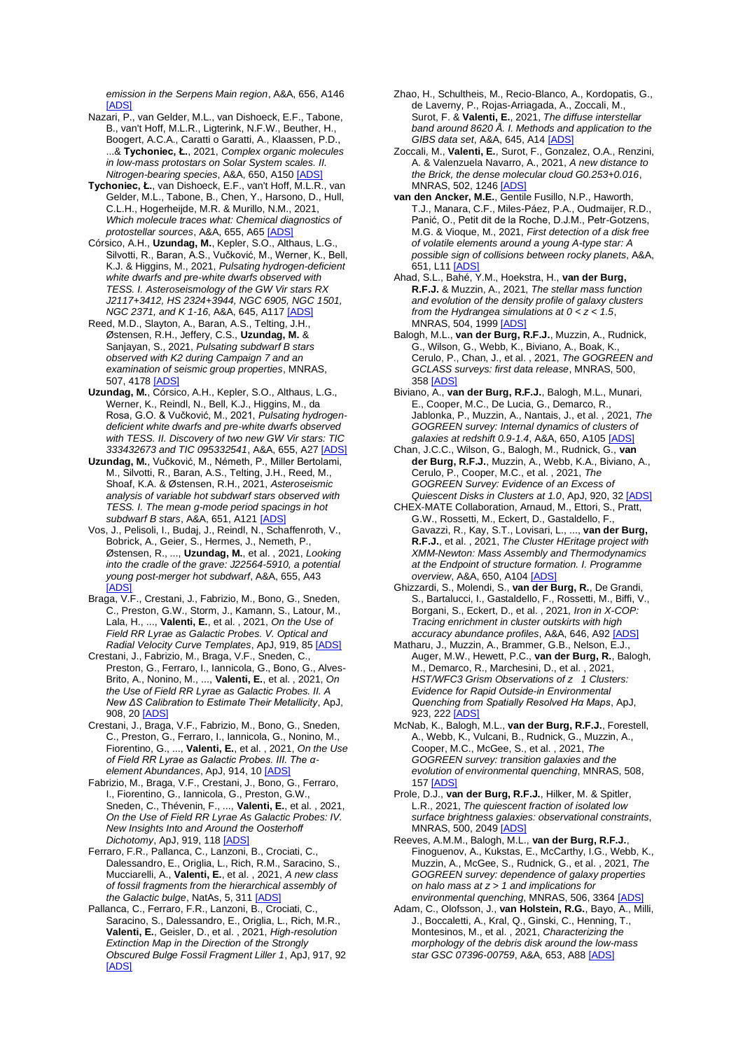*emission in the Serpens Main region*, A&A, 656, A146 [ADS]

Nazari, P., van Gelder, M.L., van Dishoeck, E.F., Tabone, B., van't Hoff, M.L.R., Ligterink, N.F.W., Beuther, H., Boogert, A.C.A., Caratti o Garatti, A., Klaassen, P.D., ...& **Tychoniec, Ł.**, 2021, *Complex organic molecules in low-mass protostars on Solar System scales. II. Nitrogen-bearing species*, A&A, 650, A150 [ADS]

**Tychoniec, Ł.**, van Dishoeck, E.F., van't Hoff, M.L.R., van Gelder, M.L., Tabone, B., Chen, Y., Harsono, D., Hull, C.L.H., Hogerheijde, M.R. & Murillo, N.M., 2021, *Which molecule traces what: Chemical diagnostics of protostellar sources*, A&A, 655, A65 [ADS]

Córsico, A.H., **Uzundag, M.**, Kepler, S.O., Althaus, L.G., Silvotti, R., Baran, A.S., Vučković, M., Werner, K., Bell, K.J. & Higgins, M., 2021, *Pulsating hydrogen-deficient white dwarfs and pre-white dwarfs observed with TESS. I. Asteroseismology of the GW Vir stars RX J2117+3412, HS 2324+3944, NGC 6905, NGC 1501, NGC 2371, and K 1-16*, A&A, 645, A117 [ADS]

Reed, M.D., Slayton, A., Baran, A.S., Telting, J.H., Østensen, R.H., Jeffery, C.S., **Uzundag, M.** & Sanjayan, S., 2021, *Pulsating subdwarf B stars observed with K2 during Campaign 7 and an examination of seismic group properties*, MNRAS, 507, 4178 [ADS]

**Uzundag, M.**, Córsico, A.H., Kepler, S.O., Althaus, L.G., Werner, K., Reindl, N., Bell, K.J., Higgins, M., da Rosa, G.O. & Vučković, M., 2021, *Pulsating hydrogen-deficient white dwarfs and pre-white dwarfs observed with TESS. II. Discovery of two new GW Vir stars: TIC 333432673 and TIC 095332541*, A&A, 655, A27 [ADS]

**Uzundag, M.**, Vučković, M., Németh, P., Miller Bertolami, M., Silvotti, R., Baran, A.S., Telting, J.H., Reed, M.D., Shoaf, K.A. & Østensen, R.H., 2021, *Asteroseismic analysis of variable hot subdwarf stars observed with TESS. I. The mean g-mode period spacings in hot subdwarf B stars*, A&A, 651, A121 [ADS]

Vos, J., Pelisoli, I., Budaj, J., Reindl, N., Schaffenroth, V., Bobrick, A., Geier, S., Hermes, J., Nemeth, P., Østensen, R., ..., **Uzundag, M.**, et al. , 2021, *Looking into the cradle of the grave: J22564-5910, a potential young post-merger hot subdwarf*, A&A, 655, A43 [ADS]

Braga, V.F., Crestani, J., Fabrizio, M., Bono, G., Sneden, C., Preston, G.W., Storm, J., Kamann, S., Latour, M., Lala, H., ..., **Valenti, E.**, et al. , 2021, *On the Use of Field RR Lyrae as Galactic Probes. V. Optical and Radial Velocity Curve Templates*, ApJ, 919, 85 [ADS]

Crestani, J., Fabrizio, M., Braga, V.F., Sneden, C., Preston, G., Ferraro, I., Iannicola, G., Bono, G., Alves-Brito, A., Nonino, M., ..., **Valenti, E.**, et al. , 2021, *On the Use of Field RR Lyrae as Galactic Probes. II. A New ΔS Calibration to Estimate Their Metallicity*, ApJ, 908, 20 [ADS]

Crestani, J., Braga, V.F., Fabrizio, M., Bono, G., Sneden, C., Preston, G., Ferraro, I., Iannicola, G., Nonino, M., Fiorentino, G., ..., **Valenti, E.**, et al. , 2021, *On the Use of Field RR Lyrae as Galactic Probes. III. The α-element Abundances*, ApJ, 914, 10 [ADS]

Fabrizio, M., Braga, V.F., Crestani, J., Bono, G., Ferraro, I., Fiorentino, G., Iannicola, G., Preston, G.W., Sneden, C., Thévenin, F., ..., **Valenti, E.**, et al. , 2021, *On the Use of Field RR Lyrae As Galactic Probes: IV. New Insights Into and Around the Oosterhoff Dichotomy*, ApJ, 919, 118 [ADS]

Ferraro, F.R., Pallanca, C., Lanzoni, B., Crociati, C., Dalessandro, E., Origlia, L., Rich, R.M., Saracino, S., Mucciarelli, A., **Valenti, E.**, et al. , 2021, *A new class of fossil fragments from the hierarchical assembly of the Galactic bulge*, NatAs, 5, 311 [ADS]

Pallanca, C., Ferraro, F.R., Lanzoni, B., Crociati, C., Saracino, S., Dalessandro, E., Origlia, L., Rich, M.R., **Valenti, E.**, Geisler, D., et al. , 2021, *High-resolution Extinction Map in the Direction of the Strongly Obscured Bulge Fossil Fragment Liller 1*, ApJ, 917, 92 [ADS]

Zhao, H., Schultheis, M., Recio-Blanco, A., Kordopatis, G., de Laverny, P., Rojas-Arriagada, A., Zoccali, M., Surot, F. & **Valenti, E.**, 2021, *The diffuse interstellar band around 8620 Å. I. Methods and application to the GIBS data set*, A&A, 645, A14 [ADS]

Zoccali, M., **Valenti, E.**, Surot, F., Gonzalez, O.A., Renzini, A. & Valenzuela Navarro, A., 2021, *A new distance to the Brick, the dense molecular cloud G0.253+0.016*, MNRAS, 502, 1246 [ADS]

**van den Ancker, M.E.**, Gentile Fusillo, N.P., Haworth, T.J., Manara, C.F., Miles-Páez, P.A., Oudmaijer, R.D., Panić, O., Petit dit de la Roche, D.J.M., Petr-Gotzens, M.G. & Vioque, M., 2021, *First detection of a disk free of volatile elements around a young A-type star: A possible sign of collisions between rocky planets*, A&A, 651, L11 [ADS]

Ahad, S.L., Bahé, Y.M., Hoekstra, H., **van der Burg, R.F.J.** & Muzzin, A., 2021, *The stellar mass function and evolution of the density profile of galaxy clusters from the Hydrangea simulations at 0 < z < 1.5*, MNRAS, 504, 1999 [ADS]

Balogh, M.L., **van der Burg, R.F.J.**, Muzzin, A., Rudnick, G., Wilson, G., Webb, K., Biviano, A., Boak, K., Cerulo, P., Chan, J., et al. , 2021, *The GOGREEN and GCLASS surveys: first data release*, MNRAS, 500, 358 [ADS]

Biviano, A., **van der Burg, R.F.J.**, Balogh, M.L., Munari, E., Cooper, M.C., De Lucia, G., Demarco, R., Jablonka, P., Muzzin, A., Nantais, J., et al. , 2021, *The GOGREEN survey: Internal dynamics of clusters of galaxies at redshift 0.9-1.4*, A&A, 650, A105 [ADS]

Chan, J.C.C., Wilson, G., Balogh, M., Rudnick, G., **van der Burg, R.F.J.**, Muzzin, A., Webb, K.A., Biviano, A., Cerulo, P., Cooper, M.C., et al. , 2021, *The GOGREEN Survey: Evidence of an Excess of Quiescent Disks in Clusters at 1.0*, ApJ, 920, 32 [ADS]

CHEX-MATE Collaboration, Arnaud, M., Ettori, S., Pratt, G.W., Rossetti, M., Eckert, D., Gastaldello, F., Gavazzi, R., Kay, S.T., Lovisari, L., ..., **van der Burg, R.F.J.**, et al. , 2021, *The Cluster HEritage project with XMM-Newton: Mass Assembly and Thermodynamics at the Endpoint of structure formation. I. Programme overview*, A&A, 650, A104 [ADS]

Ghizzardi, S., Molendi, S., **van der Burg, R.**, De Grandi, S., Bartalucci, I., Gastaldello, F., Rossetti, M., Biffi, V., Borgani, S., Eckert, D., et al. , 2021, *Iron in X-COP: Tracing enrichment in cluster outskirts with high accuracy abundance profiles*, A&A, 646, A92 [ADS]

Matharu, J., Muzzin, A., Brammer, G.B., Nelson, E.J., Auger, M.W., Hewett, P.C., **van der Burg, R.**, Balogh, M., Demarco, R., Marchesini, D., et al. , 2021, *HST/WFC3 Grism Observations of z 1 Clusters: Evidence for Rapid Outside-in Environmental Quenching from Spatially Resolved Hα Maps*, ApJ, 923, 222 [ADS]

McNab, K., Balogh, M.L., **van der Burg, R.F.J.**, Forestell, A., Webb, K., Vulcani, B., Rudnick, G., Muzzin, A., Cooper, M.C., McGee, S., et al. , 2021, *The GOGREEN survey: transition galaxies and the evolution of environmental quenching*, MNRAS, 508, 157 [ADS]

Prole, D.J., **van der Burg, R.F.J.**, Hilker, M. & Spitler, L.R., 2021, *The quiescent fraction of isolated low surface brightness galaxies: observational constraints*, MNRAS, 500, 2049 [ADS]

Reeves, A.M.M., Balogh, M.L., **van der Burg, R.F.J.**, Finoguenov, A., Kukstas, E., McCarthy, I.G., Webb, K., Muzzin, A., McGee, S., Rudnick, G., et al. , 2021, *The GOGREEN survey: dependence of galaxy properties on halo mass at z > 1 and implications for environmental quenching*, MNRAS, 506, 3364 [ADS]

Adam, C., Olofsson, J., **van Holstein, R.G.**, Bayo, A., Milli, J., Boccaletti, A., Kral, Q., Ginski, C., Henning, T., Montesinos, M., et al. , 2021, *Characterizing the morphology of the debris disk around the low-mass star GSC 07396-00759*, A&A, 653, A88 [ADS]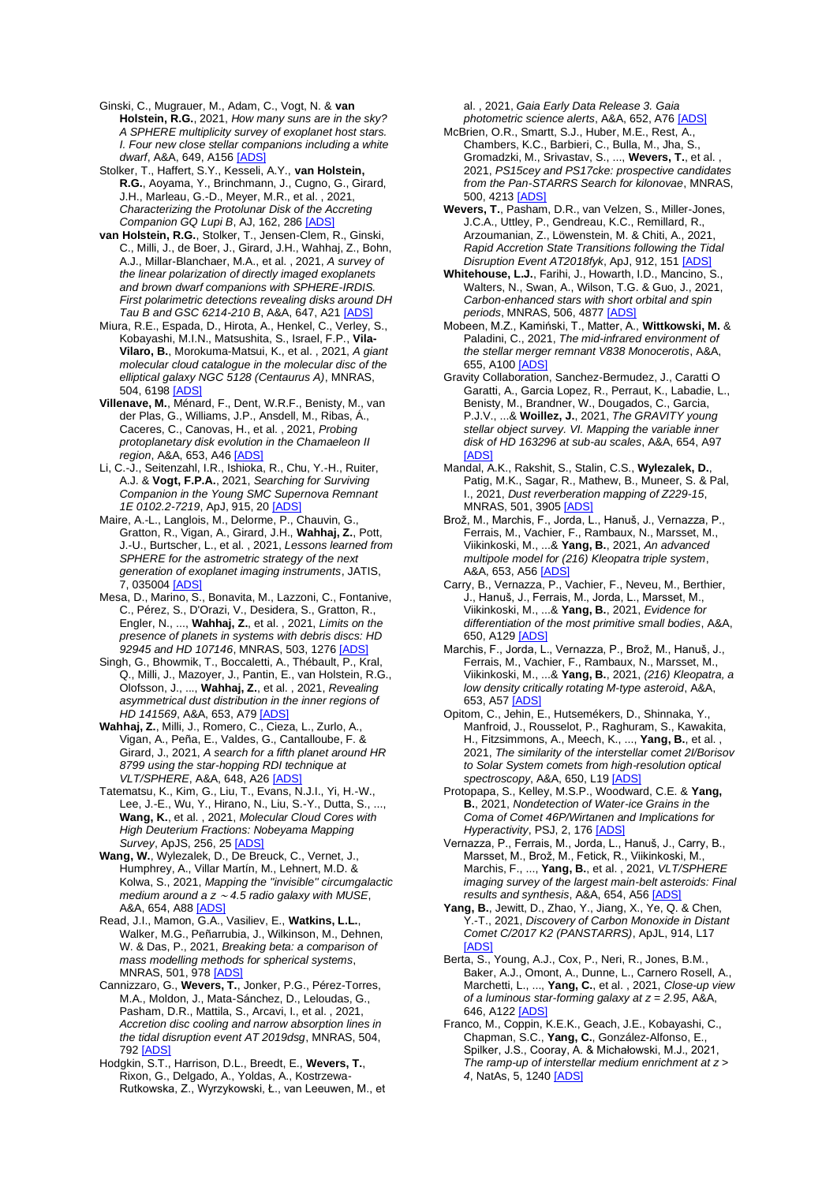Ginski, C., Mugrauer, M., Adam, C., Vogt, N. & **van Holstein, R.G.**, 2021, *How many suns are in the sky? A SPHERE multiplicity survey of exoplanet host stars. I. Four new close stellar companions including a white dwarf*, A&A, 649, A156 [ADS]

Stolker, T., Haffert, S.Y., Kesseli, A.Y., **van Holstein, R.G.**, Aoyama, Y., Brinchmann, J., Cugno, G., Girard, J.H., Marleau, G.-D., Meyer, M.R., et al. , 2021, *Characterizing the Protolunar Disk of the Accreting Companion GQ Lupi B*, AJ, 162, 286 [ADS]

**van Holstein, R.G.**, Stolker, T., Jensen-Clem, R., Ginski, C., Milli, J., de Boer, J., Girard, J.H., Wahhaj, Z., Bohn, A.J., Millar-Blanchaer, M.A., et al. , 2021, *A survey of the linear polarization of directly imaged exoplanets and brown dwarf companions with SPHERE-IRDIS. First polarimetric detections revealing disks around DH Tau B and GSC 6214-210 B*, A&A, 647, A21 [ADS]

Miura, R.E., Espada, D., Hirota, A., Henkel, C., Verley, S., Kobayashi, M.I.N., Matsushita, S., Israel, F.P., **Vila-Vilaro, B.**, Morokuma-Matsui, K., et al. , 2021, *A giant molecular cloud catalogue in the molecular disc of the elliptical galaxy NGC 5128 (Centaurus A)*, MNRAS, 504, 6198 [ADS]

**Villenave, M.**, Ménard, F., Dent, W.R.F., Benisty, M., van der Plas, G., Williams, J.P., Ansdell, M., Ribas, Á., Caceres, C., Canovas, H., et al. , 2021, *Probing protoplanetary disk evolution in the Chamaeleon II region*, A&A, 653, A46 [ADS]

Li, C.-J., Seitenzahl, I.R., Ishioka, R., Chu, Y.-H., Ruiter, A.J. & **Vogt, F.P.A.**, 2021, *Searching for Surviving Companion in the Young SMC Supernova Remnant 1E 0102.2-7219*, ApJ, 915, 20 [ADS]

Maire, A.-L., Langlois, M., Delorme, P., Chauvin, G., Gratton, R., Vigan, A., Girard, J.H., **Wahhaj, Z.**, Pott, J.-U., Burtscher, L., et al. , 2021, *Lessons learned from SPHERE for the astrometric strategy of the next generation of exoplanet imaging instruments*, JATIS, 7, 035004 [ADS]

Mesa, D., Marino, S., Bonavita, M., Lazzoni, C., Fontanive, C., Pérez, S., D'Orazi, V., Desidera, S., Gratton, R., Engler, N., ..., **Wahhaj, Z.**, et al. , 2021, *Limits on the presence of planets in systems with debris discs: HD 92945 and HD 107146*, MNRAS, 503, 1276 [ADS]

Singh, G., Bhowmik, T., Boccaletti, A., Thébault, P., Kral, Q., Milli, J., Mazoyer, J., Pantin, E., van Holstein, R.G., Olofsson, J., ..., **Wahhaj, Z.**, et al. , 2021, *Revealing asymmetrical dust distribution in the inner regions of HD 141569*, A&A, 653, A79 [ADS]

**Wahhaj, Z.**, Milli, J., Romero, C., Cieza, L., Zurlo, A., Vigan, A., Peña, E., Valdes, G., Cantalloube, F. & Girard, J., 2021, *A search for a fifth planet around HR 8799 using the star-hopping RDI technique at VLT/SPHERE*, A&A, 648, A26 [ADS]

Tatematsu, K., Kim, G., Liu, T., Evans, N.J.I., Yi, H.-W., Lee, J.-E., Wu, Y., Hirano, N., Liu, S.-Y., Dutta, S., ..., **Wang, K.**, et al. , 2021, *Molecular Cloud Cores with High Deuterium Fractions: Nobeyama Mapping Survey*, ApJS, 256, 25 [ADS]

**Wang, W.**, Wylezalek, D., De Breuck, C., Vernet, J., Humphrey, A., Villar Martín, M., Lehnert, M.D. & Kolwa, S., 2021, *Mapping the "invisible" circumgalactic medium around a z ~4.5 radio galaxy with MUSE*, A&A, 654, A88 [ADS]

Read, J.I., Mamon, G.A., Vasiliev, E., **Watkins, L.L.**, Walker, M.G., Peñarrubia, J., Wilkinson, M., Dehnen, W. & Das, P., 2021, *Breaking beta: a comparison of mass modelling methods for spherical systems*, MNRAS, 501, 978 [ADS]

Cannizzaro, G., **Wevers, T.**, Jonker, P.G., Pérez-Torres, M.A., Moldon, J., Mata-Sánchez, D., Leloudas, G., Pasham, D.R., Mattila, S., Arcavi, I., et al. , 2021, *Accretion disc cooling and narrow absorption lines in the tidal disruption event AT 2019dsg*, MNRAS, 504, 792 [ADS]

Hodgkin, S.T., Harrison, D.L., Breedt, E., **Wevers, T.**, Rixon, G., Delgado, A., Yoldas, A., Kostrzewa-Rutkowska, Z., Wyrzykowski, Ł., van Leeuwen, M., et al. , 2021, *Gaia Early Data Release 3. Gaia photometric science alerts*, A&A, 652, A76 [ADS]

McBrien, O.R., Smartt, S.J., Huber, M.E., Rest, A., Chambers, K.C., Barbieri, C., Bulla, M., Jha, S., Gromadzki, M., Srivastav, S., ..., **Wevers, T.**, et al. , 2021, *PS15cey and PS17cke: prospective candidates from the Pan-STARRS Search for kilonovae*, MNRAS, 500, 4213 [ADS]

**Wevers, T.**, Pasham, D.R., van Velzen, S., Miller-Jones, J.C.A., Uttley, P., Gendreau, K.C., Remillard, R., Arzoumanian, Z., Löwenstein, M. & Chiti, A., 2021, *Rapid Accretion State Transitions following the Tidal Disruption Event AT2018fyk*, ApJ, 912, 151 [ADS]

**Whitehouse, L.J.**, Farihi, J., Howarth, I.D., Mancino, S., Walters, N., Swan, A., Wilson, T.G. & Guo, J., 2021, *Carbon-enhanced stars with short orbital and spin periods*, MNRAS, 506, 4877 [ADS]

Mobeen, M.Z., Kamiński, T., Matter, A., **Wittkowski, M.** & Paladini, C., 2021, *The mid-infrared environment of the stellar merger remnant V838 Monocerotis*, A&A, 655, A100 [ADS]

Gravity Collaboration, Sanchez-Bermudez, J., Caratti O Garatti, A., Garcia Lopez, R., Perraut, K., Labadie, L., Benisty, M., Brandner, W., Dougados, C., Garcia, P.J.V., ...& **Woillez, J.**, 2021, *The GRAVITY young stellar object survey. VI. Mapping the variable inner disk of HD 163296 at sub-au scales*, A&A, 654, A97 [ADS]

Mandal, A.K., Rakshit, S., Stalin, C.S., **Wylezalek, D.**, Patig, M.K., Sagar, R., Mathew, B., Muneer, S. & Pal, I., 2021, *Dust reverberation mapping of Z229-15*, MNRAS, 501, 3905 [ADS]

Brož, M., Marchis, F., Jorda, L., Hanuš, J., Vernazza, P., Ferrais, M., Vachier, F., Rambaux, N., Marsset, M., Viikinkoski, M., ...& **Yang, B.**, 2021, *An advanced multipole model for (216) Kleopatra triple system*, A&A, 653, A56 [ADS]

Carry, B., Vernazza, P., Vachier, F., Neveu, M., Berthier, J., Hanuš, J., Ferrais, M., Jorda, L., Marsset, M., Viikinkoski, M., ...& **Yang, B.**, 2021, *Evidence for differentiation of the most primitive small bodies*, A&A, 650, A129 [ADS]

Marchis, F., Jorda, L., Vernazza, P., Brož, M., Hanuš, J., Ferrais, M., Vachier, F., Rambaux, N., Marsset, M., Viikinkoski, M., ...& **Yang, B.**, 2021, *(216) Kleopatra, a low density critically rotating M-type asteroid*, A&A, 653, A57 [ADS]

Opitom, C., Jehin, E., Hutsemékers, D., Shinnaka, Y., Manfroid, J., Rousselot, P., Raghuram, S., Kawakita, H., Fitzsimmons, A., Meech, K., ..., **Yang, B.**, et al. , 2021, *The similarity of the interstellar comet 2I/Borisov to Solar System comets from high-resolution optical spectroscopy*, A&A, 650, L19 [ADS]

Protopapa, S., Kelley, M.S.P., Woodward, C.E. & **Yang, B.**, 2021, *Nondetection of Water-ice Grains in the Coma of Comet 46P/Wirtanen and Implications for Hyperactivity*, PSJ, 2, 176 [ADS]

Vernazza, P., Ferrais, M., Jorda, L., Hanuš, J., Carry, B., Marsset, M., Brož, M., Fetick, R., Viikinkoski, M., Marchis, F., ..., **Yang, B.**, et al. , 2021, *VLT/SPHERE imaging survey of the largest main-belt asteroids: Final results and synthesis*, A&A, 654, A56 [ADS]

**Yang, B.**, Jewitt, D., Zhao, Y., Jiang, X., Ye, Q. & Chen, Y.-T., 2021, *Discovery of Carbon Monoxide in Distant Comet C/2017 K2 (PANSTARRS)*, ApJL, 914, L17 [ADS]

Berta, S., Young, A.J., Cox, P., Neri, R., Jones, B.M., Baker, A.J., Omont, A., Dunne, L., Carnero Rosell, A., Marchetti, L., ..., **Yang, C.**, et al. , 2021, *Close-up view of a luminous star-forming galaxy at z = 2.95*, A&A, 646, A122 [ADS]

Franco, M., Coppin, K.E.K., Geach, J.E., Kobayashi, C., Chapman, S.C., **Yang, C.**, González-Alfonso, E., Spilker, J.S., Cooray, A. & Michałowski, M.J., 2021, *The ramp-up of interstellar medium enrichment at z > 4*, NatAs, 5, 1240 [ADS]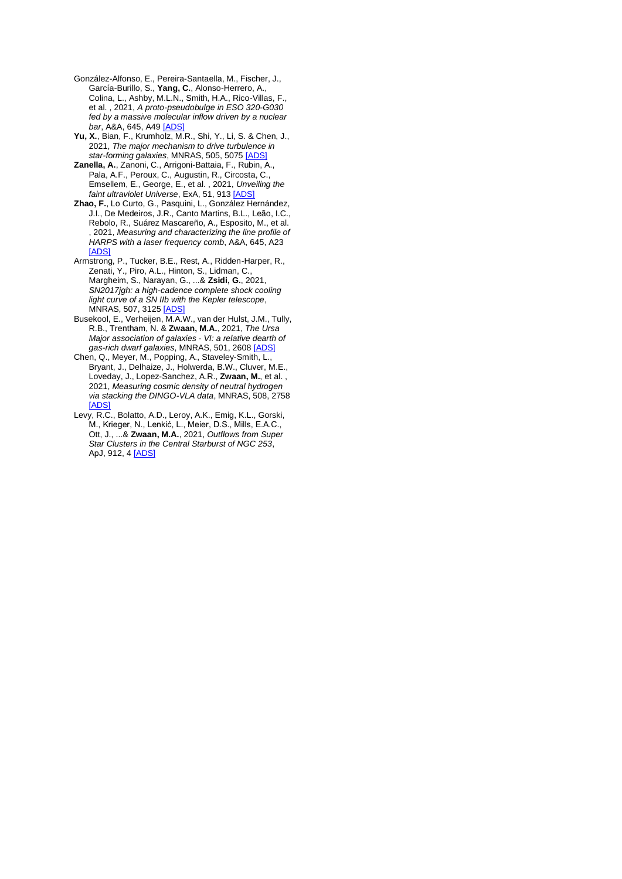González-Alfonso, E., Pereira-Santaella, M., Fischer, J., García-Burillo, S., **Yang, C.**, Alonso-Herrero, A., Colina, L., Ashby, M.L.N., Smith, H.A., Rico-Villas, F., et al. , 2021, *A proto-pseudobulge in ESO 320-G030 fed by a massive molecular inflow driven by a nuclear bar*, A&A, 645, A49 [ADS]

**Yu, X.**, Bian, F., Krumholz, M.R., Shi, Y., Li, S. & Chen, J., 2021, *The major mechanism to drive turbulence in star-forming galaxies*, MNRAS, 505, 5075 [ADS]

**Zanella, A.**, Zanoni, C., Arrigoni-Battaia, F., Rubin, A., Pala, A.F., Peroux, C., Augustin, R., Circosta, C., Emsellem, E., George, E., et al. , 2021, *Unveiling the faint ultraviolet Universe*, ExA, 51, 913 [ADS]

**Zhao, F.**, Lo Curto, G., Pasquini, L., González Hernández, J.I., De Medeiros, J.R., Canto Martins, B.L., Leão, I.C., Rebolo, R., Suárez Mascareño, A., Esposito, M., et al. , 2021, *Measuring and characterizing the line profile of HARPS with a laser frequency comb*, A&A, 645, A23 [ADS]

Armstrong, P., Tucker, B.E., Rest, A., Ridden-Harper, R., Zenati, Y., Piro, A.L., Hinton, S., Lidman, C., Margheim, S., Narayan, G., ...& **Zsidi, G.**, 2021, *SN2017jgh: a high-cadence complete shock cooling light curve of a SN IIb with the Kepler telescope*, MNRAS, 507, 3125 [ADS]

Busekool, E., Verheijen, M.A.W., van der Hulst, J.M., Tully, R.B., Trentham, N. & **Zwaan, M.A.**, 2021, *The Ursa Major association of galaxies - VI: a relative dearth of gas-rich dwarf galaxies*, MNRAS, 501, 2608 [ADS]

Chen, Q., Meyer, M., Popping, A., Staveley-Smith, L., Bryant, J., Delhaize, J., Holwerda, B.W., Cluver, M.E., Loveday, J., Lopez-Sanchez, A.R., **Zwaan, M.**, et al. , 2021, *Measuring cosmic density of neutral hydrogen via stacking the DINGO-VLA data*, MNRAS, 508, 2758 [ADS]

Levy, R.C., Bolatto, A.D., Leroy, A.K., Emig, K.L., Gorski, M., Krieger, N., Lenkić, L., Meier, D.S., Mills, E.A.C., Ott, J., ...& **Zwaan, M.A.**, 2021, *Outflows from Super Star Clusters in the Central Starburst of NGC 253*, ApJ, 912, 4 [ADS]